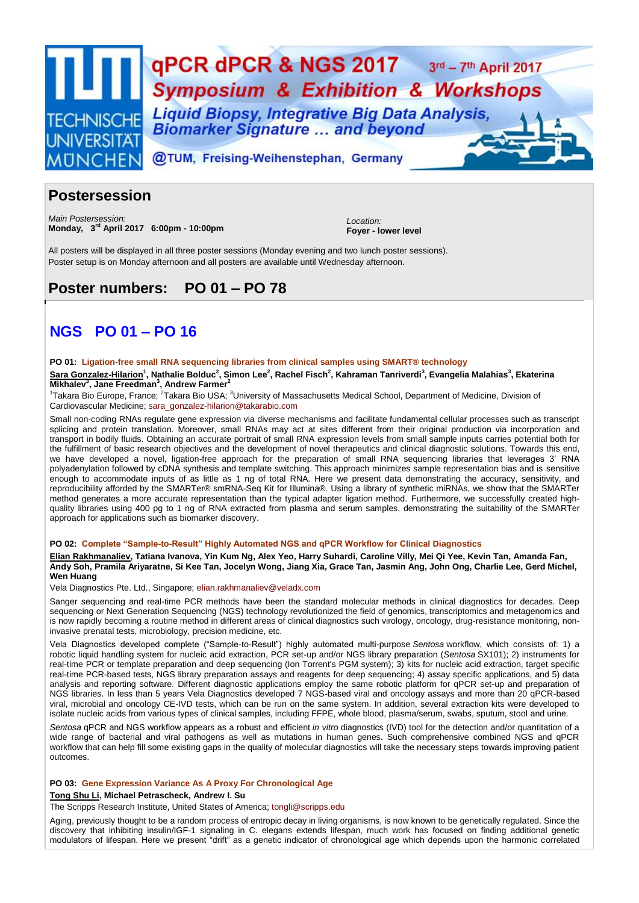# qPCR dPCR & NGS 2017 — 3rd – 7th April 2017

## Symposium & Exhibition & Workshops

*Liquid Biopsy, Integrative Big Data Analysis, Biomarker Signature … and beyond*

@TUM, Freising-Weihenstephan, Germany

## Postersession

*Main Postersession:*
**Monday, 3rd April 2017 6:00pm - 10:00pm**

*Location:*
**Foyer - lower level**

All posters will be displayed in all three poster sessions (Monday evening and two lunch poster sessions). Poster setup is on Monday afternoon and all posters are available until Wednesday afternoon.

## Poster numbers: PO 01 – PO 78

## NGS PO 01 – PO 16

**PO 01: Ligation-free small RNA sequencing libraries from clinical samples using SMART® technology**

**Sara Gonzalez-Hilarion[1], Nathalie Bolduc[2], Simon Lee[2], Rachel Fisch[2], Kahraman Tanriverdi[3], Evangelia Malahias[3], Ekaterina Mikhalev[3], Jane Freedman[3], Andrew Farmer[2]**

[1]Takara Bio Europe, France; [2]Takara Bio USA; [3]University of Massachusetts Medical School, Department of Medicine, Division of Cardiovascular Medicine; sara_gonzalez-hilarion@takarabio.com

Small non-coding RNAs regulate gene expression via diverse mechanisms and facilitate fundamental cellular processes such as transcript splicing and protein translation. Moreover, small RNAs may act at sites different from their original production via incorporation and transport in bodily fluids. Obtaining an accurate portrait of small RNA expression levels from small sample inputs carries potential both for the fulfillment of basic research objectives and the development of novel therapeutics and clinical diagnostic solutions. Towards this end, we have developed a novel, ligation-free approach for the preparation of small RNA sequencing libraries that leverages 3' RNA polyadenylation followed by cDNA synthesis and template switching. This approach minimizes sample representation bias and is sensitive enough to accommodate inputs of as little as 1 ng of total RNA. Here we present data demonstrating the accuracy, sensitivity, and reproducibility afforded by the SMARTer® smRNA-Seq Kit for Illumina®. Using a library of synthetic miRNAs, we show that the SMARTer method generates a more accurate representation than the typical adapter ligation method. Furthermore, we successfully created high-quality libraries using 400 pg to 1 ng of RNA extracted from plasma and serum samples, demonstrating the suitability of the SMARTer approach for applications such as biomarker discovery.

**PO 02: Complete "Sample-to-Result" Highly Automated NGS and qPCR Workflow for Clinical Diagnostics**

**Elian Rakhmanaliev, Tatiana Ivanova, Yin Kum Ng, Alex Yeo, Harry Suhardi, Caroline Villy, Mei Qi Yee, Kevin Tan, Amanda Fan, Andy Soh, Pramila Ariyaratne, Si Kee Tan, Jocelyn Wong, Jiang Xia, Grace Tan, Jasmin Ang, John Ong, Charlie Lee, Gerd Michel, Wen Huang**

Vela Diagnostics Pte. Ltd., Singapore; elian.rakhmanaliev@veladx.com

Sanger sequencing and real-time PCR methods have been the standard molecular methods in clinical diagnostics for decades. Deep sequencing or Next Generation Sequencing (NGS) technology revolutionized the field of genomics, transcriptomics and metagenomics and is now rapidly becoming a routine method in different areas of clinical diagnostics such virology, oncology, drug-resistance monitoring, non-invasive prenatal tests, microbiology, precision medicine, etc.

Vela Diagnostics developed complete ("Sample-to-Result") highly automated multi-purpose *Sentosa* workflow, which consists of: 1) a robotic liquid handling system for nucleic acid extraction, PCR set-up and/or NGS library preparation (*Sentosa* SX101); 2) instruments for real-time PCR or template preparation and deep sequencing (Ion Torrent's PGM system); 3) kits for nucleic acid extraction, target specific real-time PCR-based tests, NGS library preparation assays and reagents for deep sequencing; 4) assay specific applications, and 5) data analysis and reporting software. Different diagnostic applications employ the same robotic platform for qPCR set-up and preparation of NGS libraries. In less than 5 years Vela Diagnostics developed 7 NGS-based viral and oncology assays and more than 20 qPCR-based viral, microbial and oncology CE-IVD tests, which can be run on the same system. In addition, several extraction kits were developed to isolate nucleic acids from various types of clinical samples, including FFPE, whole blood, plasma/serum, swabs, sputum, stool and urine.

*Sentosa* qPCR and NGS workflow appears as a robust and efficient *in vitro* diagnostics (IVD) tool for the detection and/or quantitation of a wide range of bacterial and viral pathogens as well as mutations in human genes. Such comprehensive combined NGS and qPCR workflow that can help fill some existing gaps in the quality of molecular diagnostics will take the necessary steps towards improving patient outcomes.

**PO 03: Gene Expression Variance As A Proxy For Chronological Age**

**Tong Shu Li, Michael Petrascheck, Andrew I. Su**

The Scripps Research Institute, United States of America; tongli@scripps.edu

Aging, previously thought to be a random process of entropic decay in living organisms, is now known to be genetically regulated. Since the discovery that inhibiting insulin/IGF-1 signaling in C. elegans extends lifespan, much work has focused on finding additional genetic modulators of lifespan. Here we present "drift" as a genetic indicator of chronological age which depends upon the harmonic correlated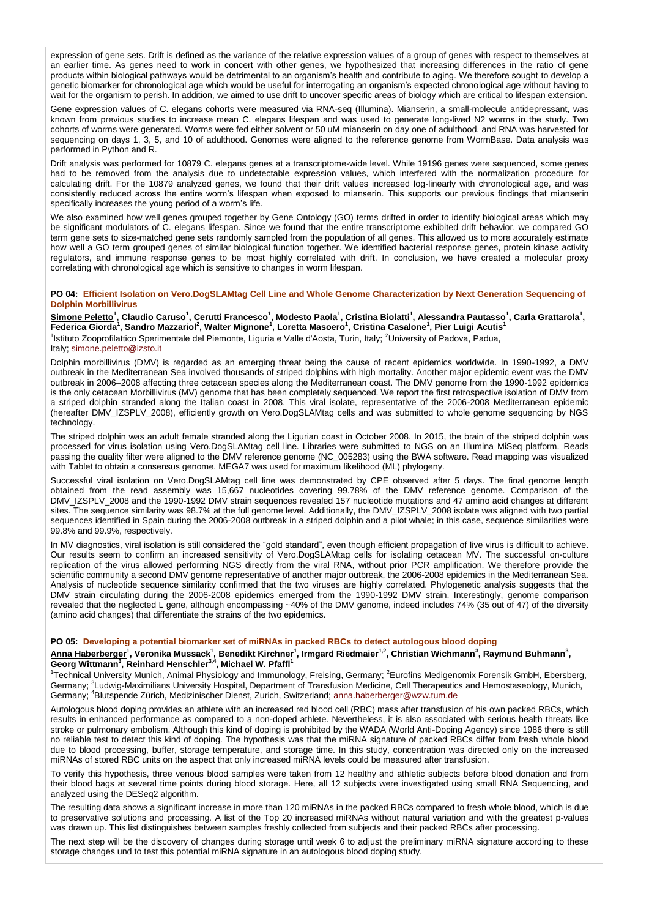expression of gene sets. Drift is defined as the variance of the relative expression values of a group of genes with respect to themselves at an earlier time. As genes need to work in concert with other genes, we hypothesized that increasing differences in the ratio of gene products within biological pathways would be detrimental to an organism's health and contribute to aging. We therefore sought to develop a genetic biomarker for chronological age which would be useful for interrogating an organism's expected chronological age without having to wait for the organism to perish. In addition, we aimed to use drift to uncover specific areas of biology which are critical to lifespan extension.

Gene expression values of C. elegans cohorts were measured via RNA-seq (Illumina). Mianserin, a small-molecule antidepressant, was known from previous studies to increase mean C. elegans lifespan and was used to generate long-lived N2 worms in the study. Two cohorts of worms were generated. Worms were fed either solvent or 50 uM mianserin on day one of adulthood, and RNA was harvested for sequencing on days 1, 3, 5, and 10 of adulthood. Genomes were aligned to the reference genome from WormBase. Data analysis was performed in Python and R.

Drift analysis was performed for 10879 C. elegans genes at a transcriptome-wide level. While 19196 genes were sequenced, some genes had to be removed from the analysis due to undetectable expression values, which interfered with the normalization procedure for calculating drift. For the 10879 analyzed genes, we found that their drift values increased log-linearly with chronological age, and was consistently reduced across the entire worm's lifespan when exposed to mianserin. This supports our previous findings that mianserin specifically increases the young period of a worm's life.

We also examined how well genes grouped together by Gene Ontology (GO) terms drifted in order to identify biological areas which may be significant modulators of C. elegans lifespan. Since we found that the entire transcriptome exhibited drift behavior, we compared GO term gene sets to size-matched gene sets randomly sampled from the population of all genes. This allowed us to more accurately estimate how well a GO term grouped genes of similar biological function together. We identified bacterial response genes, protein kinase activity regulators, and immune response genes to be most highly correlated with drift. In conclusion, we have created a molecular proxy correlating with chronological age which is sensitive to changes in worm lifespan.

### PO 04: Efficient Isolation on Vero.DogSLAMtag Cell Line and Whole Genome Characterization by Next Generation Sequencing of Dolphin Morbillivirus

**Simone Peletto[1], Claudio Caruso[1], Cerutti Francesco[1], Modesto Paola[1], Cristina Biolatti[1], Alessandra Pautasso[1], Carla Grattarola[1], Federica Giorda[1], Sandro Mazzariol[2], Walter Mignone[1], Loretta Masoero[1], Cristina Casalone[1], Pier Luigi Acutis[1]**

[1]Istituto Zooprofilattico Sperimentale del Piemonte, Liguria e Valle d'Aosta, Turin, Italy; [2]University of Padova, Padua, Italy; simone.peletto@izsto.it

Dolphin morbillivirus (DMV) is regarded as an emerging threat being the cause of recent epidemics worldwide. In 1990-1992, a DMV outbreak in the Mediterranean Sea involved thousands of striped dolphins with high mortality. Another major epidemic event was the DMV outbreak in 2006–2008 affecting three cetacean species along the Mediterranean coast. The DMV genome from the 1990-1992 epidemics is the only cetacean Morbillivirus (MV) genome that has been completely sequenced. We report the first retrospective isolation of DMV from a striped dolphin stranded along the Italian coast in 2008. This viral isolate, representative of the 2006-2008 Mediterranean epidemic (hereafter DMV_IZSPLV_2008), efficiently growth on Vero.DogSLAMtag cells and was submitted to whole genome sequencing by NGS technology.

The striped dolphin was an adult female stranded along the Ligurian coast in October 2008. In 2015, the brain of the striped dolphin was processed for virus isolation using Vero.DogSLAMtag cell line. Libraries were submitted to NGS on an Illumina MiSeq platform. Reads passing the quality filter were aligned to the DMV reference genome (NC_005283) using the BWA software. Read mapping was visualized with Tablet to obtain a consensus genome. MEGA7 was used for maximum likelihood (ML) phylogeny.

Successful viral isolation on Vero.DogSLAMtag cell line was demonstrated by CPE observed after 5 days. The final genome length obtained from the read assembly was 15,667 nucleotides covering 99.78% of the DMV reference genome. Comparison of the DMV_IZSPLV_2008 and the 1990-1992 DMV strain sequences revealed 157 nucleotide mutations and 47 amino acid changes at different sites. The sequence similarity was 98.7% at the full genome level. Additionally, the DMV_IZSPLV_2008 isolate was aligned with two partial sequences identified in Spain during the 2006-2008 outbreak in a striped dolphin and a pilot whale; in this case, sequence similarities were 99.8% and 99.9%, respectively.

In MV diagnostics, viral isolation is still considered the "gold standard", even though efficient propagation of live virus is difficult to achieve. Our results seem to confirm an increased sensitivity of Vero.DogSLAMtag cells for isolating cetacean MV. The successful on-culture replication of the virus allowed performing NGS directly from the viral RNA, without prior PCR amplification. We therefore provide the scientific community a second DMV genome representative of another major outbreak, the 2006-2008 epidemics in the Mediterranean Sea. Analysis of nucleotide sequence similarity confirmed that the two viruses are highly correlated. Phylogenetic analysis suggests that the DMV strain circulating during the 2006-2008 epidemics emerged from the 1990-1992 DMV strain. Interestingly, genome comparison revealed that the neglected L gene, although encompassing ~40% of the DMV genome, indeed includes 74% (35 out of 47) of the diversity (amino acid changes) that differentiate the strains of the two epidemics.

### PO 05: Developing a potential biomarker set of miRNAs in packed RBCs to detect autologous blood doping

**Anna Haberberger[1], Veronika Mussack[1], Benedikt Kirchner[1], Irmgard Riedmaier[1,2], Christian Wichmann[3], Raymund Buhmann[3], Georg Wittmann[3], Reinhard Henschler[3,4], Michael W. Pfaffl[1]**

[1]Technical University Munich, Animal Physiology and Immunology, Freising, Germany; [2]Eurofins Medigenomix Forensik GmbH, Ebersberg, Germany; [3]Ludwig-Maximilians University Hospital, Department of Transfusion Medicine, Cell Therapeutics and Hemostaseology, Munich, Germany; [4]Blutspende Zürich, Medizinischer Dienst, Zurich, Switzerland; anna.haberberger@wzw.tum.de

Autologous blood doping provides an athlete with an increased red blood cell (RBC) mass after transfusion of his own packed RBCs, which results in enhanced performance as compared to a non-doped athlete. Nevertheless, it is also associated with serious health threats like stroke or pulmonary embolism. Although this kind of doping is prohibited by the WADA (World Anti-Doping Agency) since 1986 there is still no reliable test to detect this kind of doping. The hypothesis was that the miRNA signature of packed RBCs differ from fresh whole blood due to blood processing, buffer, storage temperature, and storage time. In this study, concentration was directed only on the increased miRNAs of stored RBC units on the aspect that only increased miRNA levels could be measured after transfusion.

To verify this hypothesis, three venous blood samples were taken from 12 healthy and athletic subjects before blood donation and from their blood bags at several time points during blood storage. Here, all 12 subjects were investigated using small RNA Sequencing, and analyzed using the DESeq2 algorithm.

The resulting data shows a significant increase in more than 120 miRNAs in the packed RBCs compared to fresh whole blood, which is due to preservative solutions and processing. A list of the Top 20 increased miRNAs without natural variation and with the greatest p-values was drawn up. This list distinguishes between samples freshly collected from subjects and their packed RBCs after processing.

The next step will be the discovery of changes during storage until week 6 to adjust the preliminary miRNA signature according to these storage changes und to test this potential miRNA signature in an autologous blood doping study.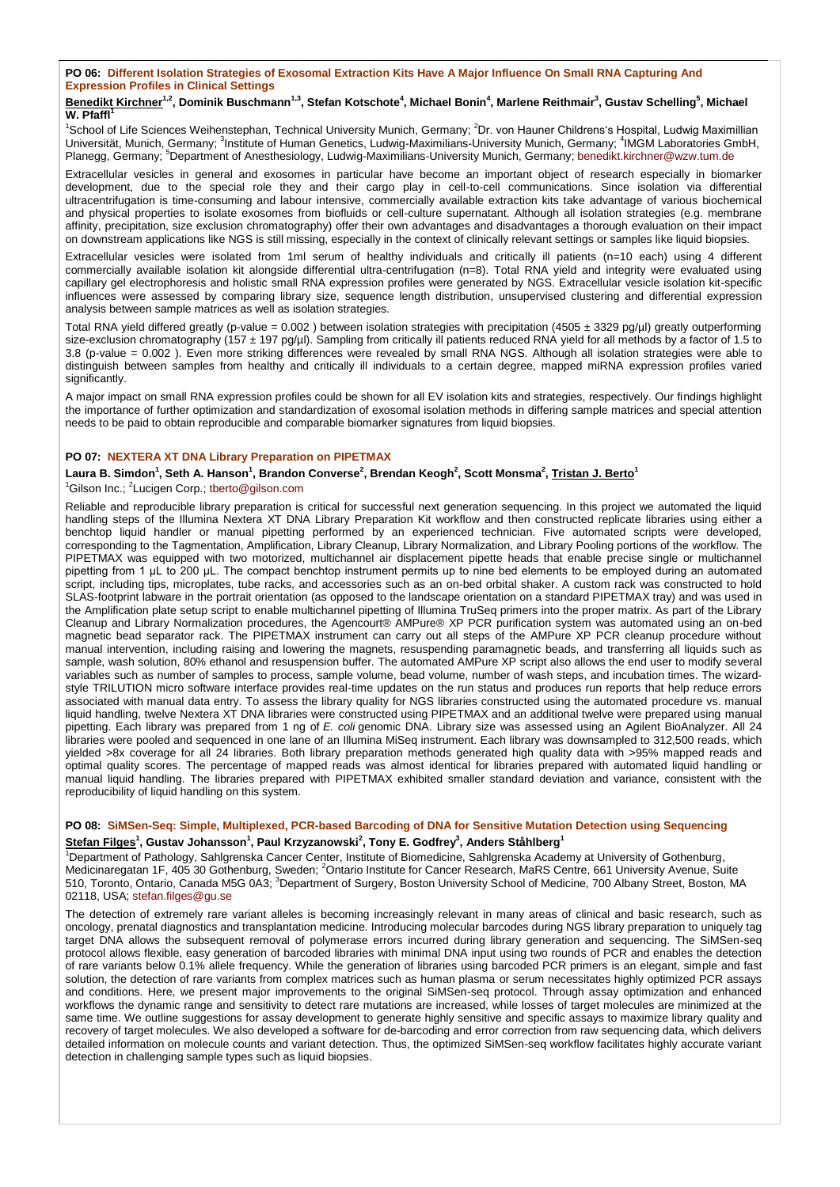### PO 06: Different Isolation Strategies of Exosomal Extraction Kits Have A Major Influence On Small RNA Capturing And Expression Profiles in Clinical Settings

**Benedikt Kirchner[1,2], Dominik Buschmann[1,3], Stefan Kotschote[4], Michael Bonin[4], Marlene Reithmair[3], Gustav Schelling[5], Michael W. Pfaffl[1]**

[1]School of Life Sciences Weihenstephan, Technical University Munich, Germany; [2]Dr. von Hauner Childrens's Hospital, Ludwig Maximillian Universität, Munich, Germany; [3]Institute of Human Genetics, Ludwig-Maximilians-University Munich, Germany; [4]IMGM Laboratories GmbH, Planegg, Germany; [5]Department of Anesthesiology, Ludwig-Maximilians-University Munich, Germany; benedikt.kirchner@wzw.tum.de

Extracellular vesicles in general and exosomes in particular have become an important object of research especially in biomarker development, due to the special role they and their cargo play in cell-to-cell communications. Since isolation via differential ultracentrifugation is time-consuming and labour intensive, commercially available extraction kits take advantage of various biochemical and physical properties to isolate exosomes from biofluids or cell-culture supernatant. Although all isolation strategies (e.g. membrane affinity, precipitation, size exclusion chromatography) offer their own advantages and disadvantages a thorough evaluation on their impact on downstream applications like NGS is still missing, especially in the context of clinically relevant settings or samples like liquid biopsies.

Extracellular vesicles were isolated from 1ml serum of healthy individuals and critically ill patients (n=10 each) using 4 different commercially available isolation kit alongside differential ultra-centrifugation (n=8). Total RNA yield and integrity were evaluated using capillary gel electrophoresis and holistic small RNA expression profiles were generated by NGS. Extracellular vesicle isolation kit-specific influences were assessed by comparing library size, sequence length distribution, unsupervised clustering and differential expression analysis between sample matrices as well as isolation strategies.

Total RNA yield differed greatly (p-value = 0.002 ) between isolation strategies with precipitation (4505 ± 3329 pg/µl) greatly outperforming size-exclusion chromatography (157 ± 197 pg/µl). Sampling from critically ill patients reduced RNA yield for all methods by a factor of 1.5 to 3.8 (p-value = 0.002 ). Even more striking differences were revealed by small RNA NGS. Although all isolation strategies were able to distinguish between samples from healthy and critically ill individuals to a certain degree, mapped miRNA expression profiles varied significantly.

A major impact on small RNA expression profiles could be shown for all EV isolation kits and strategies, respectively. Our findings highlight the importance of further optimization and standardization of exosomal isolation methods in differing sample matrices and special attention needs to be paid to obtain reproducible and comparable biomarker signatures from liquid biopsies.

### PO 07: NEXTERA XT DNA Library Preparation on PIPETMAX

**Laura B. Simdon[1], Seth A. Hanson[1], Brandon Converse[2], Brendan Keogh[2], Scott Monsma[2], Tristan J. Berto[1]**

[1]Gilson Inc.; [2]Lucigen Corp.; tberto@gilson.com

Reliable and reproducible library preparation is critical for successful next generation sequencing. In this project we automated the liquid handling steps of the Illumina Nextera XT DNA Library Preparation Kit workflow and then constructed replicate libraries using either a benchtop liquid handler or manual pipetting performed by an experienced technician. Five automated scripts were developed, corresponding to the Tagmentation, Amplification, Library Cleanup, Library Normalization, and Library Pooling portions of the workflow. The PIPETMAX was equipped with two motorized, multichannel air displacement pipette heads that enable precise single or multichannel pipetting from 1 µL to 200 µL. The compact benchtop instrument permits up to nine bed elements to be employed during an automated script, including tips, microplates, tube racks, and accessories such as an on-bed orbital shaker. A custom rack was constructed to hold SLAS-footprint labware in the portrait orientation (as opposed to the landscape orientation on a standard PIPETMAX tray) and was used in the Amplification plate setup script to enable multichannel pipetting of Illumina TruSeq primers into the proper matrix. As part of the Library Cleanup and Library Normalization procedures, the Agencourt® AMPure® XP PCR purification system was automated using an on-bed magnetic bead separator rack. The PIPETMAX instrument can carry out all steps of the AMPure XP PCR cleanup procedure without manual intervention, including raising and lowering the magnets, resuspending paramagnetic beads, and transferring all liquids such as sample, wash solution, 80% ethanol and resuspension buffer. The automated AMPure XP script also allows the end user to modify several variables such as number of samples to process, sample volume, bead volume, number of wash steps, and incubation times. The wizard-style TRILUTION micro software interface provides real-time updates on the run status and produces run reports that help reduce errors associated with manual data entry. To assess the library quality for NGS libraries constructed using the automated procedure vs. manual liquid handling, twelve Nextera XT DNA libraries were constructed using PIPETMAX and an additional twelve were prepared using manual pipetting. Each library was prepared from 1 ng of *E. coli* genomic DNA. Library size was assessed using an Agilent BioAnalyzer. All 24 libraries were pooled and sequenced in one lane of an Illumina MiSeq instrument. Each library was downsampled to 312,500 reads, which yielded >8x coverage for all 24 libraries. Both library preparation methods generated high quality data with >95% mapped reads and optimal quality scores. The percentage of mapped reads was almost identical for libraries prepared with automated liquid handling or manual liquid handling. The libraries prepared with PIPETMAX exhibited smaller standard deviation and variance, consistent with the reproducibility of liquid handling on this system.

### PO 08: SiMSen-Seq: Simple, Multiplexed, PCR-based Barcoding of DNA for Sensitive Mutation Detection using Sequencing

**Stefan Filges[1], Gustav Johansson[1], Paul Krzyzanowski[2], Tony E. Godfrey[3], Anders Ståhlberg[1]**

[1]Department of Pathology, Sahlgrenska Cancer Center, Institute of Biomedicine, Sahlgrenska Academy at University of Gothenburg, Medicinaregatan 1F, 405 30 Gothenburg, Sweden; [2]Ontario Institute for Cancer Research, MaRS Centre, 661 University Avenue, Suite 510, Toronto, Ontario, Canada M5G 0A3; [3]Department of Surgery, Boston University School of Medicine, 700 Albany Street, Boston, MA 02118, USA; stefan.filges@gu.se

The detection of extremely rare variant alleles is becoming increasingly relevant in many areas of clinical and basic research, such as oncology, prenatal diagnostics and transplantation medicine. Introducing molecular barcodes during NGS library preparation to uniquely tag target DNA allows the subsequent removal of polymerase errors incurred during library generation and sequencing. The SiMSen-seq protocol allows flexible, easy generation of barcoded libraries with minimal DNA input using two rounds of PCR and enables the detection of rare variants below 0.1% allele frequency. While the generation of libraries using barcoded PCR primers is an elegant, simple and fast solution, the detection of rare variants from complex matrices such as human plasma or serum necessitates highly optimized PCR assays and conditions. Here, we present major improvements to the original SiMSen-seq protocol. Through assay optimization and enhanced workflows the dynamic range and sensitivity to detect rare mutations are increased, while losses of target molecules are minimized at the same time. We outline suggestions for assay development to generate highly sensitive and specific assays to maximize library quality and recovery of target molecules. We also developed a software for de-barcoding and error correction from raw sequencing data, which delivers detailed information on molecule counts and variant detection. Thus, the optimized SiMSen-seq workflow facilitates highly accurate variant detection in challenging sample types such as liquid biopsies.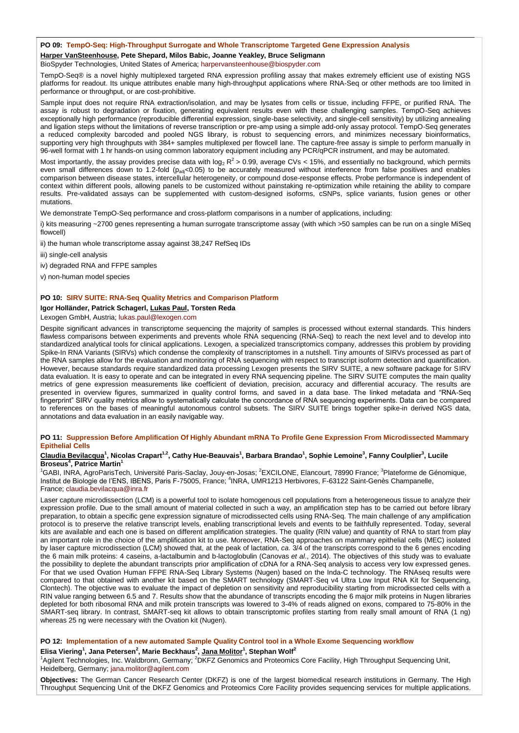### PO 09: TempO-Seq: High-Throughput Surrogate and Whole Transcriptome Targeted Gene Expression Analysis

**Harper VanSteenhouse, Pete Shepard, Milos Babic, Joanne Yeakley, Bruce Seligmann**

BioSpyder Technologies, United States of America; harpervansteenhouse@biospyder.com

TempO-Seq® is a novel highly multiplexed targeted RNA expression profiling assay that makes extremely efficient use of existing NGS platforms for readout. Its unique attributes enable many high-throughput applications where RNA-Seq or other methods are too limited in performance or throughput, or are cost-prohibitive.

Sample input does not require RNA extraction/isolation, and may be lysates from cells or tissue, including FFPE, or purified RNA. The assay is robust to degradation or fixation, generating equivalent results even with these challenging samples. TempO-Seq achieves exceptionally high performance (reproducible differential expression, single-base selectivity, and single-cell sensitivity) by utilizing annealing and ligation steps without the limitations of reverse transcription or pre-amp using a simple add-only assay protocol. TempO-Seq generates a reduced complexity barcoded and pooled NGS library, is robust to sequencing errors, and minimizes necessary bioinformatics, supporting very high throughputs with 384+ samples multiplexed per flowcell lane. The capture-free assay is simple to perform manually in 96-well format with 1 hr hands-on using common laboratory equipment including any PCR/qPCR instrument, and may be automated.

Most importantly, the assay provides precise data with $\log_2 R^2 > 0.99$, average CVs < 15%, and essentially no background, which permits even small differences down to 1.2-fold ($p_{adj}<0.05$) to be accurately measured without interference from false positives and enables comparison between disease states, intercellular heterogeneity, or compound dose-response effects. Probe performance is independent of context within different pools, allowing panels to be customized without painstaking re-optimization while retaining the ability to compare results. Pre-validated assays can be supplemented with custom-designed isoforms, cSNPs, splice variants, fusion genes or other mutations.

We demonstrate TempO-Seq performance and cross-platform comparisons in a number of applications, including:

i) kits measuring ~2700 genes representing a human surrogate transcriptome assay (with which >50 samples can be run on a single MiSeq flowcell)

ii) the human whole transcriptome assay against 38,247 RefSeq IDs

iii) single-cell analysis

iv) degraded RNA and FFPE samples

v) non-human model species

### PO 10: SIRV SUITE: RNA-Seq Quality Metrics and Comparison Platform

**Igor Holländer, Patrick Schagerl, Lukas Paul, Torsten Reda**

Lexogen GmbH, Austria; lukas.paul@lexogen.com

Despite significant advances in transcriptome sequencing the majority of samples is processed without external standards. This hinders flawless comparisons between experiments and prevents whole RNA sequencing (RNA-Seq) to reach the next level and to develop into standardized analytical tools for clinical applications. Lexogen, a specialized transcriptomics company, addresses this problem by providing Spike-In RNA Variants (SIRVs) which condense the complexity of transcriptomes in a nutshell. Tiny amounts of SIRVs processed as part of the RNA samples allow for the evaluation and monitoring of RNA sequencing with respect to transcript isoform detection and quantification. However, because standards require standardized data processing Lexogen presents the SIRV SUITE, a new software package for SIRV data evaluation. It is easy to operate and can be integrated in every RNA sequencing pipeline. The SIRV SUITE computes the main quality metrics of gene expression measurements like coefficient of deviation, precision, accuracy and differential accuracy. The results are presented in overview figures, summarized in quality control forms, and saved in a data base. The linked metadata and "RNA-Seq fingerprint" SIRV quality metrics allow to systematically calculate the concordance of RNA sequencing experiments. Data can be compared to references on the bases of meaningful autonomous control subsets. The SIRV SUITE brings together spike-in derived NGS data, annotations and data evaluation in an easily navigable way.

### PO 11: Suppression Before Amplification Of Highly Abundant mRNA To Profile Gene Expression From Microdissected Mammary Epithelial Cells

**Claudia Bevilacqua[1], Nicolas Crapart[1,2], Cathy Hue-Beauvais[1], Barbara Brandao[1], Sophie Lemoine[3], Fanny Coulplier[3], Lucile Broseus[4], Patrice Martin[1]**

[1]GABI, INRA, AgroParisTech, Université Paris-Saclay, Jouy-en-Josas; [2]EXCILONE, Elancourt, 78990 France; [3]Plateforme de Génomique, Institut de Biologie de l'ENS, IBENS, Paris F-75005, France; [4]INRA, UMR1213 Herbivores, F-63122 Saint-Genès Champanelle, France; claudia.bevilacqua@inra.fr

Laser capture microdissection (LCM) is a powerful tool to isolate homogenous cell populations from a heterogeneous tissue to analyze their expression profile. Due to the small amount of material collected in such a way, an amplification step has to be carried out before library preparation, to obtain a specific gene expression signature of microdissected cells using RNA-Seq. The main challenge of any amplification protocol is to preserve the relative transcript levels, enabling transcriptional levels and events to be faithfully represented. Today, several kits are available and each one is based on different amplification strategies. The quality (RIN value) and quantity of RNA to start from play an important role in the choice of the amplification kit to use. Moreover, RNA-Seq approaches on mammary epithelial cells (MEC) isolated by laser capture microdissection (LCM) showed that, at the peak of lactation, *ca.* 3/4 of the transcripts correspond to the 6 genes encoding the 6 main milk proteins: 4 caseins, a-lactalbumin and b-lactoglobulin (Canovas *et al*., 2014). The objectives of this study was to evaluate the possibility to deplete the abundant transcripts prior amplification of cDNA for a RNA-Seq analysis to access very low expressed genes. For that we used Ovation Human FFPE RNA-Seq Library Systems (Nugen) based on the Inda-C technology. The RNAseq results were compared to that obtained with another kit based on the SMART technology (SMART-Seq v4 Ultra Low Input RNA Kit for Sequencing, Clontech). The objective was to evaluate the impact of depletion on sensitivity and reproducibility starting from microdissected cells with a RIN value ranging between 6.5 and 7. Results show that the abundance of transcripts encoding the 6 major milk proteins in Nugen libraries depleted for both ribosomal RNA and milk protein transcripts was lowered to 3-4% of reads aligned on exons, compared to 75-80% in the SMART-seq library. In contrast, SMART-seq kit allows to obtain transcriptomic profiles starting from really small amount of RNA (1 ng) whereas 25 ng were necessary with the Ovation kit (Nugen).

### PO 12: Implementation of a new automated Sample Quality Control tool in a Whole Exome Sequencing workflow

**Elisa Viering[1], Jana Petersen[2], Marie Beckhaus[2], Jana Molitor[1], Stephan Wolf[2]**

[1]Agilent Technologies, Inc. Waldbronn, Germany; [2]DKFZ Genomics and Proteomics Core Facility, High Throughput Sequencing Unit, Heidelberg, Germany; jana.molitor@agilent.com

**Objectives:** The German Cancer Research Center (DKFZ) is one of the largest biomedical research institutions in Germany. The High Throughput Sequencing Unit of the DKFZ Genomics and Proteomics Core Facility provides sequencing services for multiple applications.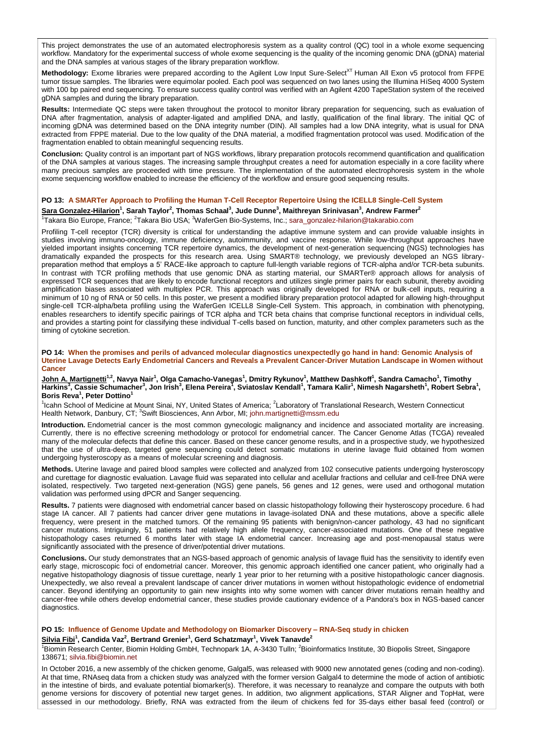This project demonstrates the use of an automated electrophoresis system as a quality control (QC) tool in a whole exome sequencing workflow. Mandatory for the experimental success of whole exome sequencing is the quality of the incoming genomic DNA (gDNA) material and the DNA samples at various stages of the library preparation workflow.

**Methodology:** Exome libraries were prepared according to the Agilent Low Input Sure-Select[XT] Human All Exon v5 protocol from FFPE tumor tissue samples. The libraries were equimolar pooled. Each pool was sequenced on two lanes using the Illumina HiSeq 4000 System with 100 bp paired end sequencing. To ensure success quality control was verified with an Agilent 4200 TapeStation system of the received gDNA samples and during the library preparation.

**Results:** Intermediate QC steps were taken throughout the protocol to monitor library preparation for sequencing, such as evaluation of DNA after fragmentation, analysis of adapter-ligated and amplified DNA, and lastly, qualification of the final library. The initial QC of incoming gDNA was determined based on the DNA integrity number (DIN). All samples had a low DNA integrity, what is usual for DNA extracted from FFPE material. Due to the low quality of the DNA material, a modified fragmentation protocol was used. Modification of the fragmentation enabled to obtain meaningful sequencing results.

**Conclusion:** Quality control is an important part of NGS workflows, library preparation protocols recommend quantification and qualification of the DNA samples at various stages. The increasing sample throughput creates a need for automation especially in a core facility where many precious samples are proceeded with time pressure. The implementation of the automated electrophoresis system in the whole exome sequencing workflow enabled to increase the efficiency of the workflow and ensure good sequencing results.

### PO 13: A SMARTer Approach to Profiling the Human T-Cell Receptor Repertoire Using the ICELL8 Single-Cell System

**Sara Gonzalez-Hilarion[1], Sarah Taylor[2], Thomas Schaal[3], Jude Dunne[3], Maithreyan Srinivasan[3], Andrew Farmer[2]**

[1]Takara Bio Europe, France; [2]Takara Bio USA; [3]WaferGen Bio-Systems, Inc.; sara_gonzalez-hilarion@takarabio.com

Profiling T-cell receptor (TCR) diversity is critical for understanding the adaptive immune system and can provide valuable insights in studies involving immuno-oncology, immune deficiency, autoimmunity, and vaccine response. While low-throughput approaches have yielded important insights concerning TCR repertoire dynamics, the development of next-generation sequencing (NGS) technologies has dramatically expanded the prospects for this research area. Using SMART® technology, we previously developed an NGS library-preparation method that employs a 5' RACE-like approach to capture full-length variable regions of TCR-alpha and/or TCR-beta subunits. In contrast with TCR profiling methods that use genomic DNA as starting material, our SMARTer® approach allows for analysis of expressed TCR sequences that are likely to encode functional receptors and utilizes single primer pairs for each subunit, thereby avoiding amplification biases associated with multiplex PCR. This approach was originally developed for RNA or bulk-cell inputs, requiring a minimum of 10 ng of RNA or 50 cells. In this poster, we present a modified library preparation protocol adapted for allowing high-throughput single-cell TCR-alpha/beta profiling using the WaferGen ICELL8 Single-Cell System. This approach, in combination with phenotyping, enables researchers to identify specific pairings of TCR alpha and TCR beta chains that comprise functional receptors in individual cells, and provides a starting point for classifying these individual T-cells based on function, maturity, and other complex parameters such as the timing of cytokine secretion.

### PO 14: When the promises and perils of advanced molecular diagnostics unexpectedly go hand in hand: Genomic Analysis of Uterine Lavage Detects Early Endometrial Cancers and Reveals a Prevalent Cancer-Driver Mutation Landscape in Women without Cancer

**John A. Martignetti[1,2], Navya Nair[1], Olga Camacho-Vanegas[1], Dmitry Rykunov[1], Matthew Dashkoff[1], Sandra Camacho[1], Timothy Harkins[3], Cassie Schumacher[3], Jon Irish[3], Elena Pereira[1], Sviatoslav Kendall[1], Tamara Kalir[1], Nimesh Nagarsheth[1], Robert Sebra[1], Boris Reva[1], Peter Dottino[1]**

[1]Icahn School of Medicine at Mount Sinai, NY, United States of America; [2]Laboratory of Translational Research, Western Connecticut Health Network, Danbury, CT; [3]Swift Biosciences, Ann Arbor, MI; john.martignetti@mssm.edu

**Introduction.** Endometrial cancer is the most common gynecologic malignancy and incidence and associated mortality are increasing. Currently, there is no effective screening methodology or protocol for endometrial cancer. The Cancer Genome Atlas (TCGA) revealed many of the molecular defects that define this cancer. Based on these cancer genome results, and in a prospective study, we hypothesized that the use of ultra-deep, targeted gene sequencing could detect somatic mutations in uterine lavage fluid obtained from women undergoing hysteroscopy as a means of molecular screening and diagnosis.

**Methods.** Uterine lavage and paired blood samples were collected and analyzed from 102 consecutive patients undergoing hysteroscopy and curettage for diagnostic evaluation. Lavage fluid was separated into cellular and acellular fractions and cellular and cell-free DNA were isolated, respectively. Two targeted next-generation (NGS) gene panels, 56 genes and 12 genes, were used and orthogonal mutation validation was performed using dPCR and Sanger sequencing.

**Results.** 7 patients were diagnosed with endometrial cancer based on classic histopathology following their hysteroscopy procedure. 6 had stage IA cancer. All 7 patients had cancer driver gene mutations in lavage-isolated DNA and these mutations, above a specific allele frequency, were present in the matched tumors. Of the remaining 95 patients with benign/non-cancer pathology, 43 had no significant cancer mutations. Intriguingly, 51 patients had relatively high allele frequency, cancer-associated mutations. One of these negative histopathology cases returned 6 months later with stage IA endometrial cancer. Increasing age and post-menopausal status were significantly associated with the presence of driver/potential driver mutations.

**Conclusions.** Our study demonstrates that an NGS-based approach of genomic analysis of lavage fluid has the sensitivity to identify even early stage, microscopic foci of endometrial cancer. Moreover, this genomic approach identified one cancer patient, who originally had a negative histopathology diagnosis of tissue curettage, nearly 1 year prior to her returning with a positive histopathologic cancer diagnosis. Unexpectedly, we also reveal a prevalent landscape of cancer driver mutations in women without histopathologic evidence of endometrial cancer. Beyond identifying an opportunity to gain new insights into why some women with cancer driver mutations remain healthy and cancer-free while others develop endometrial cancer, these studies provide cautionary evidence of a Pandora's box in NGS-based cancer diagnostics.

### PO 15: Influence of Genome Update and Methodology on Biomarker Discovery – RNA-Seq study in chicken

**Silvia Fibi[1], Candida Vaz[2], Bertrand Grenier[1], Gerd Schatzmayr[1], Vivek Tanavde[2]**

[1]Biomin Research Center, Biomin Holding GmbH, Technopark 1A, A-3430 Tulln; [2]Bioinformatics Institute, 30 Biopolis Street, Singapore 138671; silvia.fibi@biomin.net

In October 2016, a new assembly of the chicken genome, Galgal5, was released with 9000 new annotated genes (coding and non-coding). At that time, RNAseq data from a chicken study was analyzed with the former version Galgal4 to determine the mode of action of antibiotic in the intestine of birds, and evaluate potential biomarker(s). Therefore, it was necessary to reanalyze and compare the outputs with both genome versions for discovery of potential new target genes. In addition, two alignment applications, STAR Aligner and TopHat, were assessed in our methodology. Briefly, RNA was extracted from the ileum of chickens fed for 35-days either basal feed (control) or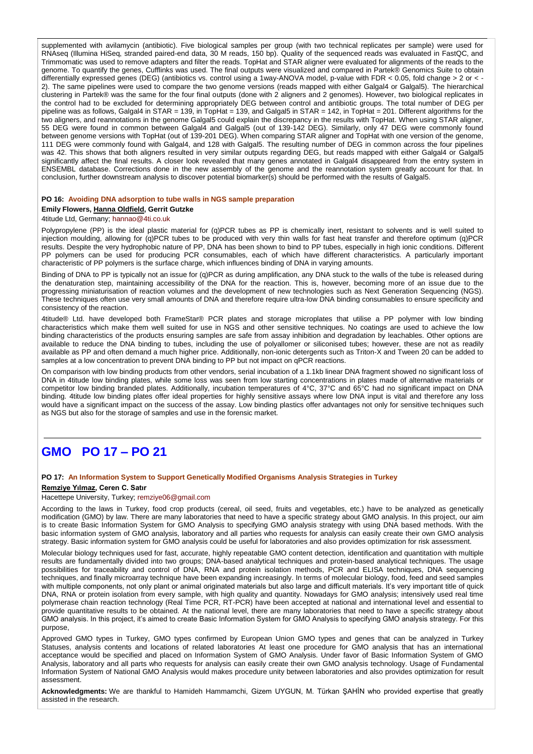supplemented with avilamycin (antibiotic). Five biological samples per group (with two technical replicates per sample) were used for RNAseq (Illumina HiSeq, stranded paired-end data, 30 M reads, 150 bp). Quality of the sequenced reads was evaluated in FastQC, and Trimmomatic was used to remove adapters and filter the reads. TopHat and STAR aligner were evaluated for alignments of the reads to the genome. To quantify the genes, Cufflinks was used. The final outputs were visualized and compared in Partek® Genomics Suite to obtain differentially expressed genes (DEG) (antibiotics vs. control using a 1way-ANOVA model, p-value with FDR < 0.05, fold change > 2 or < -2). The same pipelines were used to compare the two genome versions (reads mapped with either Galgal4 or Galgal5). The hierarchical clustering in Partek® was the same for the four final outputs (done with 2 aligners and 2 genomes). However, two biological replicates in the control had to be excluded for determining appropriately DEG between control and antibiotic groups. The total number of DEG per pipeline was as follows, Galgal4 in STAR = 139, in TopHat = 139, and Galgal5 in STAR = 142, in TopHat = 201. Different algorithms for the two aligners, and reannotations in the genome Galgal5 could explain the discrepancy in the results with TopHat. When using STAR aligner, 55 DEG were found in common between Galgal4 and Galgal5 (out of 139-142 DEG). Similarly, only 47 DEG were commonly found between genome versions with TopHat (out of 139-201 DEG). When comparing STAR aligner and TopHat with one version of the genome, 111 DEG were commonly found with Galgal4, and 128 with Galgal5. The resulting number of DEG in common across the four pipelines was 42. This shows that both aligners resulted in very similar outputs regarding DEG, but reads mapped with either Galgal4 or Galgal5 significantly affect the final results. A closer look revealed that many genes annotated in Galgal4 disappeared from the entry system in ENSEMBL database. Corrections done in the new assembly of the genome and the reannotation system greatly account for that. In conclusion, further downstream analysis to discover potential biomarker(s) should be performed with the results of Galgal5.

#### PO 16: Avoiding DNA adsorption to tube walls in NGS sample preparation

**Emily Flowers, Hanna Oldfield, Gerrit Gutzke**

4titude Ltd, Germany; hannao@4ti.co.uk

Polypropylene (PP) is the ideal plastic material for (q)PCR tubes as PP is chemically inert, resistant to solvents and is well suited to injection moulding, allowing for (q)PCR tubes to be produced with very thin walls for fast heat transfer and therefore optimum (q)PCR results. Despite the very hydrophobic nature of PP, DNA has been shown to bind to PP tubes, especially in high ionic conditions. Different PP polymers can be used for producing PCR consumables, each of which have different characteristics. A particularly important characteristic of PP polymers is the surface charge, which influences binding of DNA in varying amounts.

Binding of DNA to PP is typically not an issue for (q)PCR as during amplification, any DNA stuck to the walls of the tube is released during the denaturation step, maintaining accessibility of the DNA for the reaction. This is, however, becoming more of an issue due to the progressing miniaturisation of reaction volumes and the development of new technologies such as Next Generation Sequencing (NGS). These techniques often use very small amounts of DNA and therefore require ultra-low DNA binding consumables to ensure specificity and consistency of the reaction.

4titude® Ltd. have developed both FrameStar® PCR plates and storage microplates that utilise a PP polymer with low binding characteristics which make them well suited for use in NGS and other sensitive techniques. No coatings are used to achieve the low binding characteristics of the products ensuring samples are safe from assay inhibition and degradation by leachables. Other options are available to reduce the DNA binding to tubes, including the use of polyallomer or siliconised tubes; however, these are not as readily available as PP and often demand a much higher price. Additionally, non-ionic detergents such as Triton-X and Tween 20 can be added to samples at a low concentration to prevent DNA binding to PP but not impact on qPCR reactions.

On comparison with low binding products from other vendors, serial incubation of a 1.1kb linear DNA fragment showed no significant loss of DNA in 4titude low binding plates, while some loss was seen from low starting concentrations in plates made of alternative materials or competitor low binding branded plates. Additionally, incubation temperatures of 4°C, 37°C and 65°C had no significant impact on DNA binding. 4titude low binding plates offer ideal properties for highly sensitive assays where low DNA input is vital and therefore any loss would have a significant impact on the success of the assay. Low binding plastics offer advantages not only for sensitive techniques such as NGS but also for the storage of samples and use in the forensic market.

## GMO PO 17 – PO 21

#### PO 17: An Information System to Support Genetically Modified Organisms Analysis Strategies in Turkey

**Remziye Yılmaz, Ceren C. Satır**

Hacettepe University, Turkey; remziye06@gmail.com

According to the laws in Turkey, food crop products (cereal, oil seed, fruits and vegetables, etc.) have to be analyzed as genetically modification (GMO) by law. There are many laboratories that need to have a specific strategy about GMO analysis. In this project, our aim is to create Basic Information System for GMO Analysis to specifying GMO analysis strategy with using DNA based methods. With the basic information system of GMO analysis, laboratory and all parties who requests for analysis can easily create their own GMO analysis strategy. Basic information system for GMO analysis could be useful for laboratories and also provides optimization for risk assessment.

Molecular biology techniques used for fast, accurate, highly repeatable GMO content detection, identification and quantitation with multiple results are fundamentally divided into two groups; DNA-based analytical techniques and protein-based analytical techniques. The usage possibilities for traceability and control of DNA, RNA and protein isolation methods, PCR and ELISA techniques, DNA sequencing techniques, and finally microarray technique have been expanding increasingly. In terms of molecular biology, food, feed and seed samples with multiple components, not only plant or animal originated materials but also large and difficult materials. It's very important title of quick DNA, RNA or protein isolation from every sample, with high quality and quantity. Nowadays for GMO analysis; intensively used real time polymerase chain reaction technology (Real Time PCR, RT-PCR) have been accepted at national and international level and essential to provide quantitative results to be obtained. At the national level, there are many laboratories that need to have a specific strategy about GMO analysis. In this project, it's aimed to create Basic Information System for GMO Analysis to specifying GMO analysis strategy. For this purpose,

Approved GMO types in Turkey, GMO types confirmed by European Union GMO types and genes that can be analyzed in Turkey Statuses, analysis contents and locations of related laboratories At least one procedure for GMO analysis that has an international acceptance would be specified and placed on Information System of GMO Analysis. Under favor of Basic Information System of GMO Analysis, laboratory and all parts who requests for analysis can easily create their own GMO analysis technology. Usage of Fundamental Information System of National GMO Analysis would makes procedure unity between laboratories and also provides optimization for result assessment.

**Acknowledgments:** We are thankful to Hamideh Hammamchi, Gizem UYGUN, M. Türkan ŞAHİN who provided expertise that greatly assisted in the research.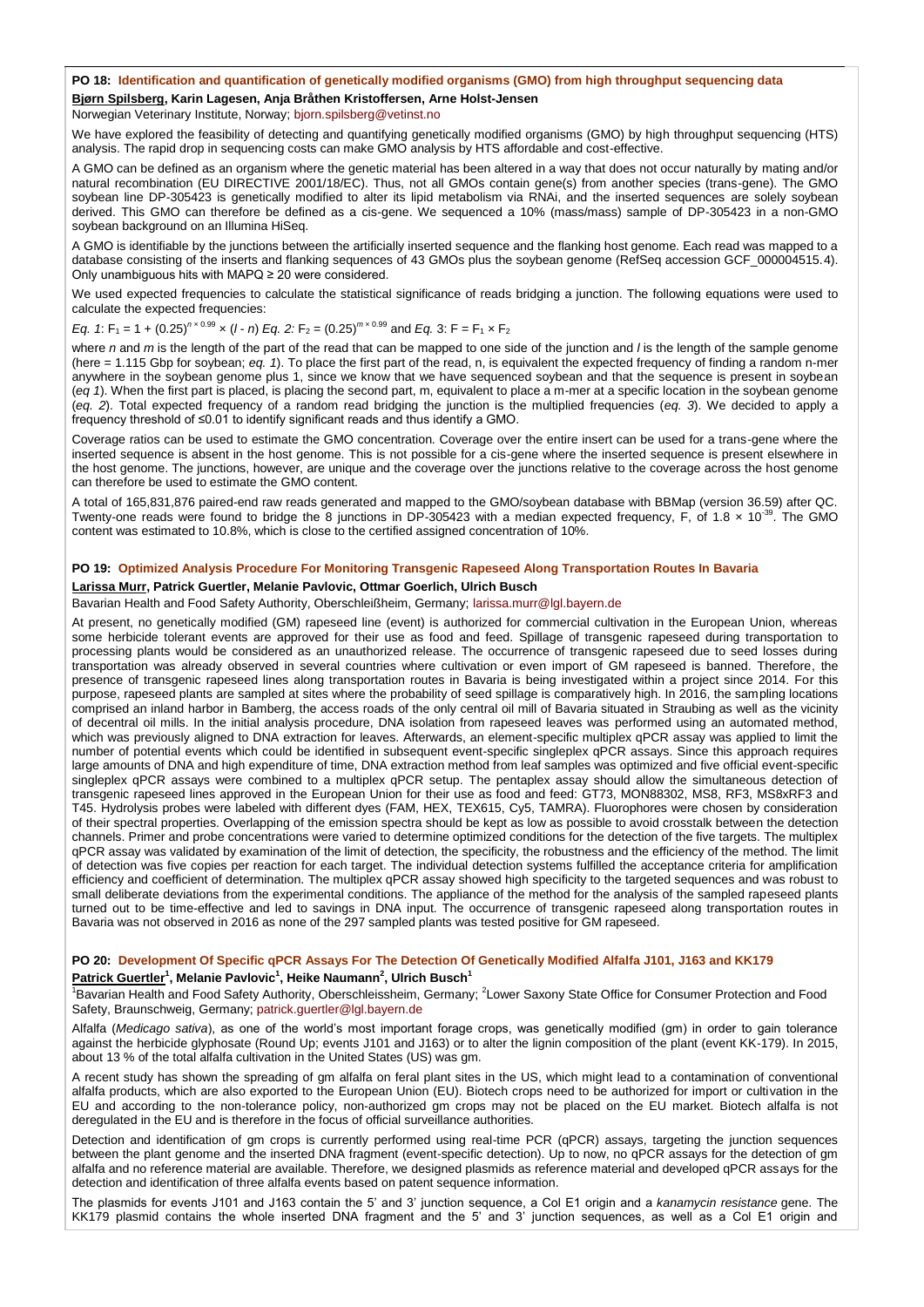## PO 18: Identification and quantification of genetically modified organisms (GMO) from high throughput sequencing data

**Bjørn Spilsberg, Karin Lagesen, Anja Bråthen Kristoffersen, Arne Holst-Jensen**

Norwegian Veterinary Institute, Norway; bjorn.spilsberg@vetinst.no

We have explored the feasibility of detecting and quantifying genetically modified organisms (GMO) by high throughput sequencing (HTS) analysis. The rapid drop in sequencing costs can make GMO analysis by HTS affordable and cost-effective.

A GMO can be defined as an organism where the genetic material has been altered in a way that does not occur naturally by mating and/or natural recombination (EU DIRECTIVE 2001/18/EC). Thus, not all GMOs contain gene(s) from another species (trans-gene). The GMO soybean line DP-305423 is genetically modified to alter its lipid metabolism via RNAi, and the inserted sequences are solely soybean derived. This GMO can therefore be defined as a cis-gene. We sequenced a 10% (mass/mass) sample of DP-305423 in a non-GMO soybean background on an Illumina HiSeq.

A GMO is identifiable by the junctions between the artificially inserted sequence and the flanking host genome. Each read was mapped to a database consisting of the inserts and flanking sequences of 43 GMOs plus the soybean genome (RefSeq accession GCF_000004515.4). Only unambiguous hits with MAPQ ≥ 20 were considered.

We used expected frequencies to calculate the statistical significance of reads bridging a junction. The following equations were used to calculate the expected frequencies:

*Eq. 1*: $F_1 = 1 + (0.25)^{n \times 0.99} \times (l - n)$ *Eq. 2:* $F_2 = (0.25)^{m \times 0.99}$ and *Eq.* 3: $F = F_1 \times F_2$

where $n$ and $m$ is the length of the part of the read that can be mapped to one side of the junction and $l$ is the length of the sample genome (here = 1.115 Gbp for soybean; *eq. 1*). To place the first part of the read, n, is equivalent the expected frequency of finding a random n-mer anywhere in the soybean genome plus 1, since we know that we have sequenced soybean and that the sequence is present in soybean (*eq 1*). When the first part is placed, is placing the second part, m, equivalent to place a m-mer at a specific location in the soybean genome (*eq. 2*). Total expected frequency of a random read bridging the junction is the multiplied frequencies (*eq. 3*). We decided to apply a frequency threshold of ≤0.01 to identify significant reads and thus identify a GMO.

Coverage ratios can be used to estimate the GMO concentration. Coverage over the entire insert can be used for a trans-gene where the inserted sequence is absent in the host genome. This is not possible for a cis-gene where the inserted sequence is present elsewhere in the host genome. The junctions, however, are unique and the coverage over the junctions relative to the coverage across the host genome can therefore be used to estimate the GMO content.

A total of 165,831,876 paired-end raw reads generated and mapped to the GMO/soybean database with BBMap (version 36.59) after QC. Twenty-one reads were found to bridge the 8 junctions in DP-305423 with a median expected frequency, F, of $1.8 \times 10^{-39}$. The GMO content was estimated to 10.8%, which is close to the certified assigned concentration of 10%.

## PO 19: Optimized Analysis Procedure For Monitoring Transgenic Rapeseed Along Transportation Routes In Bavaria

**Larissa Murr, Patrick Guertler, Melanie Pavlovic, Ottmar Goerlich, Ulrich Busch**

Bavarian Health and Food Safety Authority, Oberschleißheim, Germany; larissa.murr@lgl.bayern.de

At present, no genetically modified (GM) rapeseed line (event) is authorized for commercial cultivation in the European Union, whereas some herbicide tolerant events are approved for their use as food and feed. Spillage of transgenic rapeseed during transportation to processing plants would be considered as an unauthorized release. The occurrence of transgenic rapeseed due to seed losses during transportation was already observed in several countries where cultivation or even import of GM rapeseed is banned. Therefore, the presence of transgenic rapeseed lines along transportation routes in Bavaria is being investigated within a project since 2014. For this purpose, rapeseed plants are sampled at sites where the probability of seed spillage is comparatively high. In 2016, the sampling locations comprised an inland harbor in Bamberg, the access roads of the only central oil mill of Bavaria situated in Straubing as well as the vicinity of decentral oil mills. In the initial analysis procedure, DNA isolation from rapeseed leaves was performed using an automated method, which was previously aligned to DNA extraction for leaves. Afterwards, an element-specific multiplex qPCR assay was applied to limit the number of potential events which could be identified in subsequent event-specific singleplex qPCR assays. Since this approach requires large amounts of DNA and high expenditure of time, DNA extraction method from leaf samples was optimized and five official event-specific singleplex qPCR assays were combined to a multiplex qPCR setup. The pentaplex assay should allow the simultaneous detection of transgenic rapeseed lines approved in the European Union for their use as food and feed: GT73, MON88302, MS8, RF3, MS8xRF3 and T45. Hydrolysis probes were labeled with different dyes (FAM, HEX, TEX615, Cy5, TAMRA). Fluorophores were chosen by consideration of their spectral properties. Overlapping of the emission spectra should be kept as low as possible to avoid crosstalk between the detection channels. Primer and probe concentrations were varied to determine optimized conditions for the detection of the five targets. The multiplex qPCR assay was validated by examination of the limit of detection, the specificity, the robustness and the efficiency of the method. The limit of detection was five copies per reaction for each target. The individual detection systems fulfilled the acceptance criteria for amplification efficiency and coefficient of determination. The multiplex qPCR assay showed high specificity to the targeted sequences and was robust to small deliberate deviations from the experimental conditions. The appliance of the method for the analysis of the sampled rapeseed plants turned out to be time-effective and led to savings in DNA input. The occurrence of transgenic rapeseed along transportation routes in Bavaria was not observed in 2016 as none of the 297 sampled plants was tested positive for GM rapeseed.

## PO 20: Development Of Specific qPCR Assays For The Detection Of Genetically Modified Alfalfa J101, J163 and KK179

**Patrick Guertler[1], Melanie Pavlovic[1], Heike Naumann[2], Ulrich Busch[1]**

[1]Bavarian Health and Food Safety Authority, Oberschleissheim, Germany; [2]Lower Saxony State Office for Consumer Protection and Food Safety, Braunschweig, Germany; patrick.guertler@lgl.bayern.de

Alfalfa (*Medicago sativa*), as one of the world's most important forage crops, was genetically modified (gm) in order to gain tolerance against the herbicide glyphosate (Round Up; events J101 and J163) or to alter the lignin composition of the plant (event KK-179). In 2015, about 13 % of the total alfalfa cultivation in the United States (US) was gm.

A recent study has shown the spreading of gm alfalfa on feral plant sites in the US, which might lead to a contamination of conventional alfalfa products, which are also exported to the European Union (EU). Biotech crops need to be authorized for import or cultivation in the EU and according to the non-tolerance policy, non-authorized gm crops may not be placed on the EU market. Biotech alfalfa is not deregulated in the EU and is therefore in the focus of official surveillance authorities.

Detection and identification of gm crops is currently performed using real-time PCR (qPCR) assays, targeting the junction sequences between the plant genome and the inserted DNA fragment (event-specific detection). Up to now, no qPCR assays for the detection of gm alfalfa and no reference material are available. Therefore, we designed plasmids as reference material and developed qPCR assays for the detection and identification of three alfalfa events based on patent sequence information.

The plasmids for events J101 and J163 contain the 5' and 3' junction sequence, a Col E1 origin and a *kanamycin resistance* gene. The KK179 plasmid contains the whole inserted DNA fragment and the 5' and 3' junction sequences, as well as a Col E1 origin and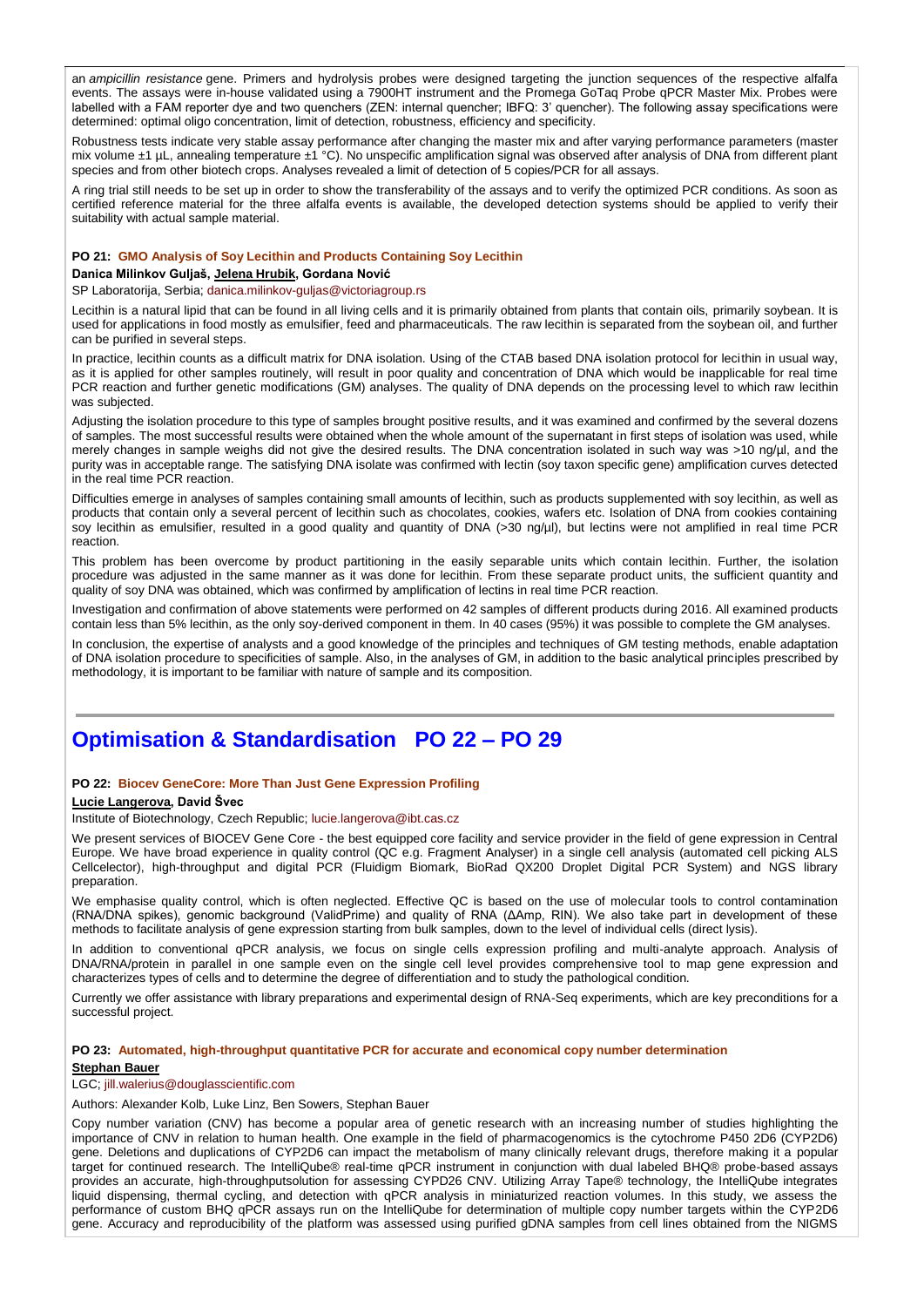an *ampicillin resistance* gene. Primers and hydrolysis probes were designed targeting the junction sequences of the respective alfalfa events. The assays were in-house validated using a 7900HT instrument and the Promega GoTaq Probe qPCR Master Mix. Probes were labelled with a FAM reporter dye and two quenchers (ZEN: internal quencher; IBFQ: 3' quencher). The following assay specifications were determined: optimal oligo concentration, limit of detection, robustness, efficiency and specificity.

Robustness tests indicate very stable assay performance after changing the master mix and after varying performance parameters (master mix volume ±1 µL, annealing temperature ±1 °C). No unspecific amplification signal was observed after analysis of DNA from different plant species and from other biotech crops. Analyses revealed a limit of detection of 5 copies/PCR for all assays.

A ring trial still needs to be set up in order to show the transferability of the assays and to verify the optimized PCR conditions. As soon as certified reference material for the three alfalfa events is available, the developed detection systems should be applied to verify their suitability with actual sample material.

**PO 21: GMO Analysis of Soy Lecithin and Products Containing Soy Lecithin**

**Danica Milinkov Guljaš, Jelena Hrubik, Gordana Nović**

SP Laboratorija, Serbia; danica.milinkov-guljas@victoriagroup.rs

Lecithin is a natural lipid that can be found in all living cells and it is primarily obtained from plants that contain oils, primarily soybean. It is used for applications in food mostly as emulsifier, feed and pharmaceuticals. The raw lecithin is separated from the soybean oil, and further can be purified in several steps.

In practice, lecithin counts as a difficult matrix for DNA isolation. Using of the CTAB based DNA isolation protocol for lecithin in usual way, as it is applied for other samples routinely, will result in poor quality and concentration of DNA which would be inapplicable for real time PCR reaction and further genetic modifications (GM) analyses. The quality of DNA depends on the processing level to which raw lecithin was subjected.

Adjusting the isolation procedure to this type of samples brought positive results, and it was examined and confirmed by the several dozens of samples. The most successful results were obtained when the whole amount of the supernatant in first steps of isolation was used, while merely changes in sample weighs did not give the desired results. The DNA concentration isolated in such way was >10 ng/µl, and the purity was in acceptable range. The satisfying DNA isolate was confirmed with lectin (soy taxon specific gene) amplification curves detected in the real time PCR reaction.

Difficulties emerge in analyses of samples containing small amounts of lecithin, such as products supplemented with soy lecithin, as well as products that contain only a several percent of lecithin such as chocolates, cookies, wafers etc. Isolation of DNA from cookies containing soy lecithin as emulsifier, resulted in a good quality and quantity of DNA (>30 ng/µl), but lectins were not amplified in real time PCR reaction.

This problem has been overcome by product partitioning in the easily separable units which contain lecithin. Further, the isolation procedure was adjusted in the same manner as it was done for lecithin. From these separate product units, the sufficient quantity and quality of soy DNA was obtained, which was confirmed by amplification of lectins in real time PCR reaction.

Investigation and confirmation of above statements were performed on 42 samples of different products during 2016. All examined products contain less than 5% lecithin, as the only soy-derived component in them. In 40 cases (95%) it was possible to complete the GM analyses.

In conclusion, the expertise of analysts and a good knowledge of the principles and techniques of GM testing methods, enable adaptation of DNA isolation procedure to specificities of sample. Also, in the analyses of GM, in addition to the basic analytical principles prescribed by methodology, it is important to be familiar with nature of sample and its composition.

# Optimisation & Standardisation PO 22 – PO 29

**PO 22: Biocev GeneCore: More Than Just Gene Expression Profiling**

**Lucie Langerova, David Švec**

Institute of Biotechnology, Czech Republic; lucie.langerova@ibt.cas.cz

We present services of BIOCEV Gene Core - the best equipped core facility and service provider in the field of gene expression in Central Europe. We have broad experience in quality control (QC e.g. Fragment Analyser) in a single cell analysis (automated cell picking ALS Cellcelector), high-throughput and digital PCR (Fluidigm Biomark, BioRad QX200 Droplet Digital PCR System) and NGS library preparation.

We emphasise quality control, which is often neglected. Effective QC is based on the use of molecular tools to control contamination (RNA/DNA spikes), genomic background (ValidPrime) and quality of RNA (ΔAmp, RIN). We also take part in development of these methods to facilitate analysis of gene expression starting from bulk samples, down to the level of individual cells (direct lysis).

In addition to conventional qPCR analysis, we focus on single cells expression profiling and multi-analyte approach. Analysis of DNA/RNA/protein in parallel in one sample even on the single cell level provides comprehensive tool to map gene expression and characterizes types of cells and to determine the degree of differentiation and to study the pathological condition.

Currently we offer assistance with library preparations and experimental design of RNA-Seq experiments, which are key preconditions for a successful project.

**PO 23: Automated, high-throughput quantitative PCR for accurate and economical copy number determination**

**Stephan Bauer**

LGC; jill.walerius@douglasscientific.com

Authors: Alexander Kolb, Luke Linz, Ben Sowers, Stephan Bauer

Copy number variation (CNV) has become a popular area of genetic research with an increasing number of studies highlighting the importance of CNV in relation to human health. One example in the field of pharmacogenomics is the cytochrome P450 2D6 (CYP2D6) gene. Deletions and duplications of CYP2D6 can impact the metabolism of many clinically relevant drugs, therefore making it a popular target for continued research. The IntelliQube® real-time qPCR instrument in conjunction with dual labeled BHQ® probe-based assays provides an accurate, high-throughputsolution for assessing CYPD26 CNV. Utilizing Array Tape® technology, the IntelliQube integrates liquid dispensing, thermal cycling, and detection with qPCR analysis in miniaturized reaction volumes. In this study, we assess the performance of custom BHQ qPCR assays run on the IntelliQube for determination of multiple copy number targets within the CYP2D6 gene. Accuracy and reproducibility of the platform was assessed using purified gDNA samples from cell lines obtained from the NIGMS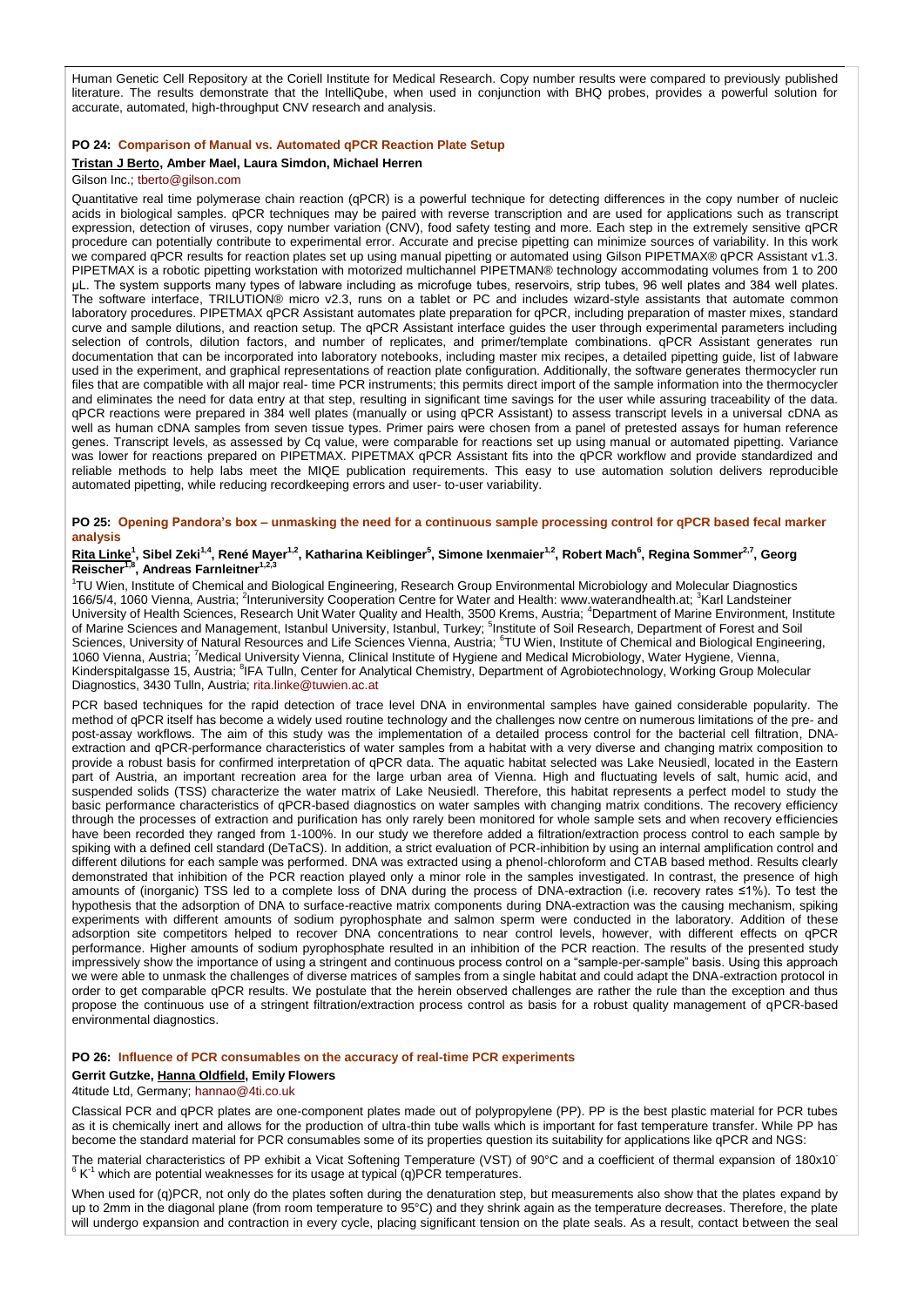Human Genetic Cell Repository at the Coriell Institute for Medical Research. Copy number results were compared to previously published literature. The results demonstrate that the IntelliQube, when used in conjunction with BHQ probes, provides a powerful solution for accurate, automated, high-throughput CNV research and analysis.

### PO 24: Comparison of Manual vs. Automated qPCR Reaction Plate Setup

**Tristan J Berto, Amber Mael, Laura Simdon, Michael Herren**

Gilson Inc.; tberto@gilson.com

Quantitative real time polymerase chain reaction (qPCR) is a powerful technique for detecting differences in the copy number of nucleic acids in biological samples. qPCR techniques may be paired with reverse transcription and are used for applications such as transcript expression, detection of viruses, copy number variation (CNV), food safety testing and more. Each step in the extremely sensitive qPCR procedure can potentially contribute to experimental error. Accurate and precise pipetting can minimize sources of variability. In this work we compared qPCR results for reaction plates set up using manual pipetting or automated using Gilson PIPETMAX® qPCR Assistant v1.3. PIPETMAX is a robotic pipetting workstation with motorized multichannel PIPETMAN® technology accommodating volumes from 1 to 200 µL. The system supports many types of labware including as microfuge tubes, reservoirs, strip tubes, 96 well plates and 384 well plates. The software interface, TRILUTION® micro v2.3, runs on a tablet or PC and includes wizard-style assistants that automate common laboratory procedures. PIPETMAX qPCR Assistant automates plate preparation for qPCR, including preparation of master mixes, standard curve and sample dilutions, and reaction setup. The qPCR Assistant interface guides the user through experimental parameters including selection of controls, dilution factors, and number of replicates, and primer/template combinations. qPCR Assistant generates run documentation that can be incorporated into laboratory notebooks, including master mix recipes, a detailed pipetting guide, list of labware used in the experiment, and graphical representations of reaction plate configuration. Additionally, the software generates thermocycler run files that are compatible with all major real- time PCR instruments; this permits direct import of the sample information into the thermocycler and eliminates the need for data entry at that step, resulting in significant time savings for the user while assuring traceability of the data. qPCR reactions were prepared in 384 well plates (manually or using qPCR Assistant) to assess transcript levels in a universal cDNA as well as human cDNA samples from seven tissue types. Primer pairs were chosen from a panel of pretested assays for human reference genes. Transcript levels, as assessed by Cq value, were comparable for reactions set up using manual or automated pipetting. Variance was lower for reactions prepared on PIPETMAX. PIPETMAX qPCR Assistant fits into the qPCR workflow and provide standardized and reliable methods to help labs meet the MIQE publication requirements. This easy to use automation solution delivers reproducible automated pipetting, while reducing recordkeeping errors and user- to-user variability.

### PO 25: Opening Pandora's box – unmasking the need for a continuous sample processing control for qPCR based fecal marker analysis

**Rita Linke[1], Sibel Zeki[1,4], René Mayer[1,2], Katharina Keiblinger[5], Simone Ixenmaier[1,2], Robert Mach[6], Regina Sommer[2,7], Georg Reischer[1,8], Andreas Farnleitner[1,2,3]**

[1]TU Wien, Institute of Chemical and Biological Engineering, Research Group Environmental Microbiology and Molecular Diagnostics 166/5/4, 1060 Vienna, Austria; [2]Interuniversity Cooperation Centre for Water and Health: www.waterandhealth.at; [3]Karl Landsteiner University of Health Sciences, Research Unit Water Quality and Health, 3500 Krems, Austria; [4]Department of Marine Environment, Institute of Marine Sciences and Management, Istanbul University, Istanbul, Turkey; [5]Institute of Soil Research, Department of Forest and Soil Sciences, University of Natural Resources and Life Sciences Vienna, Austria; [6]TU Wien, Institute of Chemical and Biological Engineering, 1060 Vienna, Austria; [7]Medical University Vienna, Clinical Institute of Hygiene and Medical Microbiology, Water Hygiene, Vienna, Kinderspitalgasse 15, Austria; [8]IFA Tulln, Center for Analytical Chemistry, Department of Agrobiotechnology, Working Group Molecular Diagnostics, 3430 Tulln, Austria; rita.linke@tuwien.ac.at

PCR based techniques for the rapid detection of trace level DNA in environmental samples have gained considerable popularity. The method of qPCR itself has become a widely used routine technology and the challenges now centre on numerous limitations of the pre- and post-assay workflows. The aim of this study was the implementation of a detailed process control for the bacterial cell filtration, DNA-extraction and qPCR-performance characteristics of water samples from a habitat with a very diverse and changing matrix composition to provide a robust basis for confirmed interpretation of qPCR data. The aquatic habitat selected was Lake Neusiedl, located in the Eastern part of Austria, an important recreation area for the large urban area of Vienna. High and fluctuating levels of salt, humic acid, and suspended solids (TSS) characterize the water matrix of Lake Neusiedl. Therefore, this habitat represents a perfect model to study the basic performance characteristics of qPCR-based diagnostics on water samples with changing matrix conditions. The recovery efficiency through the processes of extraction and purification has only rarely been monitored for whole sample sets and when recovery efficiencies have been recorded they ranged from 1-100%. In our study we therefore added a filtration/extraction process control to each sample by spiking with a defined cell standard (DeTaCS). In addition, a strict evaluation of PCR-inhibition by using an internal amplification control and different dilutions for each sample was performed. DNA was extracted using a phenol-chloroform and CTAB based method. Results clearly demonstrated that inhibition of the PCR reaction played only a minor role in the samples investigated. In contrast, the presence of high amounts of (inorganic) TSS led to a complete loss of DNA during the process of DNA-extraction (i.e. recovery rates ≤1%). To test the hypothesis that the adsorption of DNA to surface-reactive matrix components during DNA-extraction was the causing mechanism, spiking experiments with different amounts of sodium pyrophosphate and salmon sperm were conducted in the laboratory. Addition of these adsorption site competitors helped to recover DNA concentrations to near control levels, however, with different effects on qPCR performance. Higher amounts of sodium pyrophosphate resulted in an inhibition of the PCR reaction. The results of the presented study impressively show the importance of using a stringent and continuous process control on a "sample-per-sample" basis. Using this approach we were able to unmask the challenges of diverse matrices of samples from a single habitat and could adapt the DNA-extraction protocol in order to get comparable qPCR results. We postulate that the herein observed challenges are rather the rule than the exception and thus propose the continuous use of a stringent filtration/extraction process control as basis for a robust quality management of qPCR-based environmental diagnostics.

### PO 26: Influence of PCR consumables on the accuracy of real-time PCR experiments

**Gerrit Gutzke, Hanna Oldfield, Emily Flowers**

4titude Ltd, Germany; hannao@4ti.co.uk

Classical PCR and qPCR plates are one-component plates made out of polypropylene (PP). PP is the best plastic material for PCR tubes as it is chemically inert and allows for the production of ultra-thin tube walls which is important for fast temperature transfer. While PP has become the standard material for PCR consumables some of its properties question its suitability for applications like qPCR and NGS:

The material characteristics of PP exhibit a Vicat Softening Temperature (VST) of 90°C and a coefficient of thermal expansion of $180x10^{-6}$ $K^{-1}$ which are potential weaknesses for its usage at typical (q)PCR temperatures.

When used for (q)PCR, not only do the plates soften during the denaturation step, but measurements also show that the plates expand by up to 2mm in the diagonal plane (from room temperature to 95°C) and they shrink again as the temperature decreases. Therefore, the plate will undergo expansion and contraction in every cycle, placing significant tension on the plate seals. As a result, contact between the seal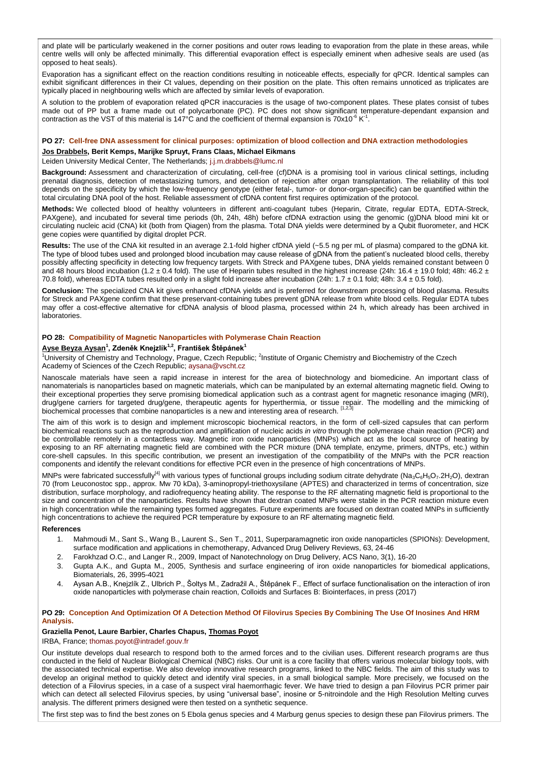and plate will be particularly weakened in the corner positions and outer rows leading to evaporation from the plate in these areas, while centre wells will only be affected minimally. This differential evaporation effect is especially eminent when adhesive seals are used (as opposed to heat seals).

Evaporation has a significant effect on the reaction conditions resulting in noticeable effects, especially for qPCR. Identical samples can exhibit significant differences in their Ct values, depending on their position on the plate. This often remains unnoticed as triplicates are typically placed in neighbouring wells which are affected by similar levels of evaporation.

A solution to the problem of evaporation related qPCR inaccuracies is the usage of two-component plates. These plates consist of tubes made out of PP but a frame made out of polycarbonate (PC). PC does not show significant temperature-dependant expansion and contraction as the VST of this material is 147°C and the coefficient of thermal expansion is $70 \times 10^{-6}$ $K^{-1}$.

### PO 27: Cell-free DNA assessment for clinical purposes: optimization of blood collection and DNA extraction methodologies

**Jos Drabbels, Berit Kemps, Marijke Spruyt, Frans Claas, Michael Eikmans**

Leiden University Medical Center, The Netherlands; j.j.m.drabbels@lumc.nl

**Background:** Assessment and characterization of circulating, cell-free (cf)DNA is a promising tool in various clinical settings, including prenatal diagnosis, detection of metastasizing tumors, and detection of rejection after organ transplantation. The reliability of this tool depends on the specificity by which the low-frequency genotype (either fetal-, tumor- or donor-organ-specific) can be quantified within the total circulating DNA pool of the host. Reliable assessment of cfDNA content first requires optimization of the protocol.

**Methods:** We collected blood of healthy volunteers in different anti-coagulant tubes (Heparin, Citrate, regular EDTA, EDTA-Streck, PAXgene), and incubated for several time periods (0h, 24h, 48h) before cfDNA extraction using the genomic (g)DNA blood mini kit or circulating nucleic acid (CNA) kit (both from Qiagen) from the plasma. Total DNA yields were determined by a Qubit fluorometer, and HCK gene copies were quantified by digital droplet PCR.

**Results:** The use of the CNA kit resulted in an average 2.1-fold higher cfDNA yield (~5.5 ng per mL of plasma) compared to the gDNA kit. The type of blood tubes used and prolonged blood incubation may cause release of gDNA from the patient's nucleated blood cells, thereby possibly affecting specificity in detecting low frequency targets. With Streck and PAXgene tubes, DNA yields remained constant between 0 and 48 hours blood incubation (1.2 ± 0.4 fold). The use of Heparin tubes resulted in the highest increase (24h: 16.4 ± 19.0 fold; 48h: 46.2 ± 70.8 fold), whereas EDTA tubes resulted only in a slight fold increase after incubation (24h: 1.7 ± 0.1 fold; 48h: 3.4 ± 0.5 fold).

**Conclusion:** The specialized CNA kit gives enhanced cfDNA yields and is preferred for downstream processing of blood plasma. Results for Streck and PAXgene confirm that these preservant-containing tubes prevent gDNA release from white blood cells. Regular EDTA tubes may offer a cost-effective alternative for cfDNA analysis of blood plasma, processed within 24 h, which already has been archived in laboratories.

### PO 28: Compatibility of Magnetic Nanoparticles with Polymerase Chain Reaction

**Ayse Beyza Aysan[1], Zdeněk Knejzlík[1,2], František Štěpánek[1]**

[1]University of Chemistry and Technology, Prague, Czech Republic; [2]Institute of Organic Chemistry and Biochemistry of the Czech Academy of Sciences of the Czech Republic; aysana@vscht.cz

Nanoscale materials have seen a rapid increase in interest for the area of biotechnology and biomedicine. An important class of nanomaterials is nanoparticles based on magnetic materials, which can be manipulated by an external alternating magnetic field. Owing to their exceptional properties they serve promising biomedical application such as a contrast agent for magnetic resonance imaging (MRI), drug/gene carriers for targeted drug/gene, therapeutic agents for hyperthermia, or tissue repair. The modelling and the mimicking of biochemical processes that combine nanoparticles is a new and interesting area of research. [1,2,3]

The aim of this work is to design and implement microscopic biochemical reactors, in the form of cell-sized capsules that can perform biochemical reactions such as the reproduction and amplification of nucleic acids *in vitro* through the polymerase chain reaction (PCR) and be controllable remotely in a contactless way. Magnetic iron oxide nanoparticles (MNPs) which act as the local source of heating by exposing to an RF alternating magnetic field are combined with the PCR mixture (DNA template, enzyme, primers, dNTPs, etc.) within core-shell capsules. In this specific contribution, we present an investigation of the compatibility of the MNPs with the PCR reaction components and identify the relevant conditions for effective PCR even in the presence of high concentrations of MNPs.

MNPs were fabricated successfully[4] with various types of functional groups including sodium citrate dehydrate ($Na_3C_6H_5O_7.2H_2O$), dextran 70 (from Leuconostoc spp., approx. Mw 70 kDa), 3-aminopropyl-triethoxysilane (APTES) and characterized in terms of concentration, size distribution, surface morphology, and radiofrequency heating ability. The response to the RF alternating magnetic field is proportional to the size and concentration of the nanoparticles. Results have shown that dextran coated MNPs were stable in the PCR reaction mixture even in high concentration while the remaining types formed aggregates. Future experiments are focused on dextran coated MNPs in sufficiently high concentrations to achieve the required PCR temperature by exposure to an RF alternating magnetic field.

**References**

1. Mahmoudi M., Sant S., Wang B., Laurent S., Sen T., 2011, Superparamagnetic iron oxide nanoparticles (SPIONs): Development, surface modification and applications in chemotherapy, Advanced Drug Delivery Reviews, 63, 24-46
2. Farokhzad O.C., and Langer R., 2009, Impact of Nanotechnology on Drug Delivery, ACS Nano, 3(1), 16-20
3. Gupta A.K., and Gupta M., 2005, Synthesis and surface engineering of iron oxide nanoparticles for biomedical applications, Biomaterials, 26, 3995-4021
4. Aysan A.B., Knejzlík Z., Ulbrich P., Šoltys M., Zadražil A., Štěpánek F., Effect of surface functionalisation on the interaction of iron oxide nanoparticles with polymerase chain reaction, Colloids and Surfaces B: Biointerfaces, in press (2017)

### PO 29: Conception And Optimization Of A Detection Method Of Filovirus Species By Combining The Use Of Inosines And HRM Analysis.

**Graziella Penot, Laure Barbier, Charles Chapus, Thomas Poyot**

IRBA, France; thomas.poyot@intradef.gouv.fr

Our institute develops dual research to respond both to the armed forces and to the civilian uses. Different research programs are thus conducted in the field of Nuclear Biological Chemical (NBC) risks. Our unit is a core facility that offers various molecular biology tools, with the associated technical expertise. We also develop innovative research programs, linked to the NBC fields. The aim of this study was to develop an original method to quickly detect and identify viral species, in a small biological sample. More precisely, we focused on the detection of a Filovirus species, in a case of a suspect viral haemorrhagic fever. We have tried to design a pan Filovirus PCR primer pair which can detect all selected Filovirus species, by using "universal base", inosine or 5-nitroindole and the High Resolution Melting curves analysis. The different primers designed were then tested on a synthetic sequence.

The first step was to find the best zones on 5 Ebola genus species and 4 Marburg genus species to design these pan Filovirus primers. The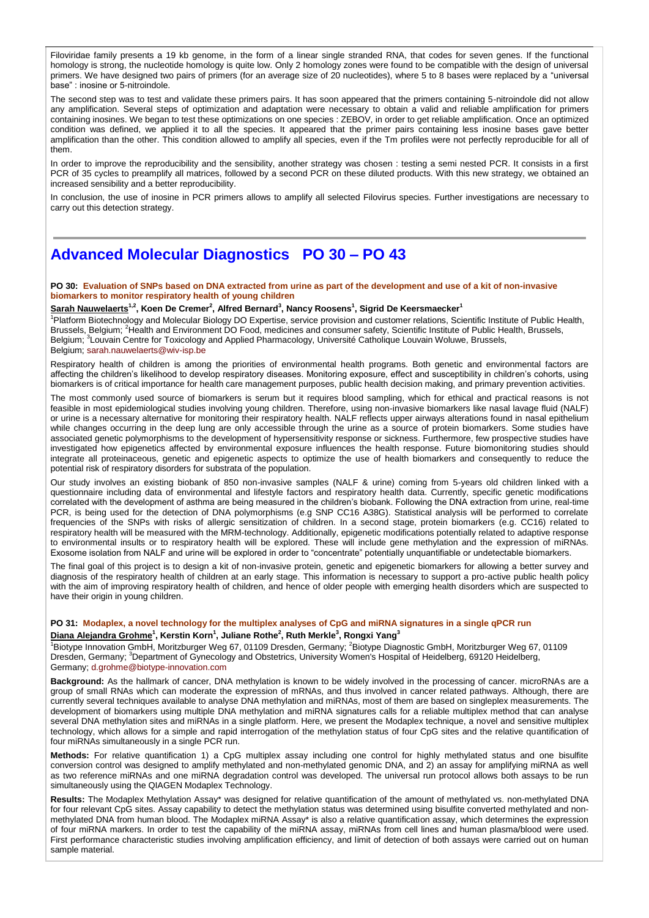Filoviridae family presents a 19 kb genome, in the form of a linear single stranded RNA, that codes for seven genes. If the functional homology is strong, the nucleotide homology is quite low. Only 2 homology zones were found to be compatible with the design of universal primers. We have designed two pairs of primers (for an average size of 20 nucleotides), where 5 to 8 bases were replaced by a "universal base" : inosine or 5-nitroindole.

The second step was to test and validate these primers pairs. It has soon appeared that the primers containing 5-nitroindole did not allow any amplification. Several steps of optimization and adaptation were necessary to obtain a valid and reliable amplification for primers containing inosines. We began to test these optimizations on one species : ZEBOV, in order to get reliable amplification. Once an optimized condition was defined, we applied it to all the species. It appeared that the primer pairs containing less inosine bases gave better amplification than the other. This condition allowed to amplify all species, even if the Tm profiles were not perfectly reproducible for all of them.

In order to improve the reproducibility and the sensibility, another strategy was chosen : testing a semi nested PCR. It consists in a first PCR of 35 cycles to preamplify all matrices, followed by a second PCR on these diluted products. With this new strategy, we obtained an increased sensibility and a better reproducibility.

In conclusion, the use of inosine in PCR primers allows to amplify all selected Filovirus species. Further investigations are necessary to carry out this detection strategy.

# Advanced Molecular Diagnostics PO 30 – PO 43

### PO 30: Evaluation of SNPs based on DNA extracted from urine as part of the development and use of a kit of non-invasive biomarkers to monitor respiratory health of young children

**Sarah Nauwelaerts[1,2], Koen De Cremer[2], Alfred Bernard[3], Nancy Roosens[1], Sigrid De Keersmaecker[1]**

[1]Platform Biotechnology and Molecular Biology DO Expertise, service provision and customer relations, Scientific Institute of Public Health, Brussels, Belgium; [2]Health and Environment DO Food, medicines and consumer safety, Scientific Institute of Public Health, Brussels, Belgium; [3]Louvain Centre for Toxicology and Applied Pharmacology, Université Catholique Louvain Woluwe, Brussels, Belgium; sarah.nauwelaerts@wiv-isp.be

Respiratory health of children is among the priorities of environmental health programs. Both genetic and environmental factors are affecting the children's likelihood to develop respiratory diseases. Monitoring exposure, effect and susceptibility in children's cohorts, using biomarkers is of critical importance for health care management purposes, public health decision making, and primary prevention activities.

The most commonly used source of biomarkers is serum but it requires blood sampling, which for ethical and practical reasons is not feasible in most epidemiological studies involving young children. Therefore, using non-invasive biomarkers like nasal lavage fluid (NALF) or urine is a necessary alternative for monitoring their respiratory health. NALF reflects upper airways alterations found in nasal epithelium while changes occurring in the deep lung are only accessible through the urine as a source of protein biomarkers. Some studies have associated genetic polymorphisms to the development of hypersensitivity response or sickness. Furthermore, few prospective studies have investigated how epigenetics affected by environmental exposure influences the health response. Future biomonitoring studies should integrate all proteinaceous, genetic and epigenetic aspects to optimize the use of health biomarkers and consequently to reduce the potential risk of respiratory disorders for substrata of the population.

Our study involves an existing biobank of 850 non-invasive samples (NALF & urine) coming from 5-years old children linked with a questionnaire including data of environmental and lifestyle factors and respiratory health data. Currently, specific genetic modifications correlated with the development of asthma are being measured in the children's biobank. Following the DNA extraction from urine, real-time PCR, is being used for the detection of DNA polymorphisms (e.g SNP CC16 A38G). Statistical analysis will be performed to correlate frequencies of the SNPs with risks of allergic sensitization of children. In a second stage, protein biomarkers (e.g. CC16) related to respiratory health will be measured with the MRM-technology. Additionally, epigenetic modifications potentially related to adaptive response to environmental insults or to respiratory health will be explored. These will include gene methylation and the expression of miRNAs. Exosome isolation from NALF and urine will be explored in order to "concentrate" potentially unquantifiable or undetectable biomarkers.

The final goal of this project is to design a kit of non-invasive protein, genetic and epigenetic biomarkers for allowing a better survey and diagnosis of the respiratory health of children at an early stage. This information is necessary to support a pro-active public health policy with the aim of improving respiratory health of children, and hence of older people with emerging health disorders which are suspected to have their origin in young children.

### PO 31: Modaplex, a novel technology for the multiplex analyses of CpG and miRNA signatures in a single qPCR run

**Diana Alejandra Grohme[1], Kerstin Korn[1], Juliane Rothe[2], Ruth Merkle[3], Rongxi Yang[3]**

[1]Biotype Innovation GmbH, Moritzburger Weg 67, 01109 Dresden, Germany; [2]Biotype Diagnostic GmbH, Moritzburger Weg 67, 01109 Dresden, Germany; [3]Department of Gynecology and Obstetrics, University Women's Hospital of Heidelberg, 69120 Heidelberg, Germany; d.grohme@biotype-innovation.com

**Background:** As the hallmark of cancer, DNA methylation is known to be widely involved in the processing of cancer. microRNAs are a group of small RNAs which can moderate the expression of mRNAs, and thus involved in cancer related pathways. Although, there are currently several techniques available to analyse DNA methylation and miRNAs, most of them are based on singleplex measurements. The development of biomarkers using multiple DNA methylation and miRNA signatures calls for a reliable multiplex method that can analyse several DNA methylation sites and miRNAs in a single platform. Here, we present the Modaplex technique, a novel and sensitive multiplex technology, which allows for a simple and rapid interrogation of the methylation status of four CpG sites and the relative quantification of four miRNAs simultaneously in a single PCR run.

**Methods:** For relative quantification 1) a CpG multiplex assay including one control for highly methylated status and one bisulfite conversion control was designed to amplify methylated and non-methylated genomic DNA, and 2) an assay for amplifying miRNA as well as two reference miRNAs and one miRNA degradation control was developed. The universal run protocol allows both assays to be run simultaneously using the QIAGEN Modaplex Technology.

**Results:** The Modaplex Methylation Assay* was designed for relative quantification of the amount of methylated vs. non-methylated DNA for four relevant CpG sites. Assay capability to detect the methylation status was determined using bisulfite converted methylated and non-methylated DNA from human blood. The Modaplex miRNA Assay* is also a relative quantification assay, which determines the expression of four miRNA markers. In order to test the capability of the miRNA assay, miRNAs from cell lines and human plasma/blood were used. First performance characteristic studies involving amplification efficiency, and limit of detection of both assays were carried out on human sample material.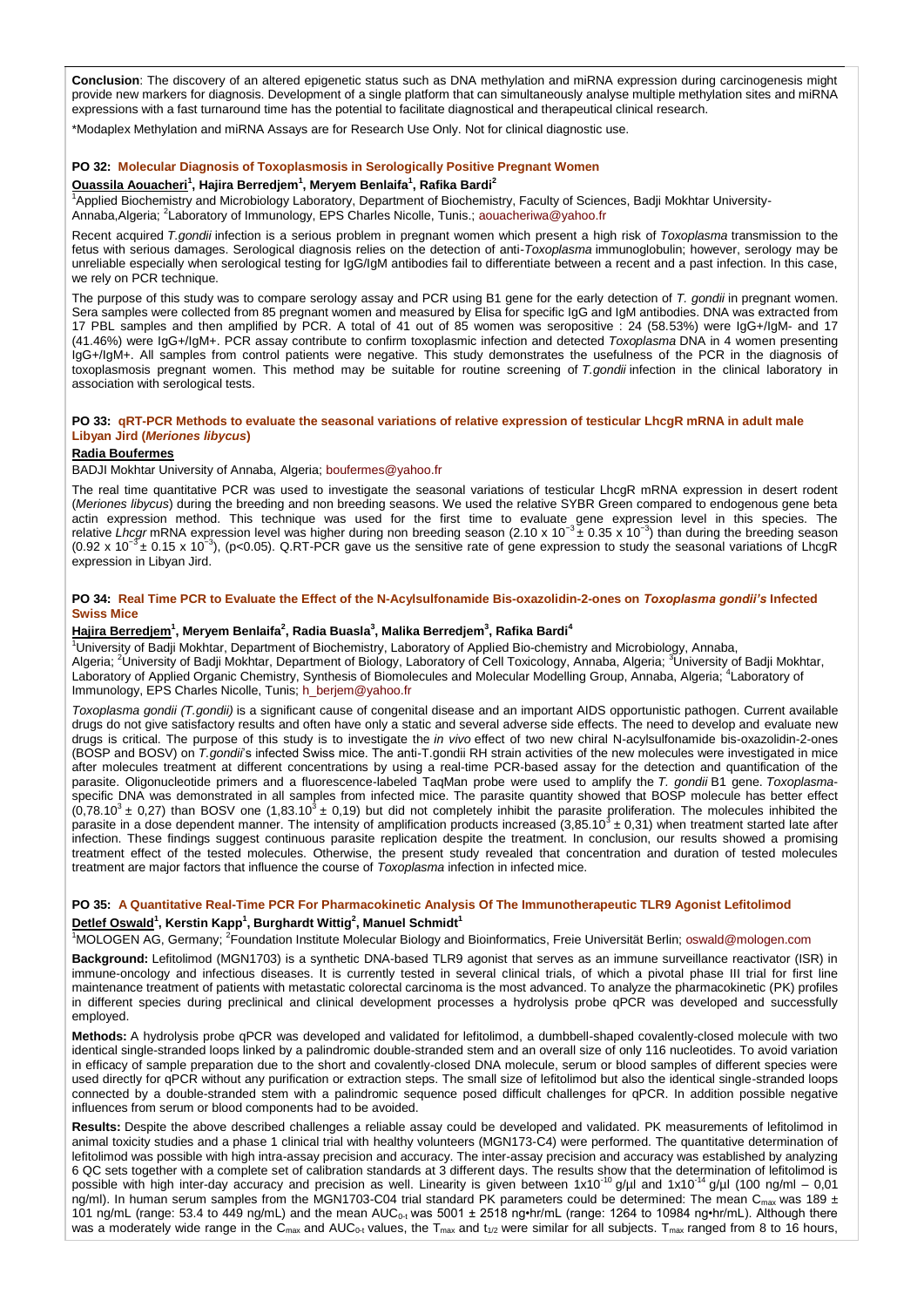**Conclusion**: The discovery of an altered epigenetic status such as DNA methylation and miRNA expression during carcinogenesis might provide new markers for diagnosis. Development of a single platform that can simultaneously analyse multiple methylation sites and miRNA expressions with a fast turnaround time has the potential to facilitate diagnostical and therapeutical clinical research.

*Modaplex Methylation and miRNA Assays are for Research Use Only. Not for clinical diagnostic use.

### PO 32: Molecular Diagnosis of Toxoplasmosis in Serologically Positive Pregnant Women

**Ouassila Aouacheri**[1], **Hajira Berredjem**[1], **Meryem Benlaifa**[1], **Rafika Bardi**[2]

[1]Applied Biochemistry and Microbiology Laboratory, Department of Biochemistry, Faculty of Sciences, Badji Mokhtar University-Annaba,Algeria; [2]Laboratory of Immunology, EPS Charles Nicolle, Tunis.; aouacheriwa@yahoo.fr

Recent acquired *T.gondii* infection is a serious problem in pregnant women which present a high risk of *Toxoplasma* transmission to the fetus with serious damages. Serological diagnosis relies on the detection of anti-*Toxoplasma* immunoglobulin; however, serology may be unreliable especially when serological testing for IgG/IgM antibodies fail to differentiate between a recent and a past infection. In this case, we rely on PCR technique.

The purpose of this study was to compare serology assay and PCR using B1 gene for the early detection of *T. gondii* in pregnant women. Sera samples were collected from 85 pregnant women and measured by Elisa for specific IgG and IgM antibodies. DNA was extracted from 17 PBL samples and then amplified by PCR. A total of 41 out of 85 women was seropositive : 24 (58.53%) were IgG+/IgM- and 17 (41.46%) were IgG+/IgM+. PCR assay contribute to confirm toxoplasmic infection and detected *Toxoplasma* DNA in 4 women presenting IgG+/IgM+. All samples from control patients were negative. This study demonstrates the usefulness of the PCR in the diagnosis of toxoplasmosis pregnant women. This method may be suitable for routine screening of *T.gondii* infection in the clinical laboratory in association with serological tests.

### PO 33: qRT-PCR Methods to evaluate the seasonal variations of relative expression of testicular LhcgR mRNA in adult male Libyan Jird (*Meriones libycus*)

**Radia Boufermes**

BADJI Mokhtar University of Annaba, Algeria; boufermes@yahoo.fr

The real time quantitative PCR was used to investigate the seasonal variations of testicular LhcgR mRNA expression in desert rodent (*Meriones libycus*) during the breeding and non breeding seasons. We used the relative SYBR Green compared to endogenous gene beta actin expression method. This technique was used for the first time to evaluate gene expression level in this species. The relative *Lhcgr* mRNA expression level was higher during non breeding season ($2.10 \times 10^{-3} \pm 0.35 \times 10^{-3}$) than during the breeding season ($0.92 \times 10^{-3} \pm 0.15 \times 10^{-3}$), ($p<0.05$). Q.RT-PCR gave us the sensitive rate of gene expression to study the seasonal variations of LhcgR expression in Libyan Jird.

### PO 34: Real Time PCR to Evaluate the Effect of the N-Acylsulfonamide Bis-oxazolidin-2-ones on *Toxoplasma gondii's* Infected Swiss Mice

**Hajira Berredjem**[1], **Meryem Benlaifa**[2], **Radia Buasla**[3], **Malika Berredjem**[3], **Rafika Bardi**[4]

[1]University of Badji Mokhtar, Department of Biochemistry, Laboratory of Applied Bio-chemistry and Microbiology, Annaba, Algeria; [2]University of Badji Mokhtar, Department of Biology, Laboratory of Cell Toxicology, Annaba, Algeria; [3]University of Badji Mokhtar, Laboratory of Applied Organic Chemistry, Synthesis of Biomolecules and Molecular Modelling Group, Annaba, Algeria; [4]Laboratory of Immunology, EPS Charles Nicolle, Tunis; h_berjem@yahoo.fr

*Toxoplasma gondii (T.gondii)* is a significant cause of congenital disease and an important AIDS opportunistic pathogen. Current available drugs do not give satisfactory results and often have only a static and several adverse side effects. The need to develop and evaluate new drugs is critical. The purpose of this study is to investigate the *in vivo* effect of two new chiral N-acylsulfonamide bis-oxazolidin-2-ones (BOSP and BOSV) on *T.gondii*'s infected Swiss mice. The anti-T.gondii RH strain activities of the new molecules were investigated in mice after molecules treatment at different concentrations by using a real-time PCR-based assay for the detection and quantification of the parasite. Oligonucleotide primers and a fluorescence-labeled TaqMan probe were used to amplify the *T. gondii* B1 gene. *Toxoplasma*-specific DNA was demonstrated in all samples from infected mice. The parasite quantity showed that BOSP molecule has better effect ($0{,}78.10^3 \pm 0{,}27$) than BOSV one ($1{,}83.10^3 \pm 0{,}19$) but did not completely inhibit the parasite proliferation. The molecules inhibited the parasite in a dose dependent manner. The intensity of amplification products increased ($3{,}85.10^3 \pm 0{,}31$) when treatment started late after infection. These findings suggest continuous parasite replication despite the treatment. In conclusion, our results showed a promising treatment effect of the tested molecules. Otherwise, the present study revealed that concentration and duration of tested molecules treatment are major factors that influence the course of *Toxoplasma* infection in infected mice.

### PO 35: A Quantitative Real-Time PCR For Pharmacokinetic Analysis Of The Immunotherapeutic TLR9 Agonist Lefitolimod

**Detlef Oswald**[1], **Kerstin Kapp**[1], **Burghardt Wittig**[2], **Manuel Schmidt**[1]

[1]MOLOGEN AG, Germany; [2]Foundation Institute Molecular Biology and Bioinformatics, Freie Universität Berlin; oswald@mologen.com

**Background:** Lefitolimod (MGN1703) is a synthetic DNA-based TLR9 agonist that serves as an immune surveillance reactivator (ISR) in immune-oncology and infectious diseases. It is currently tested in several clinical trials, of which a pivotal phase III trial for first line maintenance treatment of patients with metastatic colorectal carcinoma is the most advanced. To analyze the pharmacokinetic (PK) profiles in different species during preclinical and clinical development processes a hydrolysis probe qPCR was developed and successfully employed.

**Methods:** A hydrolysis probe qPCR was developed and validated for lefitolimod, a dumbbell-shaped covalently-closed molecule with two identical single-stranded loops linked by a palindromic double-stranded stem and an overall size of only 116 nucleotides. To avoid variation in efficacy of sample preparation due to the short and covalently-closed DNA molecule, serum or blood samples of different species were used directly for qPCR without any purification or extraction steps. The small size of lefitolimod but also the identical single-stranded loops connected by a double-stranded stem with a palindromic sequence posed difficult challenges for qPCR. In addition possible negative influences from serum or blood components had to be avoided.

**Results:** Despite the above described challenges a reliable assay could be developed and validated. PK measurements of lefitolimod in animal toxicity studies and a phase 1 clinical trial with healthy volunteers (MGN173-C4) were performed. The quantitative determination of lefitolimod was possible with high intra-assay precision and accuracy. The inter-assay precision and accuracy was established by analyzing 6 QC sets together with a complete set of calibration standards at 3 different days. The results show that the determination of lefitolimod is possible with high inter-day accuracy and precision as well. Linearity is given between $1\text{x}10^{-10}$ g/µl and $1\text{x}10^{-14}$ g/µl (100 ng/ml – 0,01 ng/ml). In human serum samples from the MGN1703-C04 trial standard PK parameters could be determined: The mean $C_{max}$ was 189 ± 101 ng/mL (range: 53.4 to 449 ng/mL) and the mean $AUC_{0\text{-}t}$ was 5001 ± 2518 ng•hr/mL (range: 1264 to 10984 ng•hr/mL). Although there was a moderately wide range in the $C_{max}$ and $AUC_{0\text{-}t}$ values, the $T_{max}$ and $t_{1/2}$ were similar for all subjects. $T_{max}$ ranged from 8 to 16 hours,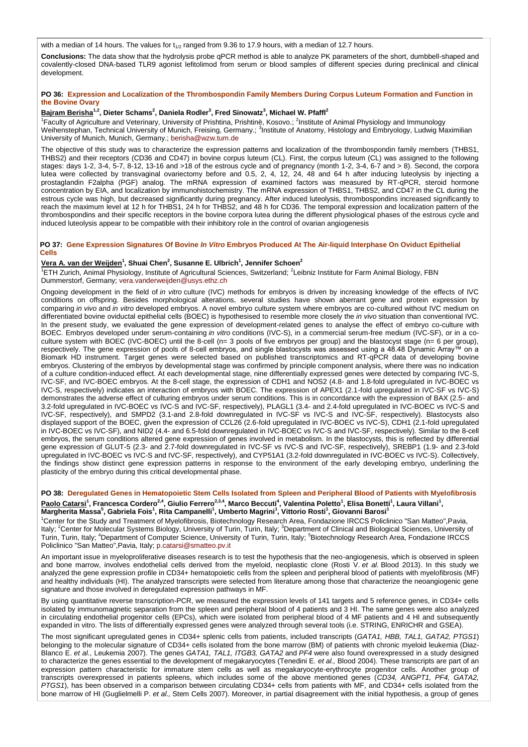with a median of 14 hours. The values for $t_{1/2}$ ranged from 9.36 to 17.9 hours, with a median of 12.7 hours.

**Conclusions:** The data show that the hydrolysis probe qPCR method is able to analyze PK parameters of the short, dumbbell-shaped and covalently-closed DNA-based TLR9 agonist lefitolimod from serum or blood samples of different species during preclinical and clinical development.

### PO 36: Expression and Localization of the Thrombospondin Family Members During Corpus Luteum Formation and Function in the Bovine Ovary

**Bajram Berisha[1,2], Dieter Schams[2], Daniela Rodler[3], Fred Sinowatz[3], Michael W. Pfaffl[2]**

[1]Faculty of Agriculture and Veterinary, University of Prishtina, Prishtinë, Kosovo.; [2]Institute of Animal Physiology and Immunology Weihenstephan, Technical University of Munich, Freising, Germany.; [3]Institute of Anatomy, Histology and Embryology, Ludwig Maximilian University of Munich, Munich, Germany.; berisha@wzw.tum.de

The objective of this study was to characterize the expression patterns and localization of the thrombospondin family members (THBS1, THBS2) and their receptors (CD36 and CD47) in bovine corpus luteum (CL). First, the corpus luteum (CL) was assigned to the following stages: days 1-2, 3-4, 5-7, 8-12, 13-16 and >18 of the estrous cycle and of pregnancy (month 1-2, 3-4, 6-7 and > 8). Second, the corpora lutea were collected by transvaginal ovariectomy before and 0.5, 2, 4, 12, 24, 48 and 64 h after inducing luteolysis by injecting a prostaglandin F2alpha (PGF) analog. The mRNA expression of examined factors was measured by RT-qPCR, steroid hormone concentration by EIA, and localization by immunohistochemistry. The mRNA expression of THBS1, THBS2, and CD47 in the CL during the estrous cycle was high, but decreased significantly during pregnancy. After induced luteolysis, thrombospondins increased significantly to reach the maximum level at 12 h for THBS1, 24 h for THBS2, and 48 h for CD36. The temporal expression and localization pattern of the thrombospondins and their specific receptors in the bovine corpora lutea during the different physiological phases of the estrous cycle and induced luteolysis appear to be compatible with their inhibitory role in the control of ovarian angiogenesis

### PO 37: Gene Expression Signatures Of Bovine *In Vitro* Embryos Produced At The Air-liquid Interphase On Oviduct Epithelial Cells

**Vera A. van der Weijden[1], Shuai Chen[2], Susanne E. Ulbrich[1], Jennifer Schoen[2]**

[1]ETH Zurich, Animal Physiology, Institute of Agricultural Sciences, Switzerland; [2]Leibniz Institute for Farm Animal Biology, FBN Dummerstorf, Germany; vera.vanderweijden@usys.ethz.ch

Ongoing development in the field of *in vitro* culture (IVC) methods for embryos is driven by increasing knowledge of the effects of IVC conditions on offspring. Besides morphological alterations, several studies have shown aberrant gene and protein expression by comparing *in vivo* and *in vitro* developed embryos. A novel embryo culture system where embryos are co-cultured without IVC medium on differentiated bovine oviductal epithelial cells (BOEC) is hypothesised to resemble more closely the *in vivo* situation than conventional IVC. In the present study, we evaluated the gene expression of development-related genes to analyse the effect of embryo co-culture with BOEC. Embryos developed under serum-containing *in vitro* conditions (IVC-S), in a commercial serum-free medium (IVC-SF), or in a co-culture system with BOEC (IVC-BOEC) until the 8-cell (n= 3 pools of five embryos per group) and the blastocyst stage (n= 6 per group), respectively. The gene expression of pools of 8-cell embryos, and single blastocysts was assessed using a 48.48 Dynamic Array™ on a Biomark HD instrument. Target genes were selected based on published transcriptomics and RT-qPCR data of developing bovine embryos. Clustering of the embryos by developmental stage was confirmed by principle component analysis, where there was no indication of a culture condition-induced effect. At each developmental stage, nine differentially expressed genes were detected by comparing IVC-S, IVC-SF, and IVC-BOEC embryos. At the 8-cell stage, the expression of CDH1 and NOS2 (4.8- and 1.8-fold upregulated in IVC-BOEC vs IVC-S, respectively) indicates an interaction of embryos with BOEC. The expression of APEX1 (2.1-fold upregulated in IVC-SF vs IVC-S) demonstrates the adverse effect of culturing embryos under serum conditions. This is in concordance with the expression of BAX (2.5- and 3.2-fold upregulated in IVC-BOEC vs IVC-S and IVC-SF, respectively), PLAGL1 (3.4- and 2.4-fold upregulated in IVC-BOEC vs IVC-S and IVC-SF, respectively), and SMPD2 (3.1-and 2.8-fold downregulated in IVC-SF vs IVC-S and IVC-SF, respectively). Blastocysts also displayed support of the BOEC, given the expression of CCL26 (2.6-fold upregulated in IVC-BOEC vs IVC-S), CDH1 (2.1-fold upregulated in IVC-BOEC vs IVC-SF), and NID2 (4.4- and 6.5-fold downregulated in IVC-BOEC vs IVC-S and IVC-SF, respectively). Similar to the 8-cell embryos, the serum conditions altered gene expression of genes involved in metabolism. In the blastocysts, this is reflected by differential gene expression of GLUT-5 (2.3- and 2.7-fold downregulated in IVC-SF vs IVC-S and IVC-SF, respectively), SREBP1 (1.9- and 2.3-fold upregulated in IVC-BOEC vs IVC-S and IVC-SF, respectively), and CYP51A1 (3.2-fold downregulated in IVC-BOEC vs IVC-S). Collectively, the findings show distinct gene expression patterns in response to the environment of the early developing embryo, underlining the plasticity of the embryo during this critical developmental phase.

### PO 38: Deregulated Genes in Hematopoietic Stem Cells Isolated from Spleen and Peripheral Blood of Patients with Myelofibrosis

**Paolo Catarsi[1], Francesca Cordero[2,4], Giulio Ferrero[2,3,4], Marco Beccuti[4], Valentina Poletto[1], Elisa Bonetti[1], Laura Villani[1], Margherita Massa[5], Gabriela Fois[1], Rita Campanelli[1], Umberto Magrini[1], Vittorio Rosti[1], Giovanni Barosi[1]**

[1]Center for the Study and Treatment of Myelofibrosis, Biotechnology Research Area, Fondazione IRCCS Policlinico "San Matteo",Pavia, Italy; [2]Center for Molecular Systems Biology, University of Turin, Turin, Italy; [3]Department of Clinical and Biological Sciences, University of Turin, Turin, Italy; [4]Department of Computer Science, University of Turin, Turin, Italy; [5]Biotechnology Research Area, Fondazione IRCCS Policlinico "San Matteo",Pavia, Italy; p.catarsi@smatteo.pv.it

An important issue in myeloproliferative diseases research is to test the hypothesis that the neo-angiogenesis, which is observed in spleen and bone marrow, involves endothelial cells derived from the myeloid, neoplastic clone (Rosti V. *et al.* Blood 2013). In this study we analyzed the gene expression profile in CD34+ hematopoietic cells from the spleen and peripheral blood of patients with myelofibrosis (MF) and healthy individuals (HI). The analyzed transcripts were selected from literature among those that characterize the neoangiogenic gene signature and those involved in deregulated expression pathways in MF.

By using quantitative reverse transcription-PCR, we measured the expression levels of 141 targets and 5 reference genes, in CD34+ cells isolated by immunomagnetic separation from the spleen and peripheral blood of 4 patients and 3 HI. The same genes were also analyzed in circulating endothelial progenitor cells (EPCs), which were isolated from peripheral blood of 4 MF patients and 4 HI and subsequently expanded in vitro. The lists of differentially expressed genes were analyzed through several tools (i.e. STRING, ENRICHR and GSEA).

The most significant upregulated genes in CD34+ splenic cells from patients, included transcripts (*GATA1, HBB, TAL1, GATA2, PTGS1*) belonging to the molecular signature of CD34+ cells isolated from the bone marrow (BM) of patients with chronic myeloid leukemia (Diaz-Blanco E. *et al.*, Leukemia 2007). The genes *GATA1, TAL1, ITGB3, GATA2* and *PF4* were also found overexpressed in a study designed to characterize the genes essential to the development of megakaryocytes (Tenedini E. *et al.*, Blood 2004). These transcripts are part of an expression pattern characteristic for immature stem cells as well as megakaryocyte-erythrocyte progenitor cells. Another group of transcripts overexpressed in patients spleens, which includes some of the above mentioned genes (*CD34, ANGPT1, PF4, GATA2, PTGS1*), has been observed in a comparison between circulating CD34+ cells from patients with MF, and CD34+ cells isolated from the bone marrow of HI (Guglielmelli P. *et al.,* Stem Cells 2007). Moreover, in partial disagreement with the initial hypothesis, a group of genes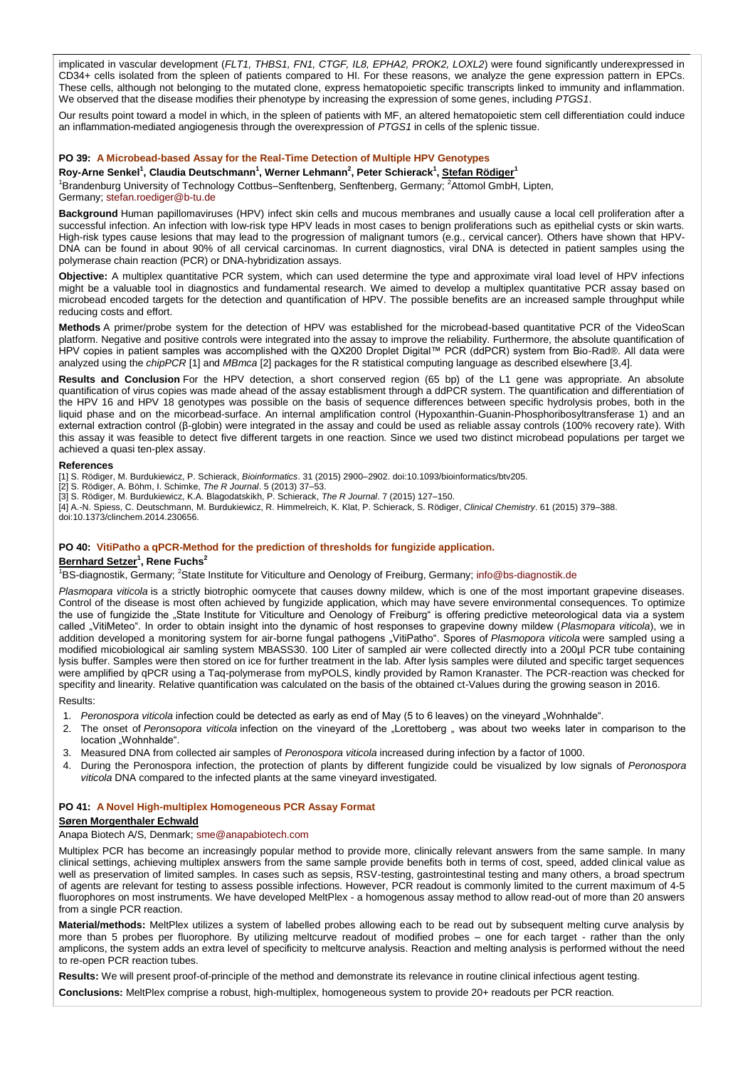implicated in vascular development (*FLT1, THBS1, FN1, CTGF, IL8, EPHA2, PROK2, LOXL2*) were found significantly underexpressed in CD34+ cells isolated from the spleen of patients compared to HI. For these reasons, we analyze the gene expression pattern in EPCs. These cells, although not belonging to the mutated clone, express hematopoietic specific transcripts linked to immunity and inflammation. We observed that the disease modifies their phenotype by increasing the expression of some genes, including *PTGS1*.

Our results point toward a model in which, in the spleen of patients with MF, an altered hematopoietic stem cell differentiation could induce an inflammation-mediated angiogenesis through the overexpression of *PTGS1* in cells of the splenic tissue.

### PO 39: A Microbead-based Assay for the Real-Time Detection of Multiple HPV Genotypes

**Roy-Arne Senkel[1], Claudia Deutschmann[1], Werner Lehmann[2], Peter Schierack[1], Stefan Rödiger[1]**

[1]Brandenburg University of Technology Cottbus–Senftenberg, Senftenberg, Germany; [2]Attomol GmbH, Lipten, Germany; stefan.roediger@b-tu.de

**Background** Human papillomaviruses (HPV) infect skin cells and mucous membranes and usually cause a local cell proliferation after a successful infection. An infection with low-risk type HPV leads in most cases to benign proliferations such as epithelial cysts or skin warts. High-risk types cause lesions that may lead to the progression of malignant tumors (e.g., cervical cancer). Others have shown that HPV-DNA can be found in about 90% of all cervical carcinomas. In current diagnostics, viral DNA is detected in patient samples using the polymerase chain reaction (PCR) or DNA-hybridization assays.

**Objective:** A multiplex quantitative PCR system, which can used determine the type and approximate viral load level of HPV infections might be a valuable tool in diagnostics and fundamental research. We aimed to develop a multiplex quantitative PCR assay based on microbead encoded targets for the detection and quantification of HPV. The possible benefits are an increased sample throughput while reducing costs and effort.

**Methods** A primer/probe system for the detection of HPV was established for the microbead-based quantitative PCR of the VideoScan platform. Negative and positive controls were integrated into the assay to improve the reliability. Furthermore, the absolute quantification of HPV copies in patient samples was accomplished with the QX200 Droplet Digital™ PCR (ddPCR) system from Bio-Rad®. All data were analyzed using the *chipPCR* [1] and *MBmca* [2] packages for the R statistical computing language as described elsewhere [3,4].

**Results and Conclusion** For the HPV detection, a short conserved region (65 bp) of the L1 gene was appropriate. An absolute quantification of virus copies was made ahead of the assay establisment through a ddPCR system. The quantification and differentiation of the HPV 16 and HPV 18 genotypes was possible on the basis of sequence differences between specific hydrolysis probes, both in the liquid phase and on the micorbead-surface. An internal amplification control (Hypoxanthin-Guanin-Phosphoribosyltransferase 1) and an external extraction control (β-globin) were integrated in the assay and could be used as reliable assay controls (100% recovery rate). With this assay it was feasible to detect five different targets in one reaction. Since we used two distinct microbead populations per target we achieved a quasi ten-plex assay.

#### References

[1] S. Rödiger, M. Burdukiewicz, P. Schierack, *Bioinformatics*. 31 (2015) 2900–2902. doi:10.1093/bioinformatics/btv205.
[2] S. Rödiger, A. Böhm, I. Schimke, *The R Journal*. 5 (2013) 37–53.
[3] S. Rödiger, M. Burdukiewicz, K.A. Blagodatskikh, P. Schierack, *The R Journal*. 7 (2015) 127–150.
[4] A.-N. Spiess, C. Deutschmann, M. Burdukiewicz, R. Himmelreich, K. Klat, P. Schierack, S. Rödiger, *Clinical Chemistry*. 61 (2015) 379–388. doi:10.1373/clinchem.2014.230656.

### PO 40: VitiPatho a qPCR-Method for the prediction of thresholds for fungizide application.

**Bernhard Setzer[1], Rene Fuchs[2]**

[1]BS-diagnostik, Germany; [2]State Institute for Viticulture and Oenology of Freiburg, Germany; info@bs-diagnostik.de

*Plasmopara viticola* is a strictly biotrophic oomycete that causes downy mildew, which is one of the most important grapevine diseases. Control of the disease is most often achieved by fungizide application, which may have severe environmental consequences. To optimize the use of fungizide the „State Institute for Viticulture and Oenology of Freiburg" is offering predictive meteorological data via a system called „VitiMeteo". In order to obtain insight into the dynamic of host responses to grapevine downy mildew (*Plasmopara viticola*), we in addition developed a monitoring system for air-borne fungal pathogens „VitiPatho". Spores of *Plasmopora viticola* were sampled using a modified micobiological air samling system MBASS30. 100 Liter of sampled air were collected directly into a 200µl PCR tube containing lysis buffer. Samples were then stored on ice for further treatment in the lab. After lysis samples were diluted and specific target sequences were amplified by qPCR using a Taq-polymerase from myPOLS, kindly provided by Ramon Kranaster. The PCR-reaction was checked for specifity and linearity. Relative quantification was calculated on the basis of the obtained ct-Values during the growing season in 2016.

Results:

1. *Peronospora viticola* infection could be detected as early as end of May (5 to 6 leaves) on the vineyard „Wohnhalde".
2. The onset of *Peronsopora viticola* infection on the vineyard of the „Lorettoberg „ was about two weeks later in comparison to the location „Wohnhalde".
3. Measured DNA from collected air samples of *Peronospora viticola* increased during infection by a factor of 1000.
4. During the Peronospora infection, the protection of plants by different fungizide could be visualized by low signals of *Peronospora viticola* DNA compared to the infected plants at the same vineyard investigated.

### PO 41: A Novel High-multiplex Homogeneous PCR Assay Format

**Søren Morgenthaler Echwald**

Anapa Biotech A/S, Denmark; sme@anapabiotech.com

Multiplex PCR has become an increasingly popular method to provide more, clinically relevant answers from the same sample. In many clinical settings, achieving multiplex answers from the same sample provide benefits both in terms of cost, speed, added clinical value as well as preservation of limited samples. In cases such as sepsis, RSV-testing, gastrointestinal testing and many others, a broad spectrum of agents are relevant for testing to assess possible infections. However, PCR readout is commonly limited to the current maximum of 4-5 fluorophores on most instruments. We have developed MeltPlex - a homogenous assay method to allow read-out of more than 20 answers from a single PCR reaction.

**Material/methods:** MeltPlex utilizes a system of labelled probes allowing each to be read out by subsequent melting curve analysis by more than 5 probes per fluorophore. By utilizing meltcurve readout of modified probes – one for each target - rather than the only amplicons, the system adds an extra level of specificity to meltcurve analysis. Reaction and melting analysis is performed without the need to re-open PCR reaction tubes.

**Results:** We will present proof-of-principle of the method and demonstrate its relevance in routine clinical infectious agent testing.

**Conclusions:** MeltPlex comprise a robust, high-multiplex, homogeneous system to provide 20+ readouts per PCR reaction.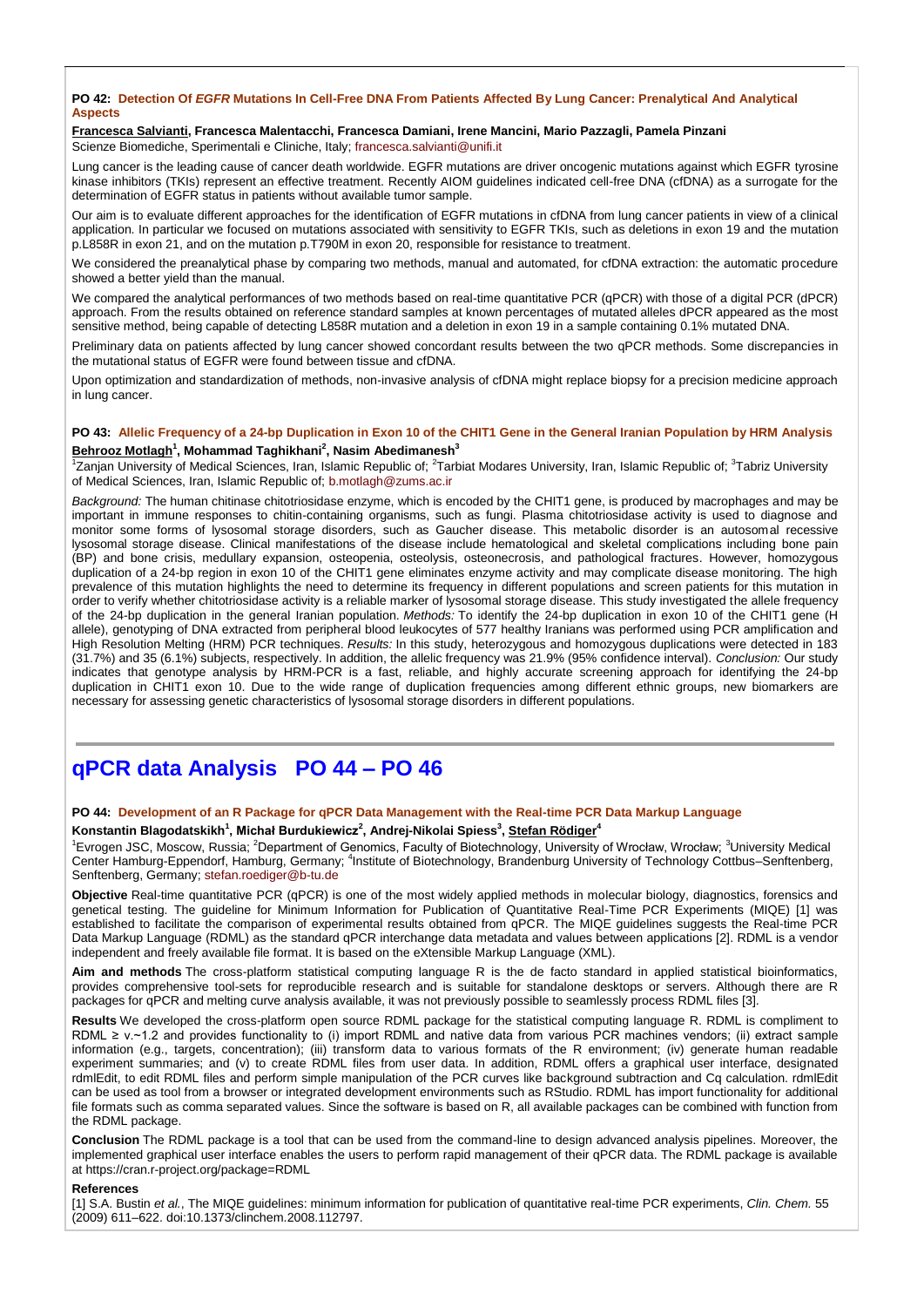**PO 42: Detection Of *EGFR* Mutations In Cell-Free DNA From Patients Affected By Lung Cancer: Prenalytical And Analytical Aspects**

**Francesca Salvianti, Francesca Malentacchi, Francesca Damiani, Irene Mancini, Mario Pazzagli, Pamela Pinzani**
Scienze Biomediche, Sperimentali e Cliniche, Italy; francesca.salvianti@unifi.it

Lung cancer is the leading cause of cancer death worldwide. EGFR mutations are driver oncogenic mutations against which EGFR tyrosine kinase inhibitors (TKIs) represent an effective treatment. Recently AIOM guidelines indicated cell-free DNA (cfDNA) as a surrogate for the determination of EGFR status in patients without available tumor sample.

Our aim is to evaluate different approaches for the identification of EGFR mutations in cfDNA from lung cancer patients in view of a clinical application. In particular we focused on mutations associated with sensitivity to EGFR TKIs, such as deletions in exon 19 and the mutation p.L858R in exon 21, and on the mutation p.T790M in exon 20, responsible for resistance to treatment.

We considered the preanalytical phase by comparing two methods, manual and automated, for cfDNA extraction: the automatic procedure showed a better yield than the manual.

We compared the analytical performances of two methods based on real-time quantitative PCR (qPCR) with those of a digital PCR (dPCR) approach. From the results obtained on reference standard samples at known percentages of mutated alleles dPCR appeared as the most sensitive method, being capable of detecting L858R mutation and a deletion in exon 19 in a sample containing 0.1% mutated DNA.

Preliminary data on patients affected by lung cancer showed concordant results between the two qPCR methods. Some discrepancies in the mutational status of EGFR were found between tissue and cfDNA.

Upon optimization and standardization of methods, non-invasive analysis of cfDNA might replace biopsy for a precision medicine approach in lung cancer.

**PO 43: Allelic Frequency of a 24-bp Duplication in Exon 10 of the CHIT1 Gene in the General Iranian Population by HRM Analysis**

**Behrooz Motlagh[1], Mohammad Taghikhani[2], Nasim Abedimanesh[3]**
[1]Zanjan University of Medical Sciences, Iran, Islamic Republic of; [2]Tarbiat Modares University, Iran, Islamic Republic of; [3]Tabriz University of Medical Sciences, Iran, Islamic Republic of; b.motlagh@zums.ac.ir

*Background:* The human chitinase chitotriosidase enzyme, which is encoded by the CHIT1 gene, is produced by macrophages and may be important in immune responses to chitin-containing organisms, such as fungi. Plasma chitotriosidase activity is used to diagnose and monitor some forms of lysosomal storage disorders, such as Gaucher disease. This metabolic disorder is an autosomal recessive lysosomal storage disease. Clinical manifestations of the disease include hematological and skeletal complications including bone pain (BP) and bone crisis, medullary expansion, osteopenia, osteolysis, osteonecrosis, and pathological fractures. However, homozygous duplication of a 24-bp region in exon 10 of the CHIT1 gene eliminates enzyme activity and may complicate disease monitoring. The high prevalence of this mutation highlights the need to determine its frequency in different populations and screen patients for this mutation in order to verify whether chitotriosidase activity is a reliable marker of lysosomal storage disease. This study investigated the allele frequency of the 24-bp duplication in the general Iranian population. *Methods:* To identify the 24-bp duplication in exon 10 of the CHIT1 gene (H allele), genotyping of DNA extracted from peripheral blood leukocytes of 577 healthy Iranians was performed using PCR amplification and High Resolution Melting (HRM) PCR techniques. *Results:* In this study, heterozygous and homozygous duplications were detected in 183 (31.7%) and 35 (6.1%) subjects, respectively. In addition, the allelic frequency was 21.9% (95% confidence interval). *Conclusion:* Our study indicates that genotype analysis by HRM-PCR is a fast, reliable, and highly accurate screening approach for identifying the 24-bp duplication in CHIT1 exon 10. Due to the wide range of duplication frequencies among different ethnic groups, new biomarkers are necessary for assessing genetic characteristics of lysosomal storage disorders in different populations.

# qPCR data Analysis PO 44 – PO 46

**PO 44: Development of an R Package for qPCR Data Management with the Real-time PCR Data Markup Language**

**Konstantin Blagodatskikh[1], Michał Burdukiewicz[2], Andrej-Nikolai Spiess[3], Stefan Rödiger[4]**
[1]Evrogen JSC, Moscow, Russia; [2]Department of Genomics, Faculty of Biotechnology, University of Wrocław, Wrocław; [3]University Medical Center Hamburg-Eppendorf, Hamburg, Germany; [4]Institute of Biotechnology, Brandenburg University of Technology Cottbus–Senftenberg, Senftenberg, Germany; stefan.roediger@b-tu.de

**Objective** Real-time quantitative PCR (qPCR) is one of the most widely applied methods in molecular biology, diagnostics, forensics and genetical testing. The guideline for Minimum Information for Publication of Quantitative Real-Time PCR Experiments (MIQE) [1] was established to facilitate the comparison of experimental results obtained from qPCR. The MIQE guidelines suggests the Real-time PCR Data Markup Language (RDML) as the standard qPCR interchange data metadata and values between applications [2]. RDML is a vendor independent and freely available file format. It is based on the eXtensible Markup Language (XML).

**Aim and methods** The cross-platform statistical computing language R is the de facto standard in applied statistical bioinformatics, provides comprehensive tool-sets for reproducible research and is suitable for standalone desktops or servers. Although there are R packages for qPCR and melting curve analysis available, it was not previously possible to seamlessly process RDML files [3].

**Results** We developed the cross-platform open source RDML package for the statistical computing language R. RDML is compliment to RDML ≥ v.~1.2 and provides functionality to (i) import RDML and native data from various PCR machines vendors; (ii) extract sample information (e.g., targets, concentration); (iii) transform data to various formats of the R environment; (iv) generate human readable experiment summaries; and (v) to create RDML files from user data. In addition, RDML offers a graphical user interface, designated rdmlEdit, to edit RDML files and perform simple manipulation of the PCR curves like background subtraction and Cq calculation. rdmlEdit can be used as tool from a browser or integrated development environments such as RStudio. RDML has import functionality for additional file formats such as comma separated values. Since the software is based on R, all available packages can be combined with function from the RDML package.

**Conclusion** The RDML package is a tool that can be used from the command-line to design advanced analysis pipelines. Moreover, the implemented graphical user interface enables the users to perform rapid management of their qPCR data. The RDML package is available at https://cran.r-project.org/package=RDML

**References**

[1] S.A. Bustin *et al.*, The MIQE guidelines: minimum information for publication of quantitative real-time PCR experiments, *Clin. Chem.* 55 (2009) 611–622. doi:10.1373/clinchem.2008.112797.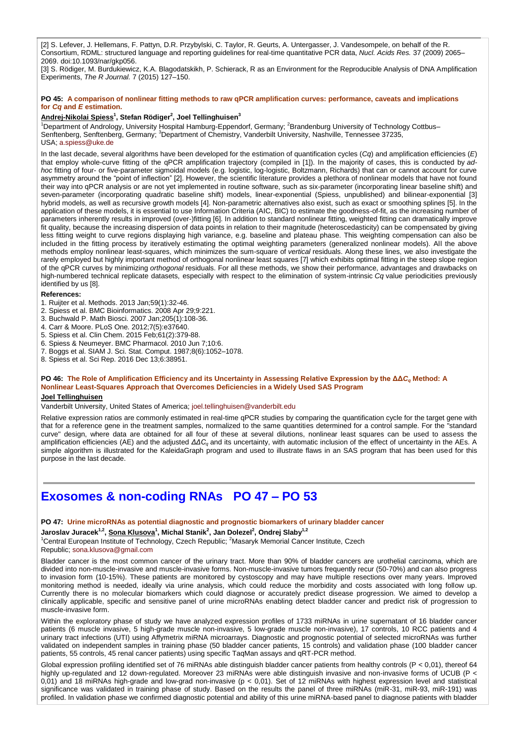[2] S. Lefever, J. Hellemans, F. Pattyn, D.R. Przybylski, C. Taylor, R. Geurts, A. Untergasser, J. Vandesompele, on behalf of the R. Consortium, RDML: structured language and reporting guidelines for real-time quantitative PCR data, *Nucl. Acids Res.* 37 (2009) 2065–2069. doi:10.1093/nar/gkp056.

[3] S. Rödiger, M. Burdukiewicz, K.A. Blagodatskikh, P. Schierack, R as an Environment for the Reproducible Analysis of DNA Amplification Experiments, *The R Journal.* 7 (2015) 127–150.

**PO 45: A comparison of nonlinear fitting methods to raw qPCR amplification curves: performance, caveats and implications for *Cq* and *E* estimation.**

**Andrej-Nikolai Spiess[1], Stefan Rödiger[2], Joel Tellinghuisen[3]**

[1]Department of Andrology, University Hospital Hamburg-Eppendorf, Germany; [2]Brandenburg University of Technology Cottbus–Senftenberg, Senftenberg, Germany; [3]Department of Chemistry, Vanderbilt University, Nashville, Tennessee 37235, USA; a.spiess@uke.de

In the last decade, several algorithms have been developed for the estimation of quantification cycles (*Cq*) and amplification efficiencies (*E*) that employ whole-curve fitting of the qPCR amplification trajectory (compiled in [1]). In the majority of cases, this is conducted by *ad-hoc* fitting of four- or five-parameter sigmoidal models (e.g. logistic, log-logistic, Boltzmann, Richards) that can or cannot account for curve asymmetry around the "point of inflection" [2]. However, the scientific literature provides a plethora of nonlinear models that have not found their way into qPCR analysis or are not yet implemented in routine software, such as six-parameter (incorporating linear baseline shift) and seven-parameter (incorporating quadratic baseline shift) models, linear-exponential (Spiess, unpublished) and bilinear-exponential [3] hybrid models, as well as recursive growth models [4]. Non-parametric alternatives also exist, such as exact or smoothing splines [5]. In the application of these models, it is essential to use Information Criteria (AIC, BIC) to estimate the goodness-of-fit, as the increasing number of parameters inherently results in improved (over-)fitting [6]. In addition to standard nonlinear fitting, weighted fitting can dramatically improve fit quality, because the increasing dispersion of data points in relation to their magnitude (heteroscedasticity) can be compensated by giving less fitting weight to curve regions displaying high variance, e.g. baseline and plateau phase. This weighting compensation can also be included in the fitting process by iteratively estimating the optimal weighting parameters (generalized nonlinear models). All the above methods employ nonlinear least-squares, which minimizes the sum-square of *vertical* residuals. Along these lines, we also investigate the rarely employed but highly important method of orthogonal nonlinear least squares [7] which exhibits optimal fitting in the steep slope region of the qPCR curves by minimizing *orthogonal* residuals. For all these methods, we show their performance, advantages and drawbacks on high-numbered technical replicate datasets, especially with respect to the elimination of system-intrinsic *Cq* value periodicities previously identified by us [8].

**References:**

1. Ruijter et al. Methods. 2013 Jan;59(1):32-46.
2. Spiess et al. BMC Bioinformatics. 2008 Apr 29;9:221.
3. Buchwald P. Math Biosci. 2007 Jan;205(1):108-36.
4. Carr & Moore. PLoS One. 2012;7(5):e37640.
5. Spiess et al. Clin Chem. 2015 Feb;61(2):379-88.
6. Spiess & Neumeyer. BMC Pharmacol. 2010 Jun 7;10:6.
7. Boggs et al. SIAM J. Sci. Stat. Comput. 1987;8(6):1052–1078.
8. Spiess et al. Sci Rep. 2016 Dec 13;6:38951.

**PO 46: The Role of Amplification Efficiency and its Uncertainty in Assessing Relative Expression by the $\Delta\Delta C_q$ Method: A Nonlinear Least-Squares Approach that Overcomes Deficiencies in a Widely Used SAS Program**

**Joel Tellinghuisen**

Vanderbilt University, United States of America; joel.tellinghuisen@vanderbilt.edu

Relative expression ratios are commonly estimated in real-time qPCR studies by comparing the quantification cycle for the target gene with that for a reference gene in the treatment samples, normalized to the same quantities determined for a control sample. For the "standard curve" design, where data are obtained for all four of these at several dilutions, nonlinear least squares can be used to assess the amplification efficiencies (AE) and the adjusted $\Delta\Delta C_q$ and its uncertainty, with automatic inclusion of the effect of uncertainty in the AEs. A simple algorithm is illustrated for the KaleidaGraph program and used to illustrate flaws in an SAS program that has been used for this purpose in the last decade.

# Exosomes & non-coding RNAs PO 47 – PO 53

**PO 47: Urine microRNAs as potential diagnostic and prognostic biomarkers of urinary bladder cancer**

**Jaroslav Juracek[1,2], Sona Klusova[1], Michal Stanik[2], Jan Dolezel[2], Ondrej Slaby[1,2]**

[1]Central European Institute of Technology, Czech Republic; [2]Masaryk Memorial Cancer Institute, Czech Republic; sona.klusova@gmail.com

Bladder cancer is the most common cancer of the urinary tract. More than 90% of bladder cancers are urothelial carcinoma, which are divided into non-muscle-invasive and muscle-invasive forms. Non-muscle-invasive tumors frequently recur (50-70%) and can also progress to invasion form (10-15%). These patients are monitored by cystoscopy and may have multiple resections over many years. Improved monitoring method is needed, ideally via urine analysis, which could reduce the morbidity and costs associated with long follow up. Currently there is no molecular biomarkers which could diagnose or accurately predict disease progression. We aimed to develop a clinically applicable, specific and sensitive panel of urine microRNAs enabling detect bladder cancer and predict risk of progression to muscle-invasive form.

Within the exploratory phase of study we have analyzed expression profiles of 1733 miRNAs in urine supernatant of 16 bladder cancer patients (6 muscle invasive, 5 high-grade muscle non-invasive, 5 low-grade muscle non-invasive), 17 controls, 10 RCC patients and 4 urinary tract infections (UTI) using Affymetrix miRNA microarrays. Diagnostic and prognostic potential of selected microRNAs was further validated on independent samples in training phase (50 bladder cancer patients, 15 controls) and validation phase (100 bladder cancer patients, 55 controls, 45 renal cancer patients) using specific TaqMan assays and qRT-PCR method.

Global expression profiling identified set of 76 miRNAs able distinguish bladder cancer patients from healthy controls ($P < 0{,}01$), thereof 64 highly up-regulated and 12 down-regulated. Moreover 23 miRNAs were able distinguish invasive and non-invasive forms of UCUB ($P < 0{,}01$) and 18 miRNAs high-grade and low-grad non-invasive ($p < 0{,}01$). Set of 12 miRNAs with highest expression level and statistical significance was validated in training phase of study. Based on the results the panel of three miRNAs (miR-31, miR-93, miR-191) was profiled. In validation phase we confirmed diagnostic potential and ability of this urine miRNA-based panel to diagnose patients with bladder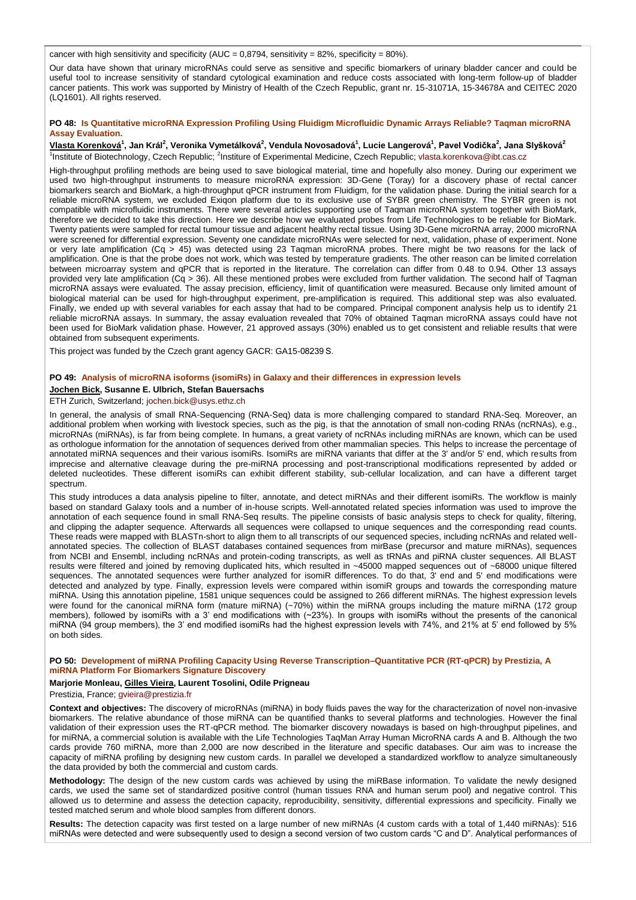cancer with high sensitivity and specificity (AUC = 0,8794, sensitivity = 82%, specificity = 80%).

Our data have shown that urinary microRNAs could serve as sensitive and specific biomarkers of urinary bladder cancer and could be useful tool to increase sensitivity of standard cytological examination and reduce costs associated with long-term follow-up of bladder cancer patients. This work was supported by Ministry of Health of the Czech Republic, grant nr. 15-31071A, 15-34678A and CEITEC 2020 (LQ1601). All rights reserved.

### PO 48: Is Quantitative microRNA Expression Profiling Using Fluidigm Microfluidic Dynamic Arrays Reliable? Taqman microRNA Assay Evaluation.

**Vlasta Korenková[1], Jan Král[2], Veronika Vymetálková[2], Vendula Novosadová[1], Lucie Langerová[1], Pavel Vodička[2], Jana Slyšková[2]**

[1]Institute of Biotechnology, Czech Republic; [2]Institure of Experimental Medicine, Czech Republic; vlasta.korenkova@ibt.cas.cz

High-throughput profiling methods are being used to save biological material, time and hopefully also money. During our experiment we used two high-throughput instruments to measure microRNA expression: 3D-Gene (Toray) for a discovery phase of rectal cancer biomarkers search and BioMark, a high-throughput qPCR instrument from Fluidigm, for the validation phase. During the initial search for a reliable microRNA system, we excluded Exiqon platform due to its exclusive use of SYBR green chemistry. The SYBR green is not compatible with microfluidic instruments. There were several articles supporting use of Taqman microRNA system together with BioMark, therefore we decided to take this direction. Here we describe how we evaluated probes from Life Technologies to be reliable for BioMark. Twenty patients were sampled for rectal tumour tissue and adjacent healthy rectal tissue. Using 3D-Gene microRNA array, 2000 microRNA were screened for differential expression. Seventy one candidate microRNAs were selected for next, validation, phase of experiment. None or very late amplification (Cq > 45) was detected using 23 Taqman microRNA probes. There might be two reasons for the lack of amplification. One is that the probe does not work, which was tested by temperature gradients. The other reason can be limited correlation between microarray system and qPCR that is reported in the literature. The correlation can differ from 0.48 to 0.94. Other 13 assays provided very late amplification (Cq > 36). All these mentioned probes were excluded from further validation. The second half of Taqman microRNA assays were evaluated. The assay precision, efficiency, limit of quantification were measured. Because only limited amount of biological material can be used for high-throughput experiment, pre-amplification is required. This additional step was also evaluated. Finally, we ended up with several variables for each assay that had to be compared. Principal component analysis help us to identify 21 reliable microRNA assays. In summary, the assay evaluation revealed that 70% of obtained Taqman microRNA assays could have not been used for BioMark validation phase. However, 21 approved assays (30%) enabled us to get consistent and reliable results that were obtained from subsequent experiments.

This project was funded by the Czech grant agency GACR: GA15-08239 S.

### PO 49: Analysis of microRNA isoforms (isomiRs) in Galaxy and their differences in expression levels

**Jochen Bick, Susanne E. Ulbrich, Stefan Bauersachs**

ETH Zurich, Switzerland; jochen.bick@usys.ethz.ch

In general, the analysis of small RNA-Sequencing (RNA-Seq) data is more challenging compared to standard RNA-Seq. Moreover, an additional problem when working with livestock species, such as the pig, is that the annotation of small non-coding RNAs (ncRNAs), e.g., microRNAs (miRNAs), is far from being complete. In humans, a great variety of ncRNAs including miRNAs are known, which can be used as orthologue information for the annotation of sequences derived from other mammalian species. This helps to increase the percentage of annotated miRNA sequences and their various isomiRs. IsomiRs are miRNA variants that differ at the 3' and/or 5' end, which results from imprecise and alternative cleavage during the pre-miRNA processing and post-transcriptional modifications represented by added or deleted nucleotides. These different isomiRs can exhibit different stability, sub-cellular localization, and can have a different target spectrum.

This study introduces a data analysis pipeline to filter, annotate, and detect miRNAs and their different isomiRs. The workflow is mainly based on standard Galaxy tools and a number of in-house scripts. Well-annotated related species information was used to improve the annotation of each sequence found in small RNA-Seq results. The pipeline consists of basic analysis steps to check for quality, filtering, and clipping the adapter sequence. Afterwards all sequences were collapsed to unique sequences and the corresponding read counts. These reads were mapped with BLASTn-short to align them to all transcripts of our sequenced species, including ncRNAs and related well-annotated species. The collection of BLAST databases contained sequences from mirBase (precursor and mature miRNAs), sequences from NCBI and Ensembl, including ncRNAs and protein-coding transcripts, as well as tRNAs and piRNA cluster sequences. All BLAST results were filtered and joined by removing duplicated hits, which resulted in ~45000 mapped sequences out of ~68000 unique filtered sequences. The annotated sequences were further analyzed for isomiR differences. To do that, 3' end and 5' end modifications were detected and analyzed by type. Finally, expression levels were compared within isomiR groups and towards the corresponding mature miRNA. Using this annotation pipeline, 1581 unique sequences could be assigned to 266 different miRNAs. The highest expression levels were found for the canonical miRNA form (mature miRNA) (~70%) within the miRNA groups including the mature miRNA (172 group members), followed by isomiRs with a 3' end modifications with (~23%). In groups with isomiRs without the presents of the canonical miRNA (94 group members), the 3' end modified isomiRs had the highest expression levels with 74%, and 21% at 5' end followed by 5% on both sides.

### PO 50: Development of miRNA Profiling Capacity Using Reverse Transcription–Quantitative PCR (RT-qPCR) by Prestizia, A miRNA Platform For Biomarkers Signature Discovery

**Marjorie Monleau, Gilles Vieira, Laurent Tosolini, Odile Prigneau**

Prestizia, France; gvieira@prestizia.fr

**Context and objectives:** The discovery of microRNAs (miRNA) in body fluids paves the way for the characterization of novel non-invasive biomarkers. The relative abundance of those miRNA can be quantified thanks to several platforms and technologies. However the final validation of their expression uses the RT-qPCR method. The biomarker discovery nowadays is based on high-throughput pipelines, and for miRNA, a commercial solution is available with the Life Technologies TaqMan Array Human MicroRNA cards A and B. Although the two cards provide 760 miRNA, more than 2,000 are now described in the literature and specific databases. Our aim was to increase the capacity of miRNA profiling by designing new custom cards. In parallel we developed a standardized workflow to analyze simultaneously the data provided by both the commercial and custom cards.

**Methodology:** The design of the new custom cards was achieved by using the miRBase information. To validate the newly designed cards, we used the same set of standardized positive control (human tissues RNA and human serum pool) and negative control. This allowed us to determine and assess the detection capacity, reproducibility, sensitivity, differential expressions and specificity. Finally we tested matched serum and whole blood samples from different donors.

**Results:** The detection capacity was first tested on a large number of new miRNAs (4 custom cards with a total of 1,440 miRNAs): 516 miRNAs were detected and were subsequently used to design a second version of two custom cards "C and D". Analytical performances of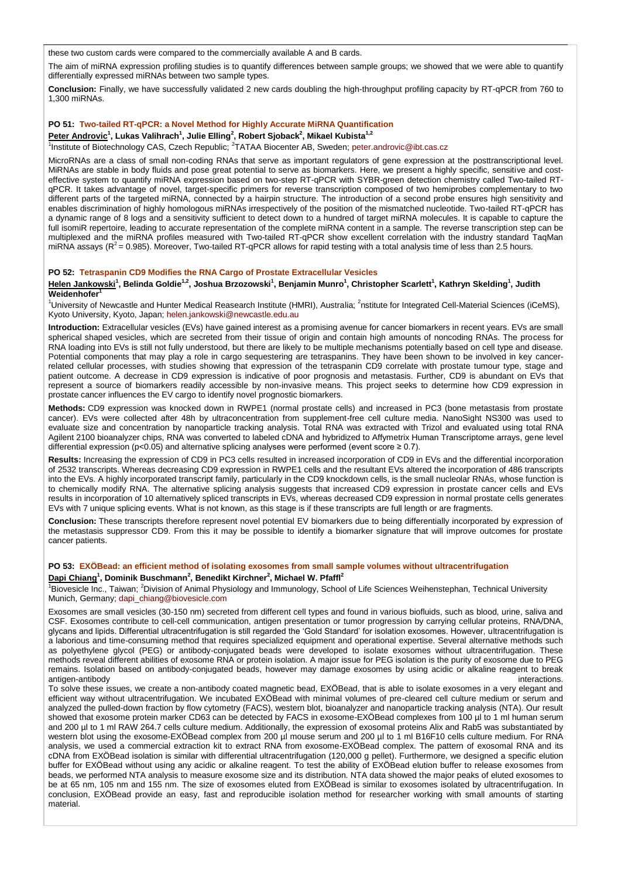these two custom cards were compared to the commercially available A and B cards.

The aim of miRNA expression profiling studies is to quantify differences between sample groups; we showed that we were able to quantify differentially expressed miRNAs between two sample types.

**Conclusion:** Finally, we have successfully validated 2 new cards doubling the high-throughput profiling capacity by RT-qPCR from 760 to 1,300 miRNAs.

### PO 51: Two-tailed RT-qPCR: a Novel Method for Highly Accurate MiRNA Quantification

**Peter Androvic[1], Lukas Valihrach[1], Julie Elling[2], Robert Sjoback[2], Mikael Kubista[1,2]**

[1]Institute of Biotechnology CAS, Czech Republic; [2]TATAA Biocenter AB, Sweden; peter.androvic@ibt.cas.cz

MicroRNAs are a class of small non-coding RNAs that serve as important regulators of gene expression at the posttranscriptional level. MiRNAs are stable in body fluids and pose great potential to serve as biomarkers. Here, we present a highly specific, sensitive and cost-effective system to quantify miRNA expression based on two-step RT-qPCR with SYBR-green detection chemistry called Two-tailed RT-qPCR. It takes advantage of novel, target-specific primers for reverse transcription composed of two hemiprobes complementary to two different parts of the targeted miRNA, connected by a hairpin structure. The introduction of a second probe ensures high sensitivity and enables discrimination of highly homologous miRNAs irrespectively of the position of the mismatched nucleotide. Two-tailed RT-qPCR has a dynamic range of 8 logs and a sensitivity sufficient to detect down to a hundred of target miRNA molecules. It is capable to capture the full isomiR repertoire, leading to accurate representation of the complete miRNA content in a sample. The reverse transcription step can be multiplexed and the miRNA profiles measured with Two-tailed RT-qPCR show excellent correlation with the industry standard TaqMan miRNA assays ($R^2$ = 0.985). Moreover, Two-tailed RT-qPCR allows for rapid testing with a total analysis time of less than 2.5 hours.

### PO 52: Tetraspanin CD9 Modifies the RNA Cargo of Prostate Extracellular Vesicles

**Helen Jankowski[1], Belinda Goldie[1,2], Joshua Brzozowski[1], Benjamin Munro[1], Christopher Scarlett[1], Kathryn Skelding[1], Judith Weidenhofer[1]**

[1]University of Newcastle and Hunter Medical Reasearch Institute (HMRI), Australia; [2]nstitute for Integrated Cell-Material Sciences (iCeMS), Kyoto University, Kyoto, Japan; helen.jankowski@newcastle.edu.au

**Introduction:** Extracellular vesicles (EVs) have gained interest as a promising avenue for cancer biomarkers in recent years. EVs are small spherical shaped vesicles, which are secreted from their tissue of origin and contain high amounts of noncoding RNAs. The process for RNA loading into EVs is still not fully understood, but there are likely to be multiple mechanisms potentially based on cell type and disease. Potential components that may play a role in cargo sequestering are tetraspanins. They have been shown to be involved in key cancer-related cellular processes, with studies showing that expression of the tetraspanin CD9 correlate with prostate tumour type, stage and patient outcome. A decrease in CD9 expression is indicative of poor prognosis and metastasis. Further, CD9 is abundant on EVs that represent a source of biomarkers readily accessible by non-invasive means. This project seeks to determine how CD9 expression in prostate cancer influences the EV cargo to identify novel prognostic biomarkers.

**Methods:** CD9 expression was knocked down in RWPE1 (normal prostate cells) and increased in PC3 (bone metastasis from prostate cancer). EVs were collected after 48h by ultraconcentration from supplement-free cell culture media. NanoSight NS300 was used to evaluate size and concentration by nanoparticle tracking analysis. Total RNA was extracted with Trizol and evaluated using total RNA Agilent 2100 bioanalyzer chips, RNA was converted to labeled cDNA and hybridized to Affymetrix Human Transcriptome arrays, gene level differential expression ($p<0.05$) and alternative splicing analyses were performed (event score ≥ 0.7).

**Results:** Increasing the expression of CD9 in PC3 cells resulted in increased incorporation of CD9 in EVs and the differential incorporation of 2532 transcripts. Whereas decreasing CD9 expression in RWPE1 cells and the resultant EVs altered the incorporation of 486 transcripts into the EVs. A highly incorporated transcript family, particularly in the CD9 knockdown cells, is the small nucleolar RNAs, whose function is to chemically modify RNA. The alternative splicing analysis suggests that increased CD9 expression in prostate cancer cells and EVs results in incorporation of 10 alternatively spliced transcripts in EVs, whereas decreased CD9 expression in normal prostate cells generates EVs with 7 unique splicing events. What is not known, as this stage is if these transcripts are full length or are fragments.

**Conclusion:** These transcripts therefore represent novel potential EV biomarkers due to being differentially incorporated by expression of the metastasis suppressor CD9. From this it may be possible to identify a biomarker signature that will improve outcomes for prostate cancer patients.

### PO 53: EXÖBead: an efficient method of isolating exosomes from small sample volumes without ultracentrifugation

**Dapi Chiang[1], Dominik Buschmann[2], Benedikt Kirchner[2], Michael W. Pfaffl[2]**

[1]Biovesicle Inc., Taiwan; [2]Division of Animal Physiology and Immunology, School of Life Sciences Weihenstephan, Technical University Munich, Germany; dapi_chiang@biovesicle.com

Exosomes are small vesicles (30-150 nm) secreted from different cell types and found in various biofluids, such as blood, urine, saliva and CSF. Exosomes contribute to cell-cell communication, antigen presentation or tumor progression by carrying cellular proteins, RNA/DNA, glycans and lipids. Differential ultracentrifugation is still regarded the 'Gold Standard' for isolation exosomes. However, ultracentrifugation is a laborious and time-consuming method that requires specialized equipment and operational expertise. Several alternative methods such as polyethylene glycol (PEG) or antibody-conjugated beads were developed to isolate exosomes without ultracentrifugation. These methods reveal different abilities of exosome RNA or protein isolation. A major issue for PEG isolation is the purity of exosome due to PEG remains. Isolation based on antibody-conjugated beads, however may damage exosomes by using acidic or alkaline reagent to break antigen-antibody interactions.

To solve these issues, we create a non-antibody coated magnetic bead, EXÖBead, that is able to isolate exosomes in a very elegant and efficient way without ultracentrifugation. We incubated EXÖBead with minimal volumes of pre-cleared cell culture medium or serum and analyzed the pulled-down fraction by flow cytometry (FACS), western blot, bioanalyzer and nanoparticle tracking analysis (NTA). Our result showed that exosome protein marker CD63 can be detected by FACS in exosome-EXÖBead complexes from 100 µl to 1 ml human serum and 200 µl to 1 ml RAW 264.7 cells culture medium. Additionally, the expression of exosomal proteins Alix and Rab5 was substantiated by western blot using the exosome-EXÖBead complex from 200 µl mouse serum and 200 µl to 1 ml B16F10 cells culture medium. For RNA analysis, we used a commercial extraction kit to extract RNA from exosome-EXÖBead complex. The pattern of exosomal RNA and its cDNA from EXÖBead isolation is similar with differential ultracentrifugation (120,000 g pellet). Furthermore, we designed a specific elution buffer for EXÖBead without using any acidic or alkaline reagent. To test the ability of EXÖBead elution buffer to release exosomes from beads, we performed NTA analysis to measure exosome size and its distribution. NTA data showed the major peaks of eluted exosomes to be at 65 nm, 105 nm and 155 nm. The size of exosomes eluted from EXÖBead is similar to exosomes isolated by ultracentrifugation. In conclusion, EXÖBead provide an easy, fast and reproducible isolation method for researcher working with small amounts of starting material.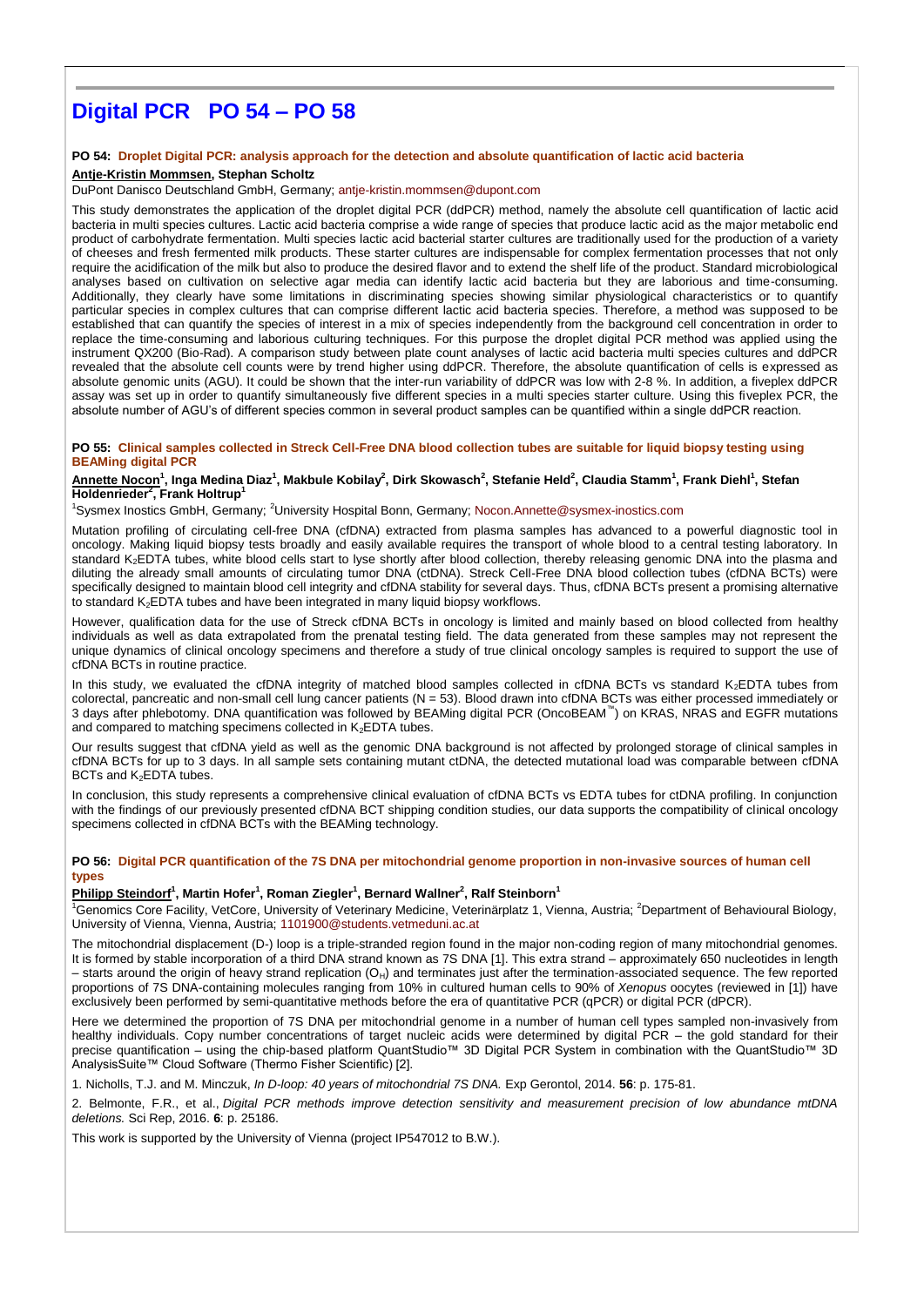# Digital PCR PO 54 – PO 58

### PO 54: Droplet Digital PCR: analysis approach for the detection and absolute quantification of lactic acid bacteria

**Antje-Kristin Mommsen, Stephan Scholtz**

DuPont Danisco Deutschland GmbH, Germany; antje-kristin.mommsen@dupont.com

This study demonstrates the application of the droplet digital PCR (ddPCR) method, namely the absolute cell quantification of lactic acid bacteria in multi species cultures. Lactic acid bacteria comprise a wide range of species that produce lactic acid as the major metabolic end product of carbohydrate fermentation. Multi species lactic acid bacterial starter cultures are traditionally used for the production of a variety of cheeses and fresh fermented milk products. These starter cultures are indispensable for complex fermentation processes that not only require the acidification of the milk but also to produce the desired flavor and to extend the shelf life of the product. Standard microbiological analyses based on cultivation on selective agar media can identify lactic acid bacteria but they are laborious and time-consuming. Additionally, they clearly have some limitations in discriminating species showing similar physiological characteristics or to quantify particular species in complex cultures that can comprise different lactic acid bacteria species. Therefore, a method was supposed to be established that can quantify the species of interest in a mix of species independently from the background cell concentration in order to replace the time-consuming and laborious culturing techniques. For this purpose the droplet digital PCR method was applied using the instrument QX200 (Bio-Rad). A comparison study between plate count analyses of lactic acid bacteria multi species cultures and ddPCR revealed that the absolute cell counts were by trend higher using ddPCR. Therefore, the absolute quantification of cells is expressed as absolute genomic units (AGU). It could be shown that the inter-run variability of ddPCR was low with 2-8 %. In addition, a fiveplex ddPCR assay was set up in order to quantify simultaneously five different species in a multi species starter culture. Using this fiveplex PCR, the absolute number of AGU's of different species common in several product samples can be quantified within a single ddPCR reaction.

### PO 55: Clinical samples collected in Streck Cell-Free DNA blood collection tubes are suitable for liquid biopsy testing using BEAMing digital PCR

**Annette Nocon[1], Inga Medina Diaz[1], Makbule Kobilay[2], Dirk Skowasch[2], Stefanie Held[2], Claudia Stamm[1], Frank Diehl[1], Stefan Holdenrieder[2], Frank Holtrup[1]**

[1]Sysmex Inostics GmbH, Germany; [2]University Hospital Bonn, Germany; Nocon.Annette@sysmex-inostics.com

Mutation profiling of circulating cell-free DNA (cfDNA) extracted from plasma samples has advanced to a powerful diagnostic tool in oncology. Making liquid biopsy tests broadly and easily available requires the transport of whole blood to a central testing laboratory. In standard $K_2$EDTA tubes, white blood cells start to lyse shortly after blood collection, thereby releasing genomic DNA into the plasma and diluting the already small amounts of circulating tumor DNA (ctDNA). Streck Cell-Free DNA blood collection tubes (cfDNA BCTs) were specifically designed to maintain blood cell integrity and cfDNA stability for several days. Thus, cfDNA BCTs present a promising alternative to standard $K_2$EDTA tubes and have been integrated in many liquid biopsy workflows.

However, qualification data for the use of Streck cfDNA BCTs in oncology is limited and mainly based on blood collected from healthy individuals as well as data extrapolated from the prenatal testing field. The data generated from these samples may not represent the unique dynamics of clinical oncology specimens and therefore a study of true clinical oncology samples is required to support the use of cfDNA BCTs in routine practice.

In this study, we evaluated the cfDNA integrity of matched blood samples collected in cfDNA BCTs vs standard $K_2$EDTA tubes from colorectal, pancreatic and non-small cell lung cancer patients (N = 53). Blood drawn into cfDNA BCTs was either processed immediately or 3 days after phlebotomy. DNA quantification was followed by BEAMing digital PCR (OncoBEAM™) on KRAS, NRAS and EGFR mutations and compared to matching specimens collected in $K_2$EDTA tubes.

Our results suggest that cfDNA yield as well as the genomic DNA background is not affected by prolonged storage of clinical samples in cfDNA BCTs for up to 3 days. In all sample sets containing mutant ctDNA, the detected mutational load was comparable between cfDNA BCTs and $K_2$EDTA tubes.

In conclusion, this study represents a comprehensive clinical evaluation of cfDNA BCTs vs EDTA tubes for ctDNA profiling. In conjunction with the findings of our previously presented cfDNA BCT shipping condition studies, our data supports the compatibility of clinical oncology specimens collected in cfDNA BCTs with the BEAMing technology.

### PO 56: Digital PCR quantification of the 7S DNA per mitochondrial genome proportion in non-invasive sources of human cell types

**Philipp Steindorf[1], Martin Hofer[1], Roman Ziegler[1], Bernard Wallner[2], Ralf Steinborn[1]**

[1]Genomics Core Facility, VetCore, University of Veterinary Medicine, Veterinärplatz 1, Vienna, Austria; [2]Department of Behavioural Biology, University of Vienna, Vienna, Austria; 1101900@students.vetmeduni.ac.at

The mitochondrial displacement (D-) loop is a triple-stranded region found in the major non-coding region of many mitochondrial genomes. It is formed by stable incorporation of a third DNA strand known as 7S DNA [1]. This extra strand – approximately 650 nucleotides in length – starts around the origin of heavy strand replication ($O_H$) and terminates just after the termination-associated sequence. The few reported proportions of 7S DNA-containing molecules ranging from 10% in cultured human cells to 90% of *Xenopus* oocytes (reviewed in [1]) have exclusively been performed by semi-quantitative methods before the era of quantitative PCR (qPCR) or digital PCR (dPCR).

Here we determined the proportion of 7S DNA per mitochondrial genome in a number of human cell types sampled non-invasively from healthy individuals. Copy number concentrations of target nucleic acids were determined by digital PCR – the gold standard for their precise quantification – using the chip-based platform QuantStudio™ 3D Digital PCR System in combination with the QuantStudio™ 3D AnalysisSuite™ Cloud Software (Thermo Fisher Scientific) [2].

1. Nicholls, T.J. and M. Minczuk, *In D-loop: 40 years of mitochondrial 7S DNA.* Exp Gerontol, 2014. **56**: p. 175-81.

2. Belmonte, F.R., et al., *Digital PCR methods improve detection sensitivity and measurement precision of low abundance mtDNA deletions.* Sci Rep, 2016. **6**: p. 25186.

This work is supported by the University of Vienna (project IP547012 to B.W.).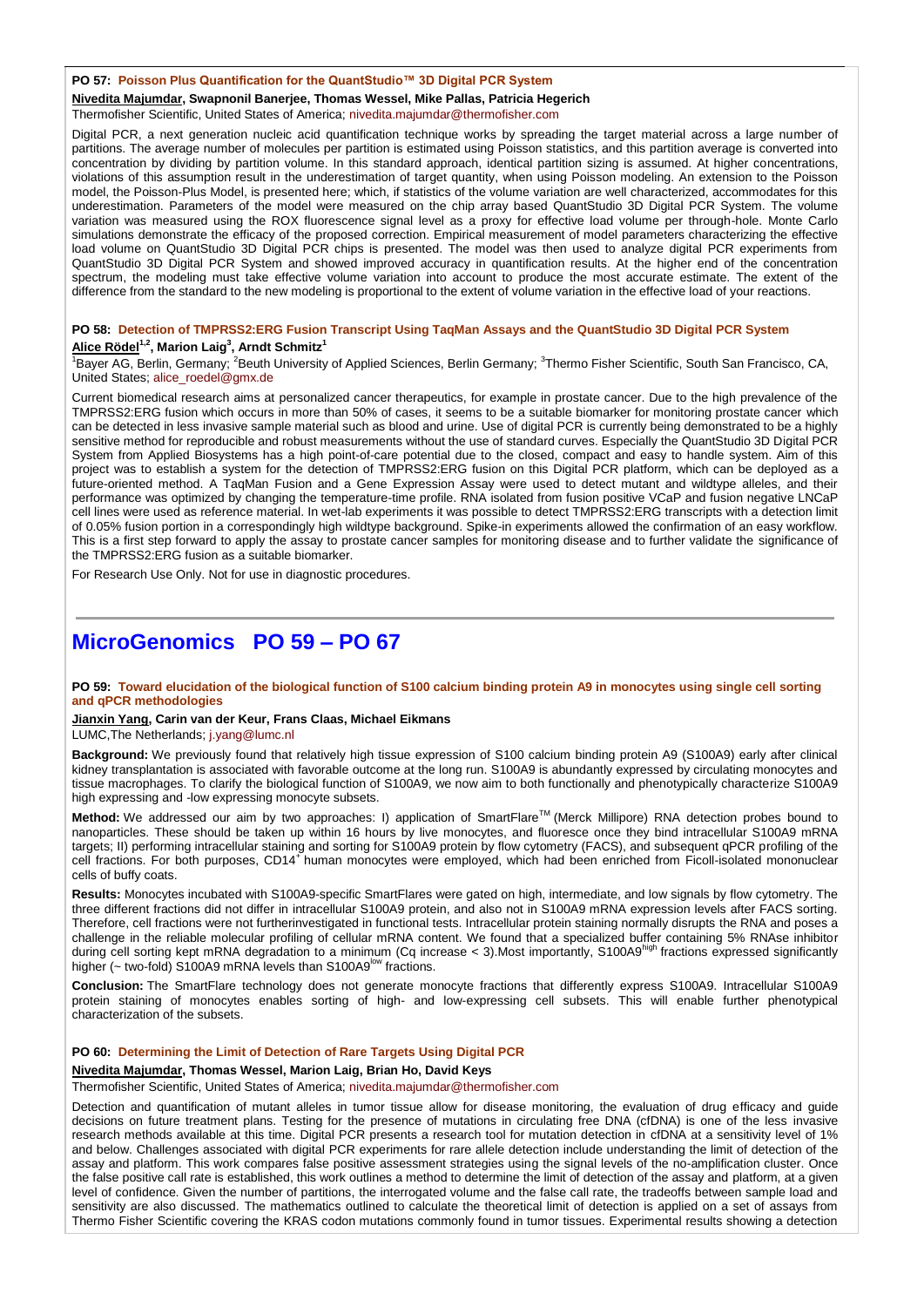**PO 57: Poisson Plus Quantification for the QuantStudio™ 3D Digital PCR System**

**Nivedita Majumdar, Swapnonil Banerjee, Thomas Wessel, Mike Pallas, Patricia Hegerich**

Thermofisher Scientific, United States of America; nivedita.majumdar@thermofisher.com

Digital PCR, a next generation nucleic acid quantification technique works by spreading the target material across a large number of partitions. The average number of molecules per partition is estimated using Poisson statistics, and this partition average is converted into concentration by dividing by partition volume. In this standard approach, identical partition sizing is assumed. At higher concentrations, violations of this assumption result in the underestimation of target quantity, when using Poisson modeling. An extension to the Poisson model, the Poisson-Plus Model, is presented here; which, if statistics of the volume variation are well characterized, accommodates for this underestimation. Parameters of the model were measured on the chip array based QuantStudio 3D Digital PCR System. The volume variation was measured using the ROX fluorescence signal level as a proxy for effective load volume per through-hole. Monte Carlo simulations demonstrate the efficacy of the proposed correction. Empirical measurement of model parameters characterizing the effective load volume on QuantStudio 3D Digital PCR chips is presented. The model was then used to analyze digital PCR experiments from QuantStudio 3D Digital PCR System and showed improved accuracy in quantification results. At the higher end of the concentration spectrum, the modeling must take effective volume variation into account to produce the most accurate estimate. The extent of the difference from the standard to the new modeling is proportional to the extent of volume variation in the effective load of your reactions.

**PO 58: Detection of TMPRSS2:ERG Fusion Transcript Using TaqMan Assays and the QuantStudio 3D Digital PCR System**

**Alice Rödel[1,2], Marion Laig[3], Arndt Schmitz[1]**

[1]Bayer AG, Berlin, Germany; [2]Beuth University of Applied Sciences, Berlin Germany; [3]Thermo Fisher Scientific, South San Francisco, CA, United States; alice_roedel@gmx.de

Current biomedical research aims at personalized cancer therapeutics, for example in prostate cancer. Due to the high prevalence of the TMPRSS2:ERG fusion which occurs in more than 50% of cases, it seems to be a suitable biomarker for monitoring prostate cancer which can be detected in less invasive sample material such as blood and urine. Use of digital PCR is currently being demonstrated to be a highly sensitive method for reproducible and robust measurements without the use of standard curves. Especially the QuantStudio 3D Digital PCR System from Applied Biosystems has a high point-of-care potential due to the closed, compact and easy to handle system. Aim of this project was to establish a system for the detection of TMPRSS2:ERG fusion on this Digital PCR platform, which can be deployed as a future-oriented method. A TaqMan Fusion and a Gene Expression Assay were used to detect mutant and wildtype alleles, and their performance was optimized by changing the temperature-time profile. RNA isolated from fusion positive VCaP and fusion negative LNCaP cell lines were used as reference material. In wet-lab experiments it was possible to detect TMPRSS2:ERG transcripts with a detection limit of 0.05% fusion portion in a correspondingly high wildtype background. Spike-in experiments allowed the confirmation of an easy workflow. This is a first step forward to apply the assay to prostate cancer samples for monitoring disease and to further validate the significance of the TMPRSS2:ERG fusion as a suitable biomarker.

For Research Use Only. Not for use in diagnostic procedures.

# MicroGenomics PO 59 – PO 67

**PO 59: Toward elucidation of the biological function of S100 calcium binding protein A9 in monocytes using single cell sorting and qPCR methodologies**

**Jianxin Yang, Carin van der Keur, Frans Claas, Michael Eikmans**

LUMC,The Netherlands; j.yang@lumc.nl

**Background:** We previously found that relatively high tissue expression of S100 calcium binding protein A9 (S100A9) early after clinical kidney transplantation is associated with favorable outcome at the long run. S100A9 is abundantly expressed by circulating monocytes and tissue macrophages. To clarify the biological function of S100A9, we now aim to both functionally and phenotypically characterize S100A9 high expressing and -low expressing monocyte subsets.

**Method:** We addressed our aim by two approaches: I) application of SmartFlare™ (Merck Millipore) RNA detection probes bound to nanoparticles. These should be taken up within 16 hours by live monocytes, and fluoresce once they bind intracellular S100A9 mRNA targets; II) performing intracellular staining and sorting for S100A9 protein by flow cytometry (FACS), and subsequent qPCR profiling of the cell fractions. For both purposes, $CD14^+$ human monocytes were employed, which had been enriched from Ficoll-isolated mononuclear cells of buffy coats.

**Results:** Monocytes incubated with S100A9-specific SmartFlares were gated on high, intermediate, and low signals by flow cytometry. The three different fractions did not differ in intracellular S100A9 protein, and also not in S100A9 mRNA expression levels after FACS sorting. Therefore, cell fractions were not furtherinvestigated in functional tests. Intracellular protein staining normally disrupts the RNA and poses a challenge in the reliable molecular profiling of cellular mRNA content. We found that a specialized buffer containing 5% RNAse inhibitor during cell sorting kept mRNA degradation to a minimum (Cq increase < 3).Most importantly, $S100A9^{high}$ fractions expressed significantly higher (~ two-fold) S100A9 mRNA levels than $S100A9^{low}$ fractions.

**Conclusion:** The SmartFlare technology does not generate monocyte fractions that differently express S100A9. Intracellular S100A9 protein staining of monocytes enables sorting of high- and low-expressing cell subsets. This will enable further phenotypical characterization of the subsets.

**PO 60: Determining the Limit of Detection of Rare Targets Using Digital PCR**

**Nivedita Majumdar, Thomas Wessel, Marion Laig, Brian Ho, David Keys**

Thermofisher Scientific, United States of America; nivedita.majumdar@thermofisher.com

Detection and quantification of mutant alleles in tumor tissue allow for disease monitoring, the evaluation of drug efficacy and guide decisions on future treatment plans. Testing for the presence of mutations in circulating free DNA (cfDNA) is one of the less invasive research methods available at this time. Digital PCR presents a research tool for mutation detection in cfDNA at a sensitivity level of 1% and below. Challenges associated with digital PCR experiments for rare allele detection include understanding the limit of detection of the assay and platform. This work compares false positive assessment strategies using the signal levels of the no-amplification cluster. Once the false positive call rate is established, this work outlines a method to determine the limit of detection of the assay and platform, at a given level of confidence. Given the number of partitions, the interrogated volume and the false call rate, the tradeoffs between sample load and sensitivity are also discussed. The mathematics outlined to calculate the theoretical limit of detection is applied on a set of assays from Thermo Fisher Scientific covering the KRAS codon mutations commonly found in tumor tissues. Experimental results showing a detection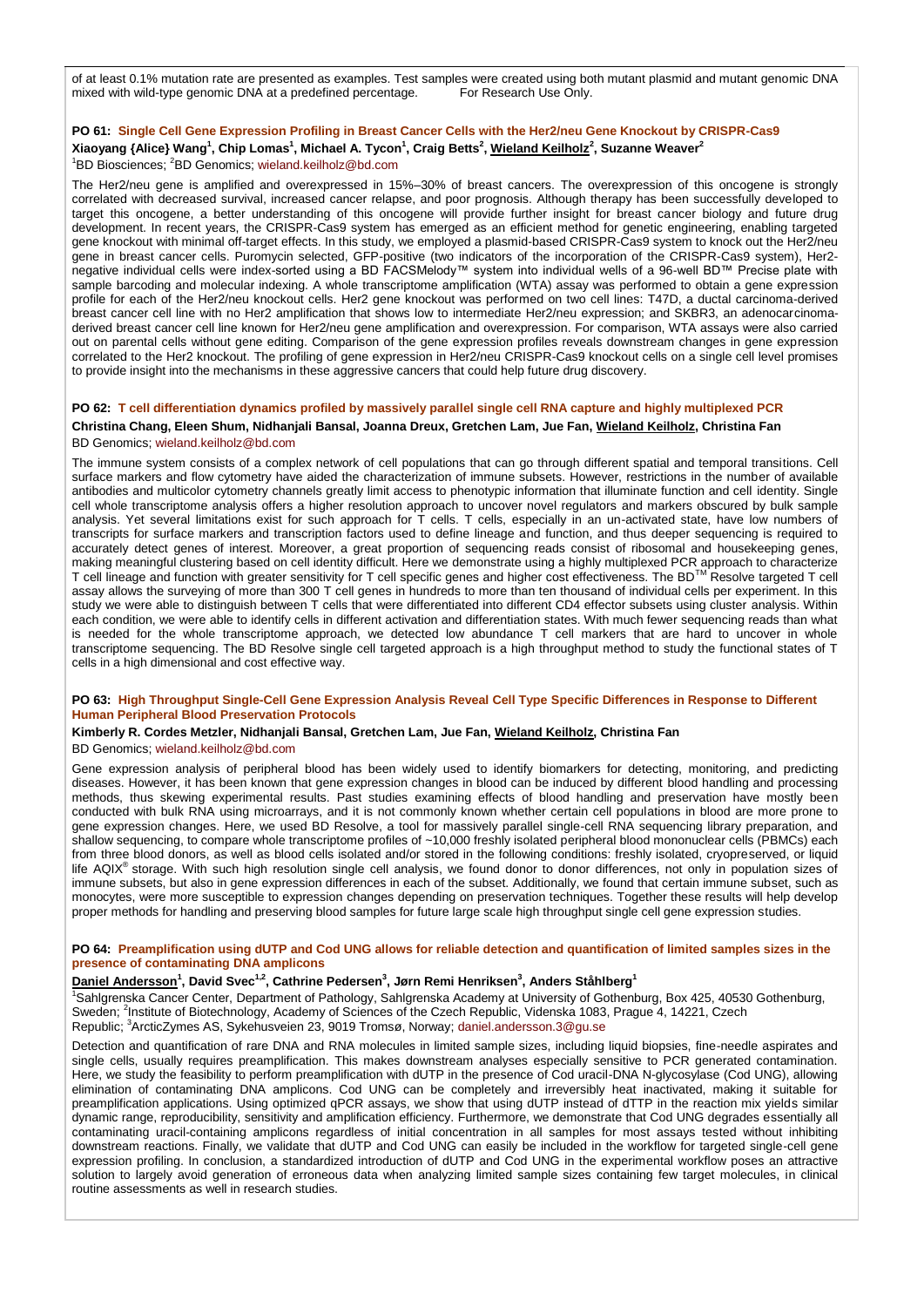of at least 0.1% mutation rate are presented as examples. Test samples were created using both mutant plasmid and mutant genomic DNA mixed with wild-type genomic DNA at a predefined percentage. For Research Use Only.

### PO 61: Single Cell Gene Expression Profiling in Breast Cancer Cells with the Her2/neu Gene Knockout by CRISPR-Cas9

**Xiaoyang {Alice} Wang[1], Chip Lomas[1], Michael A. Tycon[1], Craig Betts[2], Wieland Keilholz[2], Suzanne Weaver[2]**

[1]BD Biosciences; [2]BD Genomics; wieland.keilholz@bd.com

The Her2/neu gene is amplified and overexpressed in 15%–30% of breast cancers. The overexpression of this oncogene is strongly correlated with decreased survival, increased cancer relapse, and poor prognosis. Although therapy has been successfully developed to target this oncogene, a better understanding of this oncogene will provide further insight for breast cancer biology and future drug development. In recent years, the CRISPR-Cas9 system has emerged as an efficient method for genetic engineering, enabling targeted gene knockout with minimal off-target effects. In this study, we employed a plasmid-based CRISPR-Cas9 system to knock out the Her2/neu gene in breast cancer cells. Puromycin selected, GFP-positive (two indicators of the incorporation of the CRISPR-Cas9 system), Her2-negative individual cells were index-sorted using a BD FACSMelody™ system into individual wells of a 96-well BD™ Precise plate with sample barcoding and molecular indexing. A whole transcriptome amplification (WTA) assay was performed to obtain a gene expression profile for each of the Her2/neu knockout cells. Her2 gene knockout was performed on two cell lines: T47D, a ductal carcinoma-derived breast cancer cell line with no Her2 amplification that shows low to intermediate Her2/neu expression; and SKBR3, an adenocarcinoma-derived breast cancer cell line known for Her2/neu gene amplification and overexpression. For comparison, WTA assays were also carried out on parental cells without gene editing. Comparison of the gene expression profiles reveals downstream changes in gene expression correlated to the Her2 knockout. The profiling of gene expression in Her2/neu CRISPR-Cas9 knockout cells on a single cell level promises to provide insight into the mechanisms in these aggressive cancers that could help future drug discovery.

### PO 62: T cell differentiation dynamics profiled by massively parallel single cell RNA capture and highly multiplexed PCR

**Christina Chang, Eleen Shum, Nidhanjali Bansal, Joanna Dreux, Gretchen Lam, Jue Fan, Wieland Keilholz, Christina Fan**

BD Genomics; wieland.keilholz@bd.com

The immune system consists of a complex network of cell populations that can go through different spatial and temporal transitions. Cell surface markers and flow cytometry have aided the characterization of immune subsets. However, restrictions in the number of available antibodies and multicolor cytometry channels greatly limit access to phenotypic information that illuminate function and cell identity. Single cell whole transcriptome analysis offers a higher resolution approach to uncover novel regulators and markers obscured by bulk sample analysis. Yet several limitations exist for such approach for T cells. T cells, especially in an un-activated state, have low numbers of transcripts for surface markers and transcription factors used to define lineage and function, and thus deeper sequencing is required to accurately detect genes of interest. Moreover, a great proportion of sequencing reads consist of ribosomal and housekeeping genes, making meaningful clustering based on cell identity difficult. Here we demonstrate using a highly multiplexed PCR approach to characterize T cell lineage and function with greater sensitivity for T cell specific genes and higher cost effectiveness. The BD™ Resolve targeted T cell assay allows the surveying of more than 300 T cell genes in hundreds to more than ten thousand of individual cells per experiment. In this study we were able to distinguish between T cells that were differentiated into different CD4 effector subsets using cluster analysis. Within each condition, we were able to identify cells in different activation and differentiation states. With much fewer sequencing reads than what is needed for the whole transcriptome approach, we detected low abundance T cell markers that are hard to uncover in whole transcriptome sequencing. The BD Resolve single cell targeted approach is a high throughput method to study the functional states of T cells in a high dimensional and cost effective way.

### PO 63: High Throughput Single-Cell Gene Expression Analysis Reveal Cell Type Specific Differences in Response to Different Human Peripheral Blood Preservation Protocols

**Kimberly R. Cordes Metzler, Nidhanjali Bansal, Gretchen Lam, Jue Fan, Wieland Keilholz, Christina Fan**

BD Genomics; wieland.keilholz@bd.com

Gene expression analysis of peripheral blood has been widely used to identify biomarkers for detecting, monitoring, and predicting diseases. However, it has been known that gene expression changes in blood can be induced by different blood handling and processing methods, thus skewing experimental results. Past studies examining effects of blood handling and preservation have mostly been conducted with bulk RNA using microarrays, and it is not commonly known whether certain cell populations in blood are more prone to gene expression changes. Here, we used BD Resolve, a tool for massively parallel single-cell RNA sequencing library preparation, and shallow sequencing, to compare whole transcriptome profiles of ~10,000 freshly isolated peripheral blood mononuclear cells (PBMCs) each from three blood donors, as well as blood cells isolated and/or stored in the following conditions: freshly isolated, cryopreserved, or liquid life AQIX® storage. With such high resolution single cell analysis, we found donor to donor differences, not only in population sizes of immune subsets, but also in gene expression differences in each of the subset. Additionally, we found that certain immune subset, such as monocytes, were more susceptible to expression changes depending on preservation techniques. Together these results will help develop proper methods for handling and preserving blood samples for future large scale high throughput single cell gene expression studies.

### PO 64: Preamplification using dUTP and Cod UNG allows for reliable detection and quantification of limited samples sizes in the presence of contaminating DNA amplicons

**Daniel Andersson[1], David Svec[1,2], Cathrine Pedersen[3], Jørn Remi Henriksen[3], Anders Ståhlberg[1]**

[1]Sahlgrenska Cancer Center, Department of Pathology, Sahlgrenska Academy at University of Gothenburg, Box 425, 40530 Gothenburg, Sweden; [2]Institute of Biotechnology, Academy of Sciences of the Czech Republic, Videnska 1083, Prague 4, 14221, Czech Republic; [3]ArcticZymes AS, Sykehusveien 23, 9019 Tromsø, Norway; daniel.andersson.3@gu.se

Detection and quantification of rare DNA and RNA molecules in limited sample sizes, including liquid biopsies, fine-needle aspirates and single cells, usually requires preamplification. This makes downstream analyses especially sensitive to PCR generated contamination. Here, we study the feasibility to perform preamplification with dUTP in the presence of Cod uracil-DNA N-glycosylase (Cod UNG), allowing elimination of contaminating DNA amplicons. Cod UNG can be completely and irreversibly heat inactivated, making it suitable for preamplification applications. Using optimized qPCR assays, we show that using dUTP instead of dTTP in the reaction mix yields similar dynamic range, reproducibility, sensitivity and amplification efficiency. Furthermore, we demonstrate that Cod UNG degrades essentially all contaminating uracil-containing amplicons regardless of initial concentration in all samples for most assays tested without inhibiting downstream reactions. Finally, we validate that dUTP and Cod UNG can easily be included in the workflow for targeted single-cell gene expression profiling. In conclusion, a standardized introduction of dUTP and Cod UNG in the experimental workflow poses an attractive solution to largely avoid generation of erroneous data when analyzing limited sample sizes containing few target molecules, in clinical routine assessments as well in research studies.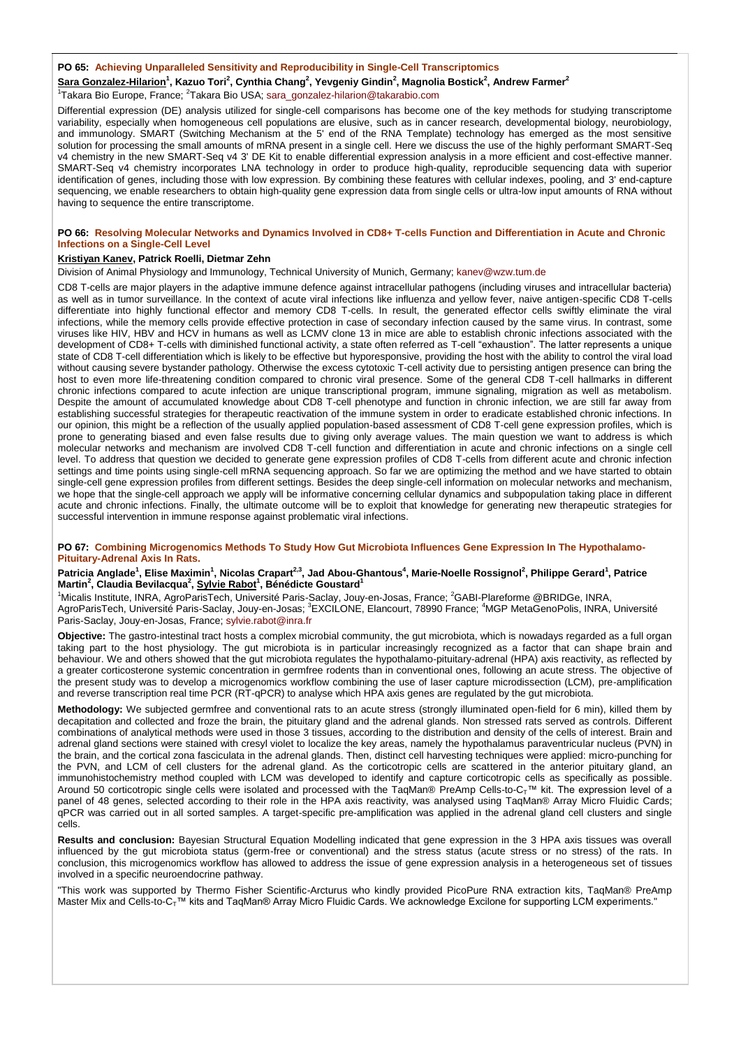### PO 65: Achieving Unparalleled Sensitivity and Reproducibility in Single-Cell Transcriptomics

**<u>Sara Gonzalez-Hilarion</u>[1], Kazuo Tori[2], Cynthia Chang[2], Yevgeniy Gindin[2], Magnolia Bostick[2], Andrew Farmer[2]**

[1]Takara Bio Europe, France; [2]Takara Bio USA; sara_gonzalez-hilarion@takarabio.com

Differential expression (DE) analysis utilized for single-cell comparisons has become one of the key methods for studying transcriptome variability, especially when homogeneous cell populations are elusive, such as in cancer research, developmental biology, neurobiology, and immunology. SMART (Switching Mechanism at the 5' end of the RNA Template) technology has emerged as the most sensitive solution for processing the small amounts of mRNA present in a single cell. Here we discuss the use of the highly performant SMART-Seq v4 chemistry in the new SMART-Seq v4 3' DE Kit to enable differential expression analysis in a more efficient and cost-effective manner. SMART-Seq v4 chemistry incorporates LNA technology in order to produce high-quality, reproducible sequencing data with superior identification of genes, including those with low expression. By combining these features with cellular indexes, pooling, and 3' end-capture sequencing, we enable researchers to obtain high-quality gene expression data from single cells or ultra-low input amounts of RNA without having to sequence the entire transcriptome.

### PO 66: Resolving Molecular Networks and Dynamics Involved in CD8+ T-cells Function and Differentiation in Acute and Chronic Infections on a Single-Cell Level

**<u>Kristiyan Kanev</u>, Patrick Roelli, Dietmar Zehn**

Division of Animal Physiology and Immunology, Technical University of Munich, Germany; kanev@wzw.tum.de

CD8 T-cells are major players in the adaptive immune defence against intracellular pathogens (including viruses and intracellular bacteria) as well as in tumor surveillance. In the context of acute viral infections like influenza and yellow fever, naive antigen-specific CD8 T-cells differentiate into highly functional effector and memory CD8 T-cells. In result, the generated effector cells swiftly eliminate the viral infections, while the memory cells provide effective protection in case of secondary infection caused by the same virus. In contrast, some viruses like HIV, HBV and HCV in humans as well as LCMV clone 13 in mice are able to establish chronic infections associated with the development of CD8+ T-cells with diminished functional activity, a state often referred as T-cell "exhaustion". The latter represents a unique state of CD8 T-cell differentiation which is likely to be effective but hyporesponsive, providing the host with the ability to control the viral load without causing severe bystander pathology. Otherwise the excess cytotoxic T-cell activity due to persisting antigen presence can bring the host to even more life-threatening condition compared to chronic viral presence. Some of the general CD8 T-cell hallmarks in different chronic infections compared to acute infection are unique transcriptional program, immune signaling, migration as well as metabolism. Despite the amount of accumulated knowledge about CD8 T-cell phenotype and function in chronic infection, we are still far away from establishing successful strategies for therapeutic reactivation of the immune system in order to eradicate established chronic infections. In our opinion, this might be a reflection of the usually applied population-based assessment of CD8 T-cell gene expression profiles, which is prone to generating biased and even false results due to giving only average values. The main question we want to address is which molecular networks and mechanism are involved CD8 T-cell function and differentiation in acute and chronic infections on a single cell level. To address that question we decided to generate gene expression profiles of CD8 T-cells from different acute and chronic infection settings and time points using single-cell mRNA sequencing approach. So far we are optimizing the method and we have started to obtain single-cell gene expression profiles from different settings. Besides the deep single-cell information on molecular networks and mechanism, we hope that the single-cell approach we apply will be informative concerning cellular dynamics and subpopulation taking place in different acute and chronic infections. Finally, the ultimate outcome will be to exploit that knowledge for generating new therapeutic strategies for successful intervention in immune response against problematic viral infections.

### PO 67: Combining Microgenomics Methods To Study How Gut Microbiota Influences Gene Expression In The Hypothalamo-Pituitary-Adrenal Axis In Rats.

**Patricia Anglade[1], Elise Maximin[1], Nicolas Crapart[2,3], Jad Abou-Ghantous[4], Marie-Noelle Rossignol[2], Philippe Gerard[1], Patrice Martin[2], Claudia Bevilacqua[2], <u>Sylvie Rabot</u>[1], Bénédicte Goustard[1]**

[1]Micalis Institute, INRA, AgroParisTech, Université Paris-Saclay, Jouy-en-Josas, France; [2]GABI-Plareforme @BRIDGe, INRA, AgroParisTech, Université Paris-Saclay, Jouy-en-Josas; [3]EXCILONE, Elancourt, 78990 France; [4]MGP MetaGenoPolis, INRA, Université Paris-Saclay, Jouy-en-Josas, France; sylvie.rabot@inra.fr

**Objective:** The gastro-intestinal tract hosts a complex microbial community, the gut microbiota, which is nowadays regarded as a full organ taking part to the host physiology. The gut microbiota is in particular increasingly recognized as a factor that can shape brain and behaviour. We and others showed that the gut microbiota regulates the hypothalamo-pituitary-adrenal (HPA) axis reactivity, as reflected by a greater corticosterone systemic concentration in germfree rodents than in conventional ones, following an acute stress. The objective of the present study was to develop a microgenomics workflow combining the use of laser capture microdissection (LCM), pre-amplification and reverse transcription real time PCR (RT-qPCR) to analyse which HPA axis genes are regulated by the gut microbiota.

**Methodology:** We subjected germfree and conventional rats to an acute stress (strongly illuminated open-field for 6 min), killed them by decapitation and collected and froze the brain, the pituitary gland and the adrenal glands. Non stressed rats served as controls. Different combinations of analytical methods were used in those 3 tissues, according to the distribution and density of the cells of interest. Brain and adrenal gland sections were stained with cresyl violet to localize the key areas, namely the hypothalamus paraventricular nucleus (PVN) in the brain, and the cortical zona fasciculata in the adrenal glands. Then, distinct cell harvesting techniques were applied: micro-punching for the PVN, and LCM of cell clusters for the adrenal gland. As the corticotropic cells are scattered in the anterior pituitary gland, an immunohistochemistry method coupled with LCM was developed to identify and capture corticotropic cells as specifically as possible. Around 50 corticotropic single cells were isolated and processed with the TaqMan® PreAmp Cells-to-$C_T$™ kit. The expression level of a panel of 48 genes, selected according to their role in the HPA axis reactivity, was analysed using TaqMan® Array Micro Fluidic Cards; qPCR was carried out in all sorted samples. A target-specific pre-amplification was applied in the adrenal gland cell clusters and single cells.

**Results and conclusion:** Bayesian Structural Equation Modelling indicated that gene expression in the 3 HPA axis tissues was overall influenced by the gut microbiota status (germ-free or conventional) and the stress status (acute stress or no stress) of the rats. In conclusion, this microgenomics workflow has allowed to address the issue of gene expression analysis in a heterogeneous set of tissues involved in a specific neuroendocrine pathway.

"This work was supported by Thermo Fisher Scientific-Arcturus who kindly provided PicoPure RNA extraction kits, TaqMan® PreAmp Master Mix and Cells-to-$C_T$™ kits and TaqMan® Array Micro Fluidic Cards. We acknowledge Excilone for supporting LCM experiments."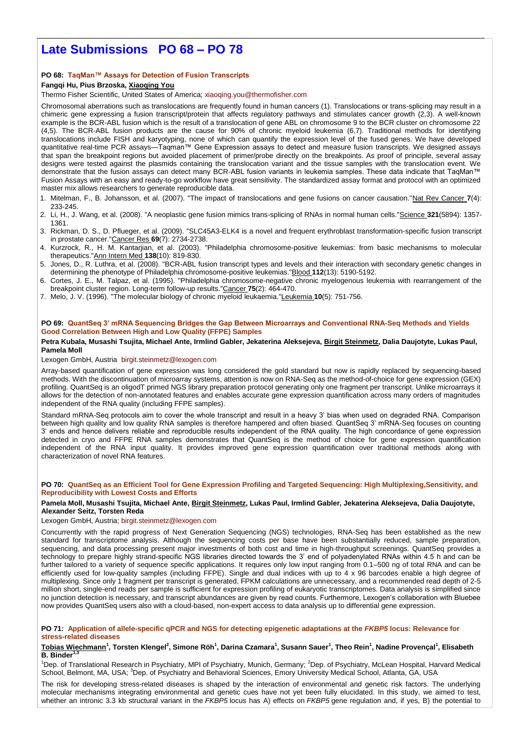# Late Submissions PO 68 – PO 78

### PO 68: TaqMan™ Assays for Detection of Fusion Transcripts

**Fangqi Hu, Pius Brzoska, Xiaoqing You**

Thermo Fisher Scientific, United States of America; xiaoqing.you@thermofisher.com

Chromosomal aberrations such as translocations are frequently found in human cancers (1). Translocations or trans-splicing may result in a chimeric gene expressing a fusion transcript/protein that affects regulatory pathways and stimulates cancer growth (2,3). A well-known example is the BCR-ABL fusion which is the result of a translocation of gene ABL on chromosome 9 to the BCR cluster on chromosome 22 (4,5). The BCR-ABL fusion products are the cause for 90% of chronic myeloid leukemia (6,7). Traditional methods for identifying translocations include FISH and karyotyping, none of which can quantify the expression level of the fused genes. We have developed quantitative real-time PCR assays—Taqman™ Gene Expression assays to detect and measure fusion transcripts. We designed assays that span the breakpoint regions but avoided placement of primer/probe directly on the breakpoints. As proof of principle, several assay designs were tested against the plasmids containing the translocation variant and the tissue samples with the translocation event. We demonstrate that the fusion assays can detect many BCR-ABL fusion variants in leukemia samples. These data indicate that TaqMan™ Fusion Assays with an easy and ready-to-go workflow have great sensitivity. The standardized assay format and protocol with an optimized master mix allows researchers to generate reproducible data.

1. Mitelman, F., B. Johansson, et al. (2007). "The impact of translocations and gene fusions on cancer causation."Nat Rev Cancer **7**(4): 233-245.
2. Li, H., J. Wang, et al. (2008). "A neoplastic gene fusion mimics trans-splicing of RNAs in normal human cells."Science **321**(5894): 1357-1361.
3. Rickman, D. S., D. Pflueger, et al. (2009). "SLC45A3-ELK4 is a novel and frequent erythroblast transformation-specific fusion transcript in prostate cancer."Cancer Res **69**(7): 2734-2738.
4. Kurzrock, R., H. M. Kantarjian, et al. (2003). "Philadelphia chromosome-positive leukemias: from basic mechanisms to molecular therapeutics."Ann Intern Med **138**(10): 819-830.
5. Jones, D., R. Luthra, et al. (2008). "BCR-ABL fusion transcript types and levels and their interaction with secondary genetic changes in determining the phenotype of Philadelphia chromosome-positive leukemias."Blood **112**(13): 5190-5192.
6. Cortes, J. E., M. Talpaz, et al. (1995). "Philadelphia chromosome-negative chronic myelogenous leukemia with rearrangement of the breakpoint cluster region. Long-term follow-up results."Cancer **75**(2): 464-470.
7. Melo, J. V. (1996). "The molecular biology of chronic myeloid leukaemia."Leukemia **10**(5): 751-756.

### PO 69: QuantSeq 3' mRNA Sequencing Bridges the Gap Between Microarrays and Conventional RNA-Seq Methods and Yields Good Correlation Between High and Low Quality (FFPE) Samples

**Petra Kubala, Musashi Tsujita, Michael Ante, Irmlind Gabler, Jekaterina Aleksejeva, Birgit Steinmetz, Dalia Daujotyte, Lukas Paul, Pamela Moll**

Lexogen GmbH, Austria birgit.steinmetz@lexogen.com

Array-based quantification of gene expression was long considered the gold standard but now is rapidly replaced by sequencing-based methods. With the discontinuation of microarray systems, attention is now on RNA-Seq as the method-of-choice for gene expression (GEX) profiling. QuantSeq is an oligodT primed NGS library preparation protocol generating only one fragment per transcript. Unlike microarrays it allows for the detection of non-annotated features and enables accurate gene expression quantification across many orders of magnitudes independent of the RNA quality (including FFPE samples).

Standard mRNA-Seq protocols aim to cover the whole transcript and result in a heavy 3' bias when used on degraded RNA. Comparison between high quality and low quality RNA samples is therefore hampered and often biased. QuantSeq 3' mRNA-Seq focuses on counting 3' ends and hence delivers reliable and reproducible results independent of the RNA quality. The high concordance of gene expression detected in cryo and FFPE RNA samples demonstrates that QuantSeq is the method of choice for gene expression quantification independent of the RNA input quality. It provides improved gene expression quantification over traditional methods along with characterization of novel RNA features.

### PO 70: QuantSeq as an Efficient Tool for Gene Expression Profiling and Targeted Sequencing: High Multiplexing,Sensitivity, and Reproducibility with Lowest Costs and Efforts

**Pamela Moll, Musashi Tsujita, Michael Ante, Birgit Steinmetz, Lukas Paul, Irmlind Gabler, Jekaterina Aleksejeva, Dalia Daujotyte, Alexander Seitz, Torsten Reda**

Lexogen GmbH, Austria; birgit.steinmetz@lexogen.com

Concurrently with the rapid progress of Next Generation Sequencing (NGS) technologies, RNA-Seq has been established as the new standard for transcriptome analysis. Although the sequencing costs per base have been substantially reduced, sample preparation, sequencing, and data processing present major investments of both cost and time in high-throughput screenings. QuantSeq provides a technology to prepare highly strand-specific NGS libraries directed towards the 3' end of polyadenylated RNAs within 4.5 h and can be further tailored to a variety of sequence specific applications. It requires only low input ranging from 0.1–500 ng of total RNA and can be efficiently used for low-quality samples (including FFPE). Single and dual indices with up to 4 x 96 barcodes enable a high degree of multiplexing. Since only 1 fragment per transcript is generated, FPKM calculations are unnecessary, and a recommended read depth of 2-5 million short, single-end reads per sample is sufficient for expression profiling of eukaryotic transcriptomes. Data analysis is simplified since no junction detection is necessary, and transcript abundances are given by read counts. Furthermore, Lexogen's collaboration with Bluebee now provides QuantSeq users also with a cloud-based, non-expert access to data analysis up to differential gene expression.

### PO 71: Application of allele-specific qPCR and NGS for detecting epigenetic adaptations at the *FKBP5* locus: Relevance for stress-related diseases

**Tobias Wiechmann[1], Torsten Klengel[2], Simone Röh[1], Darina Czamara[1], Susann Sauer[1], Theo Rein[1], Nadine Provençal[1], Elisabeth B. Binder[1,3]**

[1]Dep. of Translational Research in Psychiatry, MPI of Psychiatry, Munich, Germany; [2]Dep. of Psychiatry, McLean Hospital, Harvard Medical School, Belmont, MA, USA; [3]Dep. of Psychiatry and Behavioral Sciences, Emory University Medical School, Atlanta, GA, USA

The risk for developing stress-related diseases is shaped by the interaction of environmental and genetic risk factors. The underlying molecular mechanisms integrating environmental and genetic cues have not yet been fully elucidated. In this study, we aimed to test, whether an intronic 3.3 kb structural variant in the *FKBP5* locus has A) effects on *FKBP5* gene regulation and, if yes, B) the potential to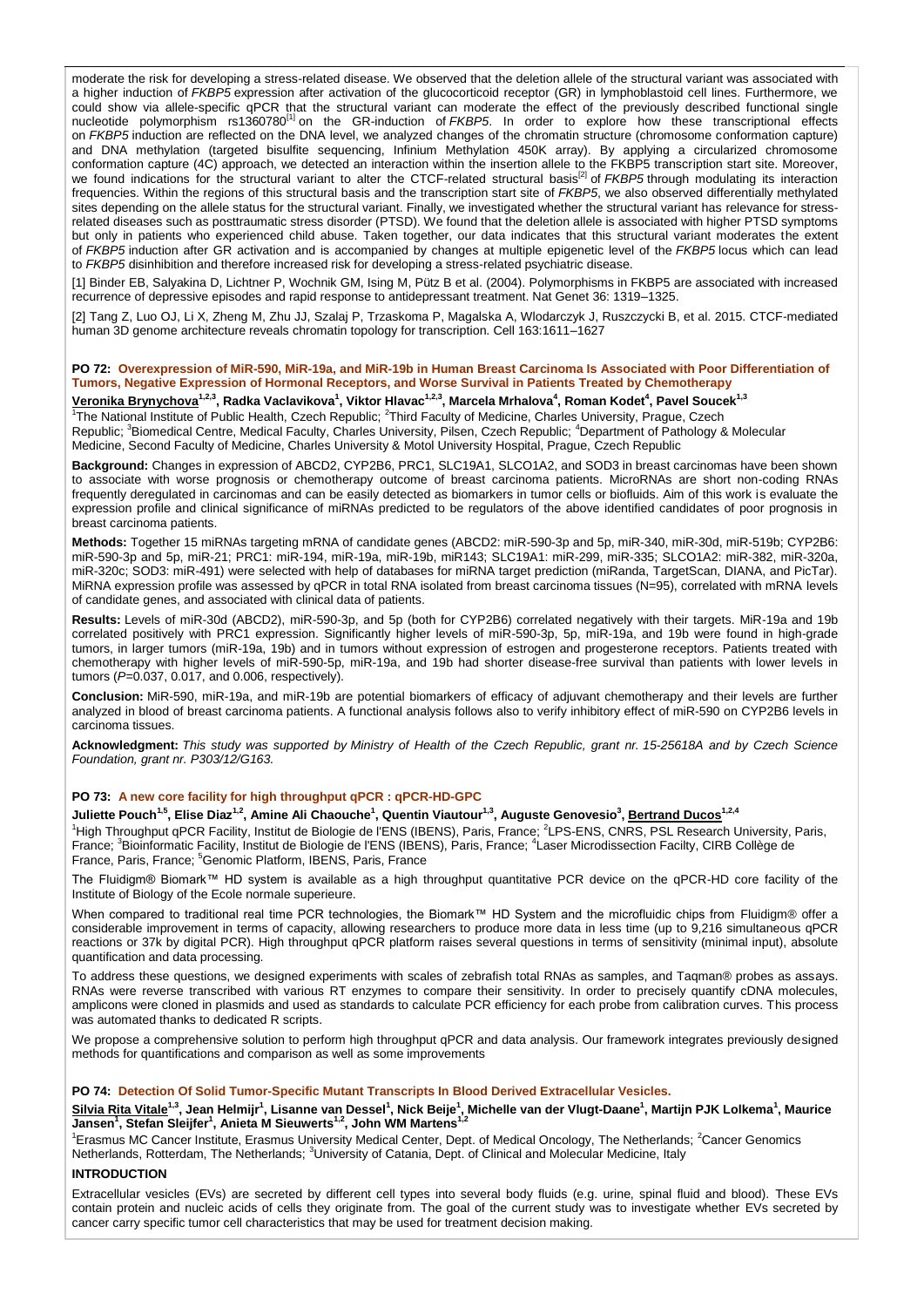moderate the risk for developing a stress-related disease. We observed that the deletion allele of the structural variant was associated with a higher induction of *FKBP5* expression after activation of the glucocorticoid receptor (GR) in lymphoblastoid cell lines. Furthermore, we could show via allele-specific qPCR that the structural variant can moderate the effect of the previously described functional single nucleotide polymorphism rs1360780[1] on the GR-induction of *FKBP5*. In order to explore how these transcriptional effects on *FKBP5* induction are reflected on the DNA level, we analyzed changes of the chromatin structure (chromosome conformation capture) and DNA methylation (targeted bisulfite sequencing, Infinium Methylation 450K array). By applying a circularized chromosome conformation capture (4C) approach, we detected an interaction within the insertion allele to the FKBP5 transcription start site. Moreover, we found indications for the structural variant to alter the CTCF-related structural basis[2] of *FKBP5* through modulating its interaction frequencies. Within the regions of this structural basis and the transcription start site of *FKBP5*, we also observed differentially methylated sites depending on the allele status for the structural variant. Finally, we investigated whether the structural variant has relevance for stress-related diseases such as posttraumatic stress disorder (PTSD). We found that the deletion allele is associated with higher PTSD symptoms but only in patients who experienced child abuse. Taken together, our data indicates that this structural variant moderates the extent of *FKBP5* induction after GR activation and is accompanied by changes at multiple epigenetic level of the *FKBP5* locus which can lead to *FKBP5* disinhibition and therefore increased risk for developing a stress-related psychiatric disease.

[1] Binder EB, Salyakina D, Lichtner P, Wochnik GM, Ising M, Pütz B et al. (2004). Polymorphisms in FKBP5 are associated with increased recurrence of depressive episodes and rapid response to antidepressant treatment. Nat Genet 36: 1319–1325.

[2] Tang Z, Luo OJ, Li X, Zheng M, Zhu JJ, Szalaj P, Trzaskoma P, Magalska A, Wlodarczyk J, Ruszczycki B, et al. 2015. CTCF-mediated human 3D genome architecture reveals chromatin topology for transcription. Cell 163:1611–1627

### PO 72: Overexpression of MiR-590, MiR-19a, and MiR-19b in Human Breast Carcinoma Is Associated with Poor Differentiation of Tumors, Negative Expression of Hormonal Receptors, and Worse Survival in Patients Treated by Chemotherapy

**Veronika Brynychova[1,2,3], Radka Vaclavikova[1], Viktor Hlavac[1,2,3], Marcela Mrhalova[4], Roman Kodet[4], Pavel Soucek[1,3]**

[1]The National Institute of Public Health, Czech Republic; [2]Third Faculty of Medicine, Charles University, Prague, Czech Republic; [3]Biomedical Centre, Medical Faculty, Charles University, Pilsen, Czech Republic; [4]Department of Pathology & Molecular Medicine, Second Faculty of Medicine, Charles University & Motol University Hospital, Prague, Czech Republic

**Background:** Changes in expression of ABCD2, CYP2B6, PRC1, SLC19A1, SLCO1A2, and SOD3 in breast carcinomas have been shown to associate with worse prognosis or chemotherapy outcome of breast carcinoma patients. MicroRNAs are short non-coding RNAs frequently deregulated in carcinomas and can be easily detected as biomarkers in tumor cells or biofluids. Aim of this work is to evaluate the expression profile and clinical significance of miRNAs predicted to be regulators of the above identified candidates of poor prognosis in breast carcinoma patients.

**Methods:** Together 15 miRNAs targeting mRNA of candidate genes (ABCD2: miR-590-3p and 5p, miR-340, miR-30d, miR-519b; CYP2B6: miR-590-3p and 5p, miR-21; PRC1: miR-194, miR-19a, miR-19b, miR143; SLC19A1: miR-299, miR-335; SLCO1A2: miR-382, miR-320a, miR-320c; SOD3: miR-491) were selected with help of databases for miRNA target prediction (miRanda, TargetScan, DIANA, and PicTar). MiRNA expression profile was assessed by qPCR in total RNA isolated from breast carcinoma tissues (N=95), correlated with mRNA levels of candidate genes, and associated with clinical data of patients.

**Results:** Levels of miR-30d (ABCD2), miR-590-3p, and 5p (both for CYP2B6) correlated negatively with their targets. MiR-19a and 19b correlated positively with PRC1 expression. Significantly higher levels of miR-590-3p, 5p, miR-19a, and 19b were found in high-grade tumors, in larger tumors (miR-19a, 19b) and in tumors without expression of estrogen and progesterone receptors. Patients treated with chemotherapy with higher levels of miR-590-5p, miR-19a, and 19b had shorter disease-free survival than patients with lower levels in tumors ($P$=0.037, 0.017, and 0.006, respectively).

**Conclusion:** MiR-590, miR-19a, and miR-19b are potential biomarkers of efficacy of adjuvant chemotherapy and their levels are further analyzed in blood of breast carcinoma patients. A functional analysis follows also to verify inhibitory effect of miR-590 on CYP2B6 levels in carcinoma tissues.

**Acknowledgment:** *This study was supported by Ministry of Health of the Czech Republic, grant nr. 15-25618A and by Czech Science Foundation, grant nr. P303/12/G163.*

### PO 73: A new core facility for high throughput qPCR : qPCR-HD-GPC

**Juliette Pouch[1,5], Elise Diaz[1,2], Amine Ali Chaouche[1], Quentin Viautour[1,3], Auguste Genovesio[3], Bertrand Ducos[1,2,4]**

[1]High Throughput qPCR Facility, Institut de Biologie de l'ENS (IBENS), Paris, France; [2]LPS-ENS, CNRS, PSL Research University, Paris, France; [3]Bioinformatic Facility, Institut de Biologie de l'ENS (IBENS), Paris, France; [4]Laser Microdissection Facilty, CIRB Collège de France, Paris, France; [5]Genomic Platform, IBENS, Paris, France

The Fluidigm® Biomark™ HD system is available as a high throughput quantitative PCR device on the qPCR-HD core facility of the Institute of Biology of the Ecole normale superieure.

When compared to traditional real time PCR technologies, the Biomark™ HD System and the microfluidic chips from Fluidigm® offer a considerable improvement in terms of capacity, allowing researchers to produce more data in less time (up to 9,216 simultaneous qPCR reactions or 37k by digital PCR). High throughput qPCR platform raises several questions in terms of sensitivity (minimal input), absolute quantification and data processing.

To address these questions, we designed experiments with scales of zebrafish total RNAs as samples, and Taqman® probes as assays. RNAs were reverse transcribed with various RT enzymes to compare their sensitivity. In order to precisely quantify cDNA molecules, amplicons were cloned in plasmids and used as standards to calculate PCR efficiency for each probe from calibration curves. This process was automated thanks to dedicated R scripts.

We propose a comprehensive solution to perform high throughput qPCR and data analysis. Our framework integrates previously designed methods for quantifications and comparison as well as some improvements

### PO 74: Detection Of Solid Tumor-Specific Mutant Transcripts In Blood Derived Extracellular Vesicles.

**Silvia Rita Vitale[1,3], Jean Helmijr[1], Lisanne van Dessel[1], Nick Beije[1], Michelle van der Vlugt-Daane[1], Martijn PJK Lolkema[1], Maurice Jansen[1], Stefan Sleijfer[1], Anieta M Sieuwerts[1,2], John WM Martens[1,2]**

[1]Erasmus MC Cancer Institute, Erasmus University Medical Center, Dept. of Medical Oncology, The Netherlands; [2]Cancer Genomics Netherlands, Rotterdam, The Netherlands; [3]University of Catania, Dept. of Clinical and Molecular Medicine, Italy

**INTRODUCTION**

Extracellular vesicles (EVs) are secreted by different cell types into several body fluids (e.g. urine, spinal fluid and blood). These EVs contain protein and nucleic acids of cells they originate from. The goal of the current study was to investigate whether EVs secreted by cancer carry specific tumor cell characteristics that may be used for treatment decision making.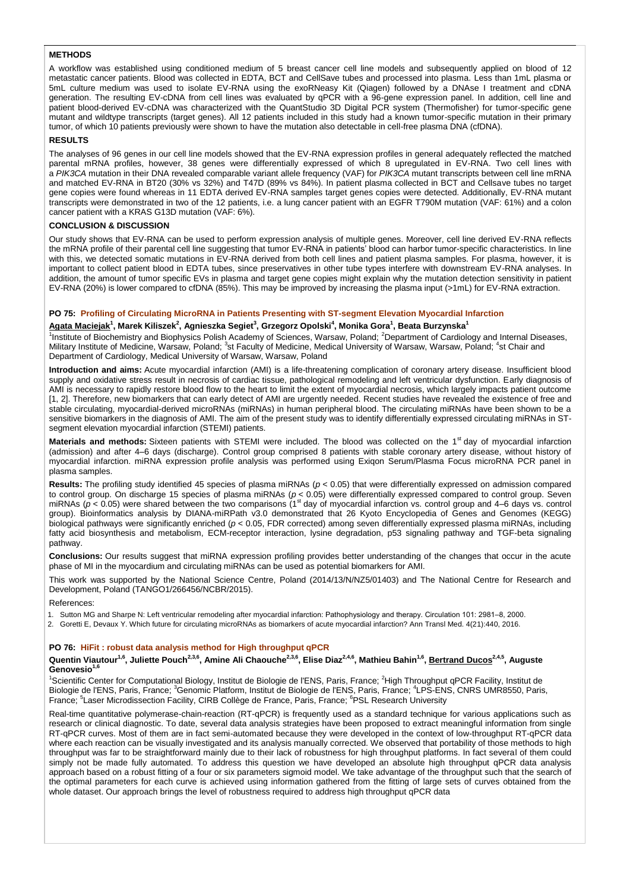**METHODS**

A workflow was established using conditioned medium of 5 breast cancer cell line models and subsequently applied on blood of 12 metastatic cancer patients. Blood was collected in EDTA, BCT and CellSave tubes and processed into plasma. Less than 1mL plasma or 5mL culture medium was used to isolate EV-RNA using the exoRNeasy Kit (Qiagen) followed by a DNAse I treatment and cDNA generation. The resulting EV-cDNA from cell lines was evaluated by qPCR with a 96-gene expression panel. In addition, cell line and patient blood-derived EV-cDNA was characterized with the QuantStudio 3D Digital PCR system (Thermofisher) for tumor-specific gene mutant and wildtype transcripts (target genes). All 12 patients included in this study had a known tumor-specific mutation in their primary tumor, of which 10 patients previously were shown to have the mutation also detectable in cell-free plasma DNA (cfDNA).

**RESULTS**

The analyses of 96 genes in our cell line models showed that the EV-RNA expression profiles in general adequately reflected the matched parental mRNA profiles, however, 38 genes were differentially expressed of which 8 upregulated in EV-RNA. Two cell lines with a *PIK3CA* mutation in their DNA revealed comparable variant allele frequency (VAF) for *PIK3CA* mutant transcripts between cell line mRNA and matched EV-RNA in BT20 (30% vs 32%) and T47D (89% vs 84%). In patient plasma collected in BCT and Cellsave tubes no target gene copies were found whereas in 11 EDTA derived EV-RNA samples target genes copies were detected. Additionally, EV-RNA mutant transcripts were demonstrated in two of the 12 patients, i.e. a lung cancer patient with an EGFR T790M mutation (VAF: 61%) and a colon cancer patient with a KRAS G13D mutation (VAF: 6%).

**CONCLUSION & DISCUSSION**

Our study shows that EV-RNA can be used to perform expression analysis of multiple genes. Moreover, cell line derived EV-RNA reflects the mRNA profile of their parental cell line suggesting that tumor EV-RNA in patients' blood can harbor tumor-specific characteristics. In line with this, we detected somatic mutations in EV-RNA derived from both cell lines and patient plasma samples. For plasma, however, it is important to collect patient blood in EDTA tubes, since preservatives in other tube types interfere with downstream EV-RNA analyses. In addition, the amount of tumor specific EVs in plasma and target gene copies might explain why the mutation detection sensitivity in patient EV-RNA (20%) is lower compared to cfDNA (85%). This may be improved by increasing the plasma input (>1mL) for EV-RNA extraction.

## PO 75: Profiling of Circulating MicroRNA in Patients Presenting with ST-segment Elevation Myocardial Infarction

**Agata Maciejak[1], Marek Kiliszek[2], Agnieszka Segiet[3], Grzegorz Opolski[4], Monika Gora[1], Beata Burzynska[1]**

[1]Institute of Biochemistry and Biophysics Polish Academy of Sciences, Warsaw, Poland; [2]Department of Cardiology and Internal Diseases, Military Institute of Medicine, Warsaw, Poland; [3]st Faculty of Medicine, Medical University of Warsaw, Warsaw, Poland; [4]st Chair and Department of Cardiology, Medical University of Warsaw, Warsaw, Poland

**Introduction and aims:** Acute myocardial infarction (AMI) is a life-threatening complication of coronary artery disease. Insufficient blood supply and oxidative stress result in necrosis of cardiac tissue, pathological remodeling and left ventricular dysfunction. Early diagnosis of AMI is necessary to rapidly restore blood flow to the heart to limit the extent of myocardial necrosis, which largely impacts patient outcome [1, 2]. Therefore, new biomarkers that can early detect of AMI are urgently needed. Recent studies have revealed the existence of free and stable circulating, myocardial-derived microRNAs (miRNAs) in human peripheral blood. The circulating miRNAs have been shown to be a sensitive biomarkers in the diagnosis of AMI. The aim of the present study was to identify differentially expressed circulating miRNAs in ST-segment elevation myocardial infarction (STEMI) patients.

**Materials and methods:** Sixteen patients with STEMI were included. The blood was collected on the 1st day of myocardial infarction (admission) and after 4–6 days (discharge). Control group comprised 8 patients with stable coronary artery disease, without history of myocardial infarction. miRNA expression profile analysis was performed using Exiqon Serum/Plasma Focus microRNA PCR panel in plasma samples.

**Results:** The profiling study identified 45 species of plasma miRNAs ($p < 0.05$) that were differentially expressed on admission compared to control group. On discharge 15 species of plasma miRNAs ($p < 0.05$) were differentially expressed compared to control group. Seven miRNAs ($p < 0.05$) were shared between the two comparisons (1st day of myocardial infarction vs. control group and 4–6 days vs. control group). Bioinformatics analysis by DIANA-miRPath v3.0 demonstrated that 26 Kyoto Encyclopedia of Genes and Genomes (KEGG) biological pathways were significantly enriched ($p < 0.05$, FDR corrected) among seven differentially expressed plasma miRNAs, including fatty acid biosynthesis and metabolism, ECM-receptor interaction, lysine degradation, p53 signaling pathway and TGF-beta signaling pathway.

**Conclusions:** Our results suggest that miRNA expression profiling provides better understanding of the changes that occur in the acute phase of MI in the myocardium and circulating miRNAs can be used as potential biomarkers for AMI.

This work was supported by the National Science Centre, Poland (2014/13/N/NZ5/01403) and The National Centre for Research and Development, Poland (TANGO1/266456/NCBR/2015).

References:

1. Sutton MG and Sharpe N: Left ventricular remodeling after myocardial infarction: Pathophysiology and therapy. Circulation 101: 2981–8, 2000.
2. Goretti E, Devaux Y. Which future for circulating microRNAs as biomarkers of acute myocardial infarction? Ann Transl Med. 4(21):440, 2016.

## PO 76: HiFit : robust data analysis method for High throughput qPCR

**Quentin Viautour[1,6], Juliette Pouch[2,3,6], Amine Ali Chaouche[2,3,6], Elise Diaz[2,4,6], Mathieu Bahin[1,6], Bertrand Ducos[2,4,5], Auguste Genovesio[1,6]**

[1]Scientific Center for Computational Biology, Institut de Biologie de l'ENS, Paris, France; [2]High Throughput qPCR Facility, Institut de Biologie de l'ENS, Paris, France; [3]Genomic Platform, Institut de Biologie de l'ENS, Paris, France; [4]LPS-ENS, CNRS UMR8550, Paris, France; [5]Laser Microdissection Facility, CIRB Collège de France, Paris, France; [6]PSL Research University

Real-time quantitative polymerase-chain-reaction (RT-qPCR) is frequently used as a standard technique for various applications such as research or clinical diagnostic. To date, several data analysis strategies have been proposed to extract meaningful information from single RT-qPCR curves. Most of them are in fact semi-automated because they were developed in the context of low-throughput RT-qPCR data where each reaction can be visually investigated and its analysis manually corrected. We observed that portability of those methods to high throughput was far to be straightforward mainly due to their lack of robustness for high throughput platforms. In fact several of them could simply not be made fully automated. To address this question we have developed an absolute high throughput qPCR data analysis approach based on a robust fitting of a four or six parameters sigmoid model. We take advantage of the throughput such that the search of the optimal parameters for each curve is achieved using information gathered from the fitting of large sets of curves obtained from the whole dataset. Our approach brings the level of robustness required to address high throughput qPCR data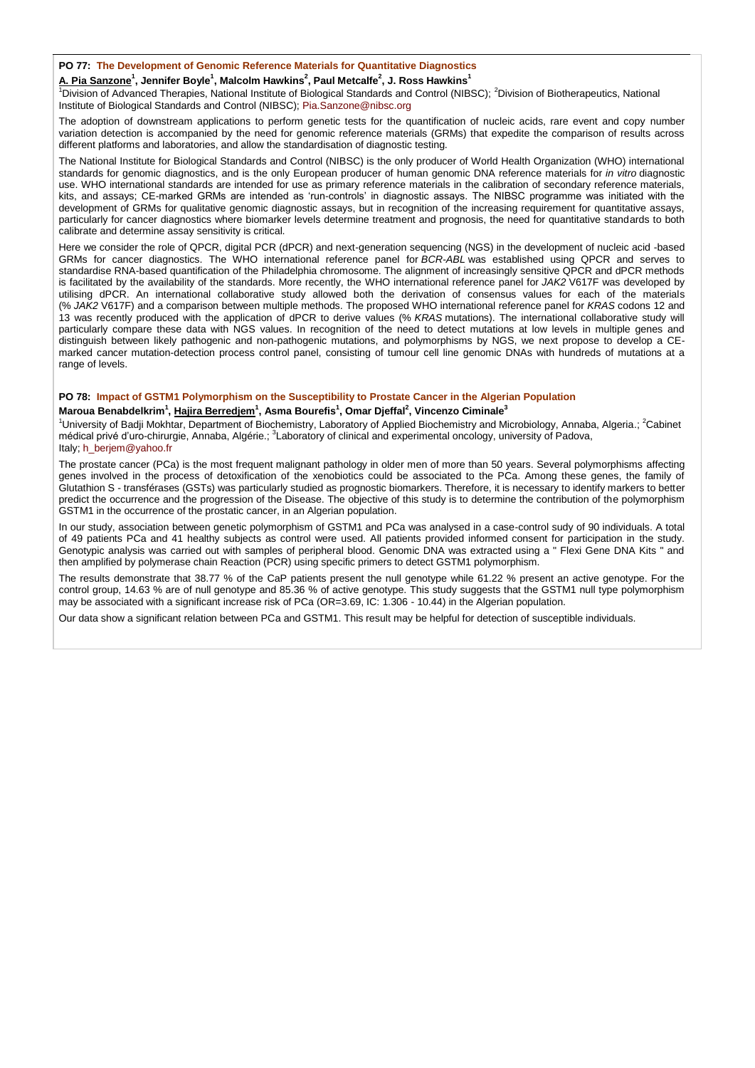### PO 77: The Development of Genomic Reference Materials for Quantitative Diagnostics

**A. Pia Sanzone[1], Jennifer Boyle[1], Malcolm Hawkins[2], Paul Metcalfe[2], J. Ross Hawkins[1]**

[1]Division of Advanced Therapies, National Institute of Biological Standards and Control (NIBSC); [2]Division of Biotherapeutics, National Institute of Biological Standards and Control (NIBSC); Pia.Sanzone@nibsc.org

The adoption of downstream applications to perform genetic tests for the quantification of nucleic acids, rare event and copy number variation detection is accompanied by the need for genomic reference materials (GRMs) that expedite the comparison of results across different platforms and laboratories, and allow the standardisation of diagnostic testing.

The National Institute for Biological Standards and Control (NIBSC) is the only producer of World Health Organization (WHO) international standards for genomic diagnostics, and is the only European producer of human genomic DNA reference materials for *in vitro* diagnostic use. WHO international standards are intended for use as primary reference materials in the calibration of secondary reference materials, kits, and assays; CE-marked GRMs are intended as 'run-controls' in diagnostic assays. The NIBSC programme was initiated with the development of GRMs for qualitative genomic diagnostic assays, but in recognition of the increasing requirement for quantitative assays, particularly for cancer diagnostics where biomarker levels determine treatment and prognosis, the need for quantitative standards to both calibrate and determine assay sensitivity is critical.

Here we consider the role of QPCR, digital PCR (dPCR) and next-generation sequencing (NGS) in the development of nucleic acid -based GRMs for cancer diagnostics. The WHO international reference panel for *BCR-ABL* was established using QPCR and serves to standardise RNA-based quantification of the Philadelphia chromosome. The alignment of increasingly sensitive QPCR and dPCR methods is facilitated by the availability of the standards. More recently, the WHO international reference panel for *JAK2* V617F was developed by utilising dPCR. An international collaborative study allowed both the derivation of consensus values for each of the materials (% *JAK2* V617F) and a comparison between multiple methods. The proposed WHO international reference panel for *KRAS* codons 12 and 13 was recently produced with the application of dPCR to derive values (% *KRAS* mutations). The international collaborative study will particularly compare these data with NGS values. In recognition of the need to detect mutations at low levels in multiple genes and distinguish between likely pathogenic and non-pathogenic mutations, and polymorphisms by NGS, we next propose to develop a CE-marked cancer mutation-detection process control panel, consisting of tumour cell line genomic DNAs with hundreds of mutations at a range of levels.

### PO 78: Impact of GSTM1 Polymorphism on the Susceptibility to Prostate Cancer in the Algerian Population

**Maroua Benabdelkrim[1], Hajira Berredjem[1], Asma Bourefis[1], Omar Djeffal[2], Vincenzo Ciminale[3]**

[1]University of Badji Mokhtar, Department of Biochemistry, Laboratory of Applied Biochemistry and Microbiology, Annaba, Algeria.; [2]Cabinet médical privé d'uro-chirurgie, Annaba, Algérie.; [3]Laboratory of clinical and experimental oncology, university of Padova, Italy; h_berjem@yahoo.fr

The prostate cancer (PCa) is the most frequent malignant pathology in older men of more than 50 years. Several polymorphisms affecting genes involved in the process of detoxification of the xenobiotics could be associated to the PCa. Among these genes, the family of Glutathion S - transférases (GSTs) was particularly studied as prognostic biomarkers. Therefore, it is necessary to identify markers to better predict the occurrence and the progression of the Disease. The objective of this study is to determine the contribution of the polymorphism GSTM1 in the occurrence of the prostatic cancer, in an Algerian population.

In our study, association between genetic polymorphism of GSTM1 and PCa was analysed in a case-control sudy of 90 individuals. A total of 49 patients PCa and 41 healthy subjects as control were used. All patients provided informed consent for participation in the study. Genotypic analysis was carried out with samples of peripheral blood. Genomic DNA was extracted using a " Flexi Gene DNA Kits " and then amplified by polymerase chain Reaction (PCR) using specific primers to detect GSTM1 polymorphism.

The results demonstrate that 38.77 % of the CaP patients present the null genotype while 61.22 % present an active genotype. For the control group, 14.63 % are of null genotype and 85.36 % of active genotype. This study suggests that the GSTM1 null type polymorphism may be associated with a significant increase risk of PCa (OR=3.69, IC: 1.306 - 10.44) in the Algerian population.

Our data show a significant relation between PCa and GSTM1. This result may be helpful for detection of susceptible individuals.